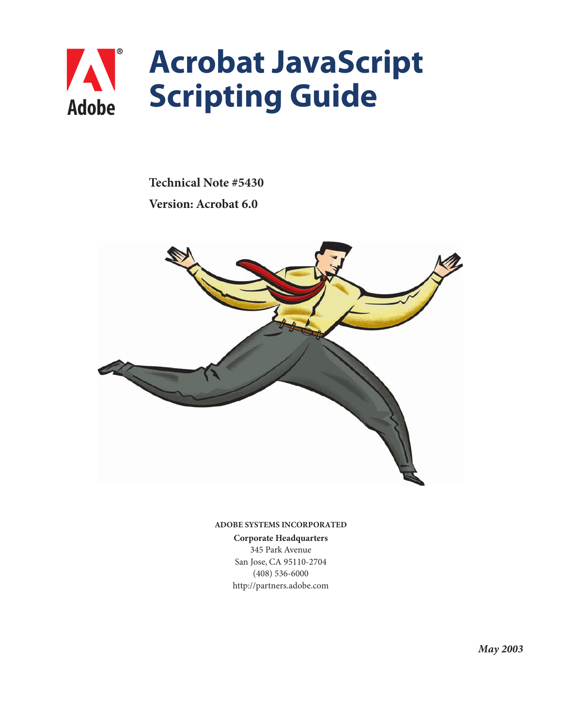Adobe

# Acrobat JavaScript Scripting Guide

**Technical Note #5430**

**Version: Acrobat 6.0**

**ADOBE SYSTEMS INCORPORATED**

**Corporate Headquarters**
345 Park Avenue
San Jose, CA 95110-2704
(408) 536-6000
http://partners.adobe.com

***May 2003***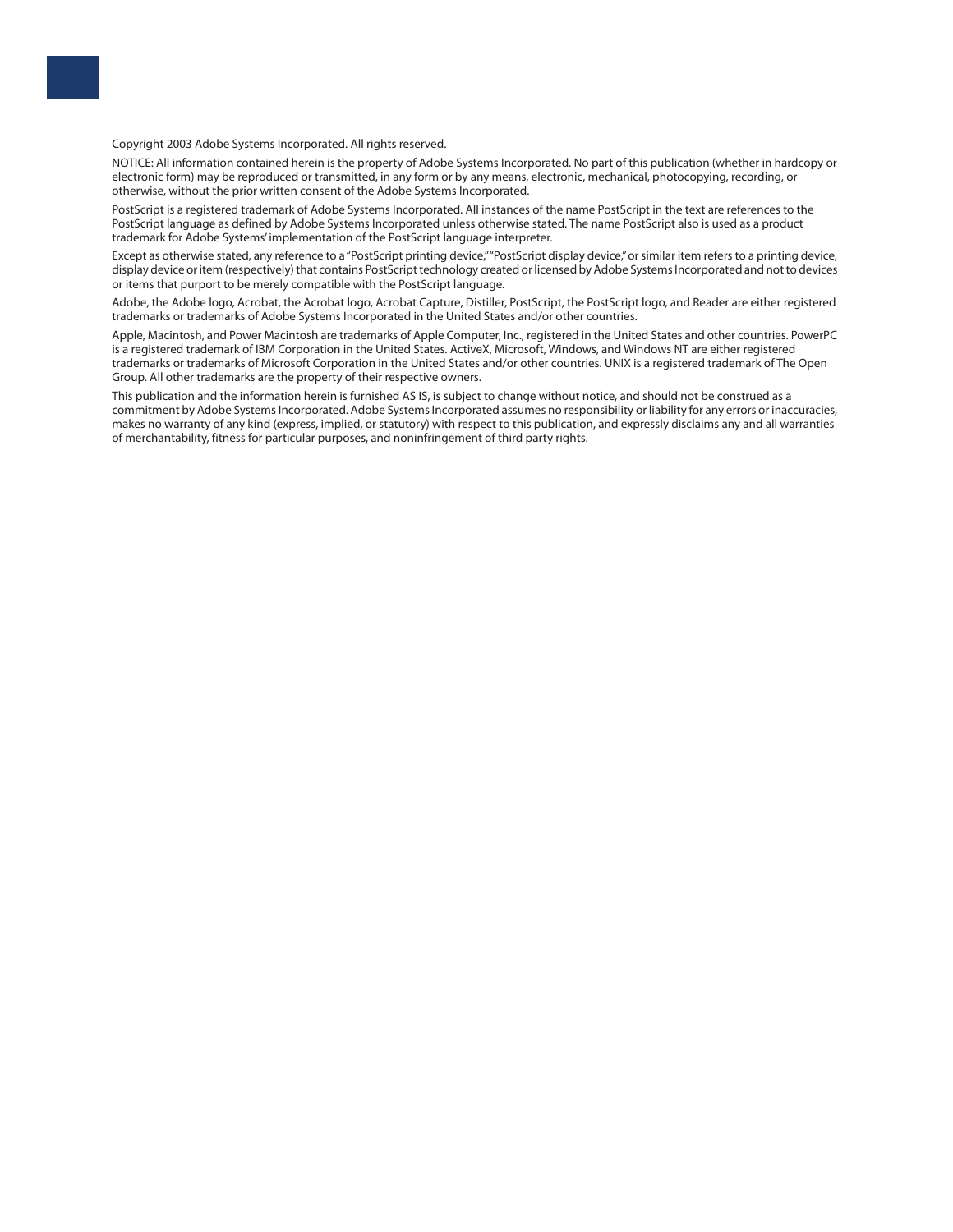Copyright 2003 Adobe Systems Incorporated. All rights reserved.

NOTICE: All information contained herein is the property of Adobe Systems Incorporated. No part of this publication (whether in hardcopy or electronic form) may be reproduced or transmitted, in any form or by any means, electronic, mechanical, photocopying, recording, or otherwise, without the prior written consent of the Adobe Systems Incorporated.

PostScript is a registered trademark of Adobe Systems Incorporated. All instances of the name PostScript in the text are references to the PostScript language as defined by Adobe Systems Incorporated unless otherwise stated. The name PostScript also is used as a product trademark for Adobe Systems' implementation of the PostScript language interpreter.

Except as otherwise stated, any reference to a "PostScript printing device," "PostScript display device," or similar item refers to a printing device, display device or item (respectively) that contains PostScript technology created or licensed by Adobe Systems Incorporated and not to devices or items that purport to be merely compatible with the PostScript language.

Adobe, the Adobe logo, Acrobat, the Acrobat logo, Acrobat Capture, Distiller, PostScript, the PostScript logo, and Reader are either registered trademarks or trademarks of Adobe Systems Incorporated in the United States and/or other countries.

Apple, Macintosh, and Power Macintosh are trademarks of Apple Computer, Inc., registered in the United States and other countries. PowerPC is a registered trademark of IBM Corporation in the United States. ActiveX, Microsoft, Windows, and Windows NT are either registered trademarks or trademarks of Microsoft Corporation in the United States and/or other countries. UNIX is a registered trademark of The Open Group. All other trademarks are the property of their respective owners.

This publication and the information herein is furnished AS IS, is subject to change without notice, and should not be construed as a commitment by Adobe Systems Incorporated. Adobe Systems Incorporated assumes no responsibility or liability for any errors or inaccuracies, makes no warranty of any kind (express, implied, or statutory) with respect to this publication, and expressly disclaims any and all warranties of merchantability, fitness for particular purposes, and noninfringement of third party rights.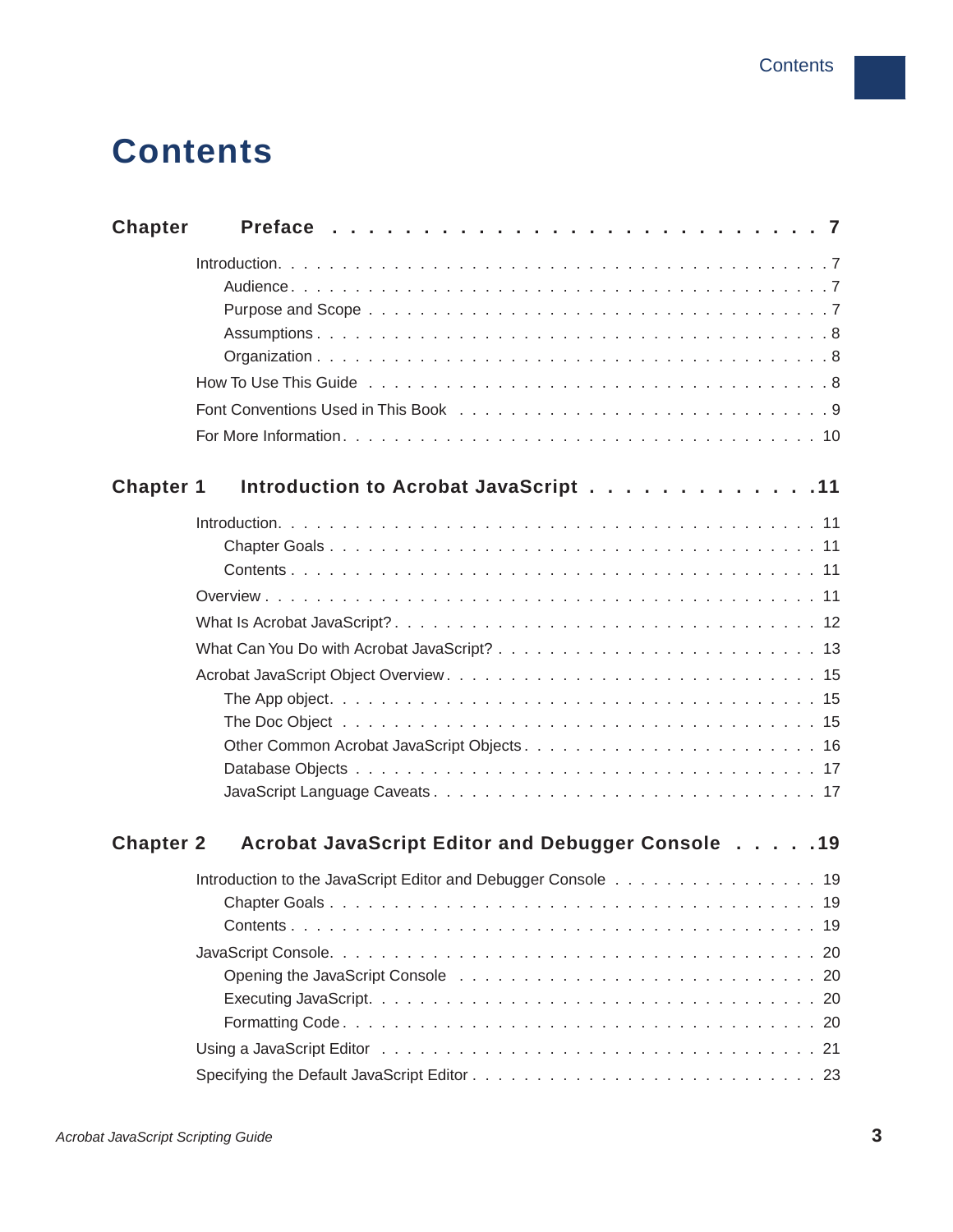# Contents

**Chapter Preface . . . . . . . . . . . . . . . . . . . . . . . . . . . 7**

Introduction. . . . . . . . . . . . . . . . . . . . . . . . . . . . . . . . . . . . . . . . . . . . 7
- Audience . . . . . . . . . . . . . . . . . . . . . . . . . . . . . . . . . . . . . . . . . . . 7
- Purpose and Scope . . . . . . . . . . . . . . . . . . . . . . . . . . . . . . . . . . . . 7
- Assumptions . . . . . . . . . . . . . . . . . . . . . . . . . . . . . . . . . . . . . . . . 8
- Organization . . . . . . . . . . . . . . . . . . . . . . . . . . . . . . . . . . . . . . . . 8

How To Use This Guide . . . . . . . . . . . . . . . . . . . . . . . . . . . . . . . . . . . . 8

Font Conventions Used in This Book . . . . . . . . . . . . . . . . . . . . . . . . . . . . 9

For More Information . . . . . . . . . . . . . . . . . . . . . . . . . . . . . . . . . . . . . 10

**Chapter 1 Introduction to Acrobat JavaScript . . . . . . . . . . . . .11**

Introduction. . . . . . . . . . . . . . . . . . . . . . . . . . . . . . . . . . . . . . . . . . . 11
- Chapter Goals . . . . . . . . . . . . . . . . . . . . . . . . . . . . . . . . . . . . . . . 11
- Contents . . . . . . . . . . . . . . . . . . . . . . . . . . . . . . . . . . . . . . . . . . 11

Overview . . . . . . . . . . . . . . . . . . . . . . . . . . . . . . . . . . . . . . . . . . . . 11

What Is Acrobat JavaScript? . . . . . . . . . . . . . . . . . . . . . . . . . . . . . . . . 12

What Can You Do with Acrobat JavaScript? . . . . . . . . . . . . . . . . . . . . . . . 13

Acrobat JavaScript Object Overview . . . . . . . . . . . . . . . . . . . . . . . . . . . 15
- The App object. . . . . . . . . . . . . . . . . . . . . . . . . . . . . . . . . . . . . . . 15
- The Doc Object . . . . . . . . . . . . . . . . . . . . . . . . . . . . . . . . . . . . . . 15
- Other Common Acrobat JavaScript Objects . . . . . . . . . . . . . . . . . . . . . 16
- Database Objects . . . . . . . . . . . . . . . . . . . . . . . . . . . . . . . . . . . . . 17
- JavaScript Language Caveats . . . . . . . . . . . . . . . . . . . . . . . . . . . . . . 17

**Chapter 2 Acrobat JavaScript Editor and Debugger Console . . . . .19**

Introduction to the JavaScript Editor and Debugger Console . . . . . . . . . . . . 19
- Chapter Goals . . . . . . . . . . . . . . . . . . . . . . . . . . . . . . . . . . . . . . . 19
- Contents . . . . . . . . . . . . . . . . . . . . . . . . . . . . . . . . . . . . . . . . . . 19

JavaScript Console. . . . . . . . . . . . . . . . . . . . . . . . . . . . . . . . . . . . . . 20
- Opening the JavaScript Console . . . . . . . . . . . . . . . . . . . . . . . . . . . . 20
- Executing JavaScript. . . . . . . . . . . . . . . . . . . . . . . . . . . . . . . . . . . 20
- Formatting Code . . . . . . . . . . . . . . . . . . . . . . . . . . . . . . . . . . . . . 20

Using a JavaScript Editor . . . . . . . . . . . . . . . . . . . . . . . . . . . . . . . . . . 21

Specifying the Default JavaScript Editor . . . . . . . . . . . . . . . . . . . . . . . . . 23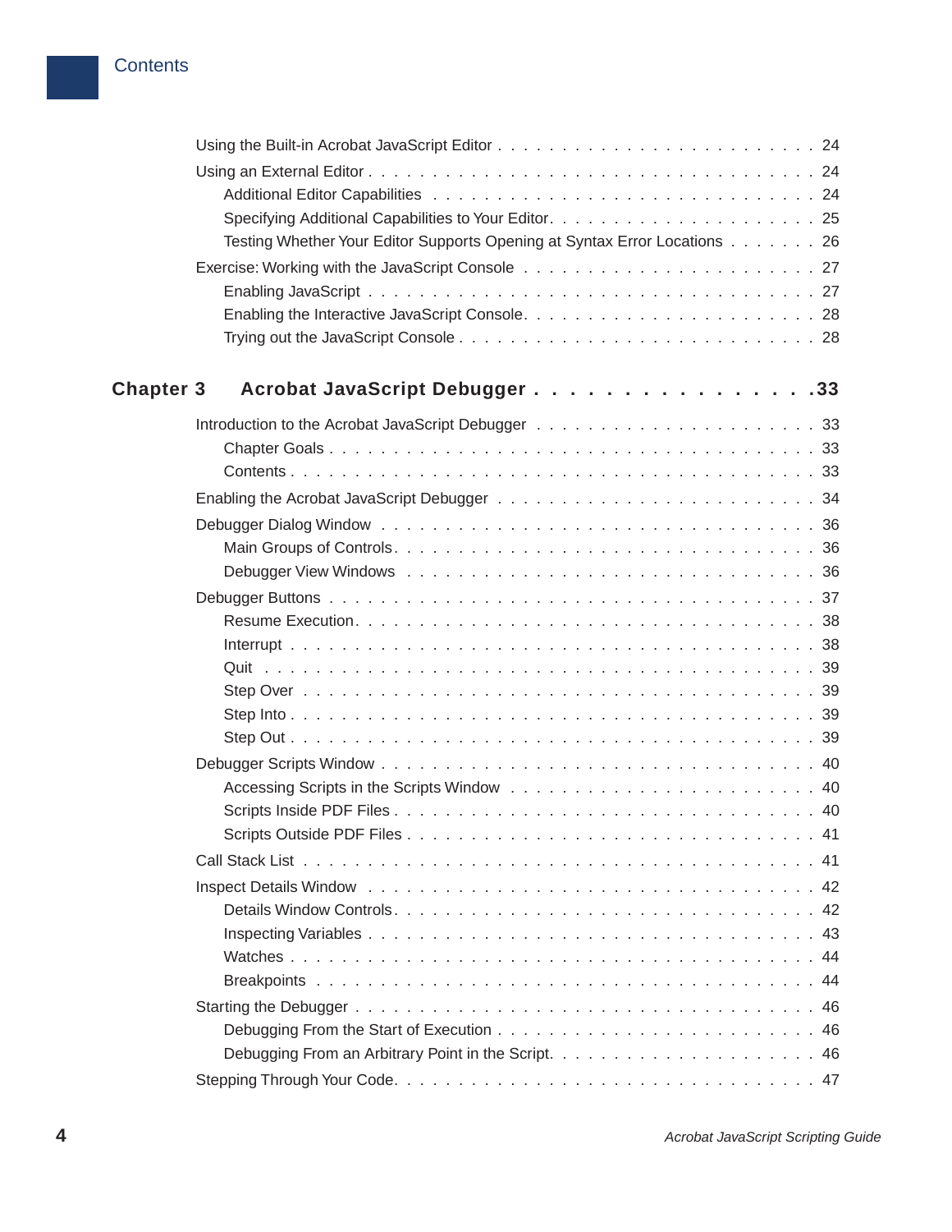Using the Built-in Acrobat JavaScript Editor . . . . . . . . . . . . . . . . . . . . . . . . . 24

Using an External Editor . . . . . . . . . . . . . . . . . . . . . . . . . . . . . . . . . . . . 24

- Additional Editor Capabilities . . . . . . . . . . . . . . . . . . . . . . . . . . . . . . 24
- Specifying Additional Capabilities to Your Editor. . . . . . . . . . . . . . . . . . . . 25
- Testing Whether Your Editor Supports Opening at Syntax Error Locations . . . . . . . 26

Exercise: Working with the JavaScript Console . . . . . . . . . . . . . . . . . . . . . . . 27

- Enabling JavaScript . . . . . . . . . . . . . . . . . . . . . . . . . . . . . . . . . . . 27
- Enabling the Interactive JavaScript Console. . . . . . . . . . . . . . . . . . . . . . . 28
- Trying out the JavaScript Console . . . . . . . . . . . . . . . . . . . . . . . . . . . . 28

## Chapter 3 Acrobat JavaScript Debugger . . . . . . . . . . . . . . . . 33

Introduction to the Acrobat JavaScript Debugger . . . . . . . . . . . . . . . . . . . . . . 33

- Chapter Goals . . . . . . . . . . . . . . . . . . . . . . . . . . . . . . . . . . . . . . 33
- Contents . . . . . . . . . . . . . . . . . . . . . . . . . . . . . . . . . . . . . . . . . 33

Enabling the Acrobat JavaScript Debugger . . . . . . . . . . . . . . . . . . . . . . . . . 34

Debugger Dialog Window . . . . . . . . . . . . . . . . . . . . . . . . . . . . . . . . . . . 36

- Main Groups of Controls. . . . . . . . . . . . . . . . . . . . . . . . . . . . . . . . . . 36
- Debugger View Windows . . . . . . . . . . . . . . . . . . . . . . . . . . . . . . . . . . 36

Debugger Buttons . . . . . . . . . . . . . . . . . . . . . . . . . . . . . . . . . . . . . . . 37

- Resume Execution. . . . . . . . . . . . . . . . . . . . . . . . . . . . . . . . . . . . . 38
- Interrupt . . . . . . . . . . . . . . . . . . . . . . . . . . . . . . . . . . . . . . . . . 38
- Quit . . . . . . . . . . . . . . . . . . . . . . . . . . . . . . . . . . . . . . . . . . . 39
- Step Over . . . . . . . . . . . . . . . . . . . . . . . . . . . . . . . . . . . . . . . . 39
- Step Into . . . . . . . . . . . . . . . . . . . . . . . . . . . . . . . . . . . . . . . . 39
- Step Out . . . . . . . . . . . . . . . . . . . . . . . . . . . . . . . . . . . . . . . . . 39

Debugger Scripts Window . . . . . . . . . . . . . . . . . . . . . . . . . . . . . . . . . . . 40

- Accessing Scripts in the Scripts Window . . . . . . . . . . . . . . . . . . . . . . . . 40
- Scripts Inside PDF Files . . . . . . . . . . . . . . . . . . . . . . . . . . . . . . . . . 40
- Scripts Outside PDF Files . . . . . . . . . . . . . . . . . . . . . . . . . . . . . . . . 41

Call Stack List . . . . . . . . . . . . . . . . . . . . . . . . . . . . . . . . . . . . . . . . 41

Inspect Details Window . . . . . . . . . . . . . . . . . . . . . . . . . . . . . . . . . . . . 42

- Details Window Controls. . . . . . . . . . . . . . . . . . . . . . . . . . . . . . . . . . 42
- Inspecting Variables . . . . . . . . . . . . . . . . . . . . . . . . . . . . . . . . . . . 43
- Watches . . . . . . . . . . . . . . . . . . . . . . . . . . . . . . . . . . . . . . . . . . 44
- Breakpoints . . . . . . . . . . . . . . . . . . . . . . . . . . . . . . . . . . . . . . . . 44

Starting the Debugger . . . . . . . . . . . . . . . . . . . . . . . . . . . . . . . . . . . . . 46

- Debugging From the Start of Execution . . . . . . . . . . . . . . . . . . . . . . . . . . 46
- Debugging From an Arbitrary Point in the Script. . . . . . . . . . . . . . . . . . . . . 46

Stepping Through Your Code. . . . . . . . . . . . . . . . . . . . . . . . . . . . . . . . . . 47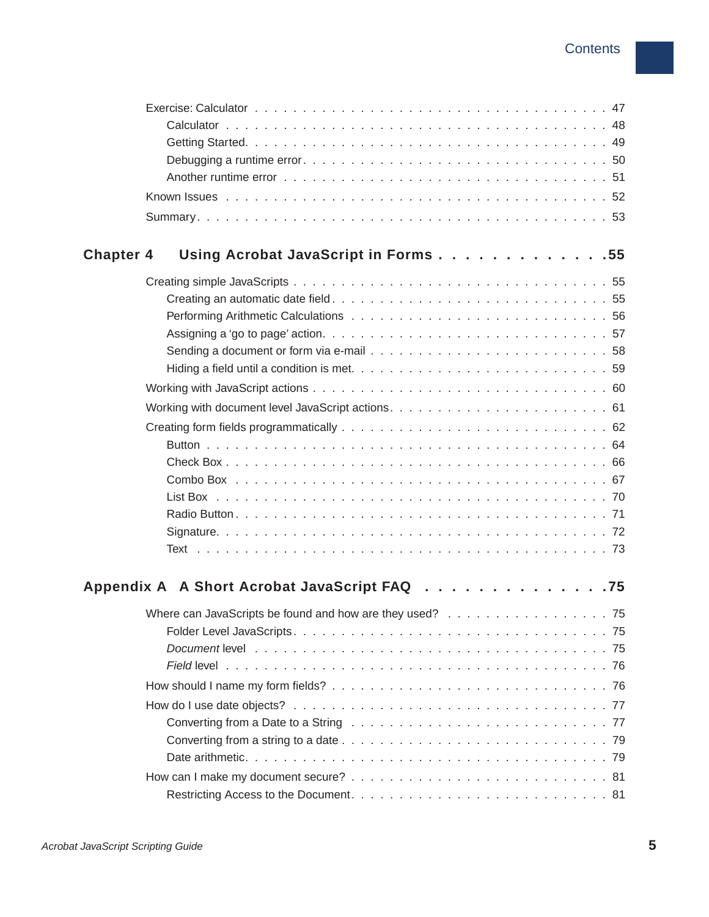Exercise: Calculator . . . . . . . . . . . . . . . . . . . . . . . . . . . . . . . . . . . . 47
    Calculator . . . . . . . . . . . . . . . . . . . . . . . . . . . . . . . . . . . . . . 48
    Getting Started. . . . . . . . . . . . . . . . . . . . . . . . . . . . . . . . . . . . 49
    Debugging a runtime error. . . . . . . . . . . . . . . . . . . . . . . . . . . . . . 50
    Another runtime error . . . . . . . . . . . . . . . . . . . . . . . . . . . . . . . . 51
Known Issues . . . . . . . . . . . . . . . . . . . . . . . . . . . . . . . . . . . . . . . 52
Summary. . . . . . . . . . . . . . . . . . . . . . . . . . . . . . . . . . . . . . . . . . 53

## Chapter 4 Using Acrobat JavaScript in Forms . . . . . . . . . . . . .55

Creating simple JavaScripts . . . . . . . . . . . . . . . . . . . . . . . . . . . . . . . 55
    Creating an automatic date field . . . . . . . . . . . . . . . . . . . . . . . . . . 55
    Performing Arithmetic Calculations . . . . . . . . . . . . . . . . . . . . . . . . 56
    Assigning a ‘go to page’ action. . . . . . . . . . . . . . . . . . . . . . . . . . . 57
    Sending a document or form via e-mail . . . . . . . . . . . . . . . . . . . . . . 58
    Hiding a field until a condition is met. . . . . . . . . . . . . . . . . . . . . . . 59
Working with JavaScript actions . . . . . . . . . . . . . . . . . . . . . . . . . . . . 60
Working with document level JavaScript actions. . . . . . . . . . . . . . . . . . . 61
Creating form fields programmatically . . . . . . . . . . . . . . . . . . . . . . . . 62
    Button . . . . . . . . . . . . . . . . . . . . . . . . . . . . . . . . . . . . . . . . 64
    Check Box . . . . . . . . . . . . . . . . . . . . . . . . . . . . . . . . . . . . . . 66
    Combo Box . . . . . . . . . . . . . . . . . . . . . . . . . . . . . . . . . . . . . 67
    List Box . . . . . . . . . . . . . . . . . . . . . . . . . . . . . . . . . . . . . . . 70
    Radio Button . . . . . . . . . . . . . . . . . . . . . . . . . . . . . . . . . . . . 71
    Signature. . . . . . . . . . . . . . . . . . . . . . . . . . . . . . . . . . . . . . . 72
    Text . . . . . . . . . . . . . . . . . . . . . . . . . . . . . . . . . . . . . . . . . 73

## Appendix A A Short Acrobat JavaScript FAQ . . . . . . . . . . . . . .75

Where can JavaScripts be found and how are they used? . . . . . . . . . . . . . . 75
    Folder Level JavaScripts . . . . . . . . . . . . . . . . . . . . . . . . . . . . . . 75
    *Document* level . . . . . . . . . . . . . . . . . . . . . . . . . . . . . . . . . . 75
    *Field* level . . . . . . . . . . . . . . . . . . . . . . . . . . . . . . . . . . . . 76
How should I name my form fields? . . . . . . . . . . . . . . . . . . . . . . . . . . 76
How do I use date objects? . . . . . . . . . . . . . . . . . . . . . . . . . . . . . . 77
    Converting from a Date to a String . . . . . . . . . . . . . . . . . . . . . . . . 77
    Converting from a string to a date . . . . . . . . . . . . . . . . . . . . . . . . 79
    Date arithmetic. . . . . . . . . . . . . . . . . . . . . . . . . . . . . . . . . . . 79
How can I make my document secure? . . . . . . . . . . . . . . . . . . . . . . . . 81
    Restricting Access to the Document . . . . . . . . . . . . . . . . . . . . . . . 81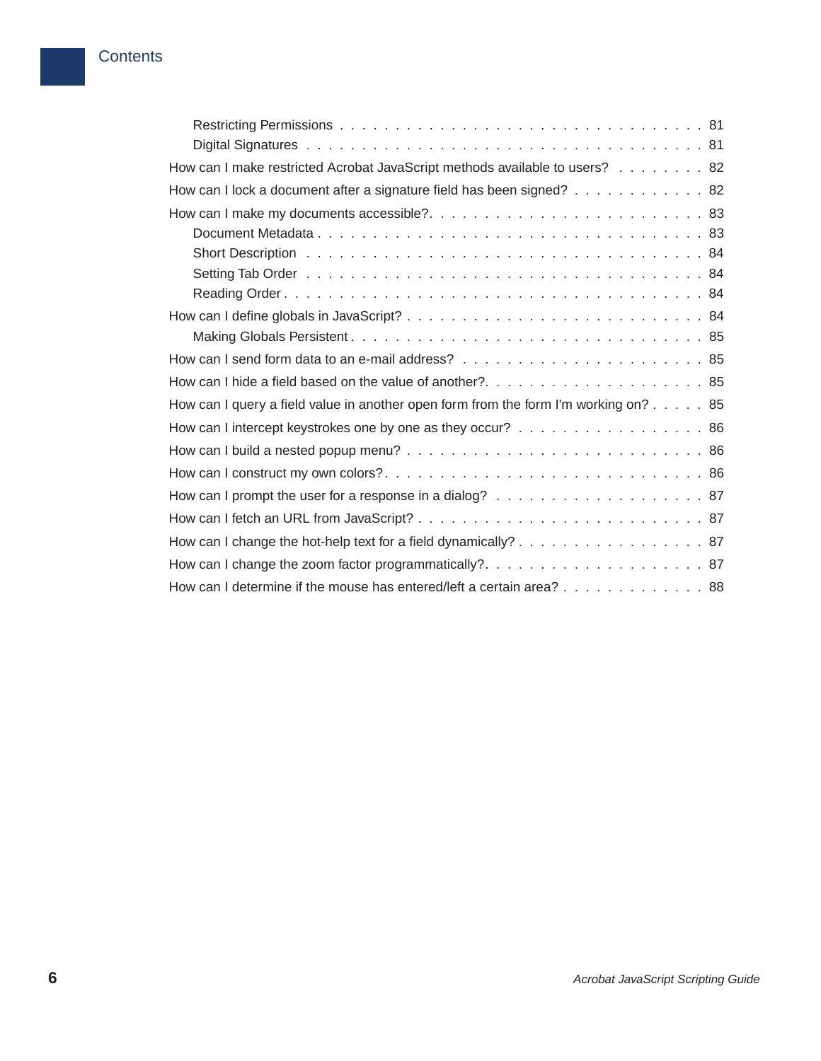Restricting Permissions . . . . . . . . . . . . . . . . . . . . . . . . . . . . . . . . . 81
Digital Signatures . . . . . . . . . . . . . . . . . . . . . . . . . . . . . . . . . . . . 81

How can I make restricted Acrobat JavaScript methods available to users? . . . . . . . . 82

How can I lock a document after a signature field has been signed? . . . . . . . . . . . . 82

How can I make my documents accessible?. . . . . . . . . . . . . . . . . . . . . . . . . . 83

Document Metadata . . . . . . . . . . . . . . . . . . . . . . . . . . . . . . . . . . . 83
Short Description . . . . . . . . . . . . . . . . . . . . . . . . . . . . . . . . . . . . 84
Setting Tab Order . . . . . . . . . . . . . . . . . . . . . . . . . . . . . . . . . . . . 84
Reading Order . . . . . . . . . . . . . . . . . . . . . . . . . . . . . . . . . . . . . . 84

How can I define globals in JavaScript? . . . . . . . . . . . . . . . . . . . . . . . . . . 84

Making Globals Persistent . . . . . . . . . . . . . . . . . . . . . . . . . . . . . . . . 85

How can I send form data to an e-mail address? . . . . . . . . . . . . . . . . . . . . . . 85

How can I hide a field based on the value of another?. . . . . . . . . . . . . . . . . . . 85

How can I query a field value in another open form from the form I'm working on? . . . . . 85

How can I intercept keystrokes one by one as they occur? . . . . . . . . . . . . . . . . . 86

How can I build a nested popup menu? . . . . . . . . . . . . . . . . . . . . . . . . . . . 86

How can I construct my own colors?. . . . . . . . . . . . . . . . . . . . . . . . . . . . . 86

How can I prompt the user for a response in a dialog? . . . . . . . . . . . . . . . . . . . 87

How can I fetch an URL from JavaScript? . . . . . . . . . . . . . . . . . . . . . . . . . . 87

How can I change the hot-help text for a field dynamically? . . . . . . . . . . . . . . . . 87

How can I change the zoom factor programmatically?. . . . . . . . . . . . . . . . . . . . . 87

How can I determine if the mouse has entered/left a certain area? . . . . . . . . . . . . . 88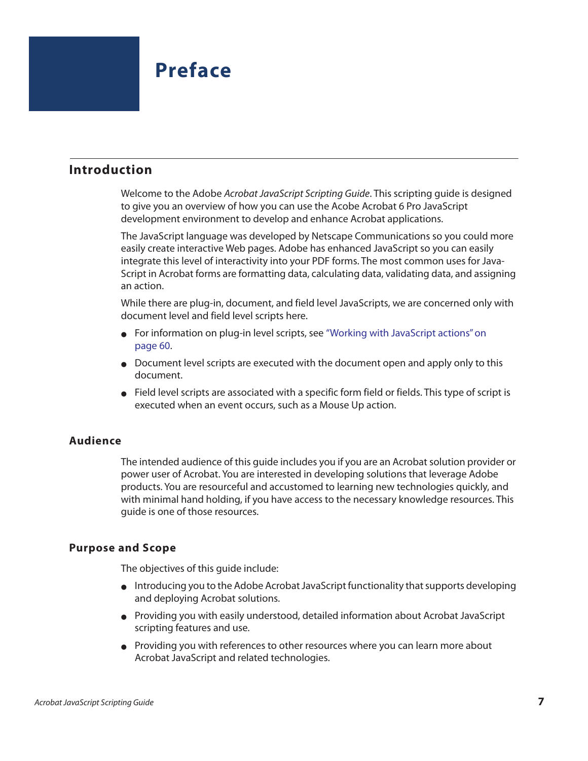# Preface

## Introduction

Welcome to the Adobe *Acrobat JavaScript Scripting Guide*. This scripting guide is designed to give you an overview of how you can use the Acobe Acrobat 6 Pro JavaScript development environment to develop and enhance Acrobat applications.

The JavaScript language was developed by Netscape Communications so you could more easily create interactive Web pages. Adobe has enhanced JavaScript so you can easily integrate this level of interactivity into your PDF forms. The most common uses for JavaScript in Acrobat forms are formatting data, calculating data, validating data, and assigning an action.

While there are plug-in, document, and field level JavaScripts, we are concerned only with document level and field level scripts here.

- For information on plug-in level scripts, see "Working with JavaScript actions" on page 60.
- Document level scripts are executed with the document open and apply only to this document.
- Field level scripts are associated with a specific form field or fields. This type of script is executed when an event occurs, such as a Mouse Up action.

### Audience

The intended audience of this guide includes you if you are an Acrobat solution provider or power user of Acrobat. You are interested in developing solutions that leverage Adobe products. You are resourceful and accustomed to learning new technologies quickly, and with minimal hand holding, if you have access to the necessary knowledge resources. This guide is one of those resources.

### Purpose and Scope

The objectives of this guide include:

- Introducing you to the Adobe Acrobat JavaScript functionality that supports developing and deploying Acrobat solutions.
- Providing you with easily understood, detailed information about Acrobat JavaScript scripting features and use.
- Providing you with references to other resources where you can learn more about Acrobat JavaScript and related technologies.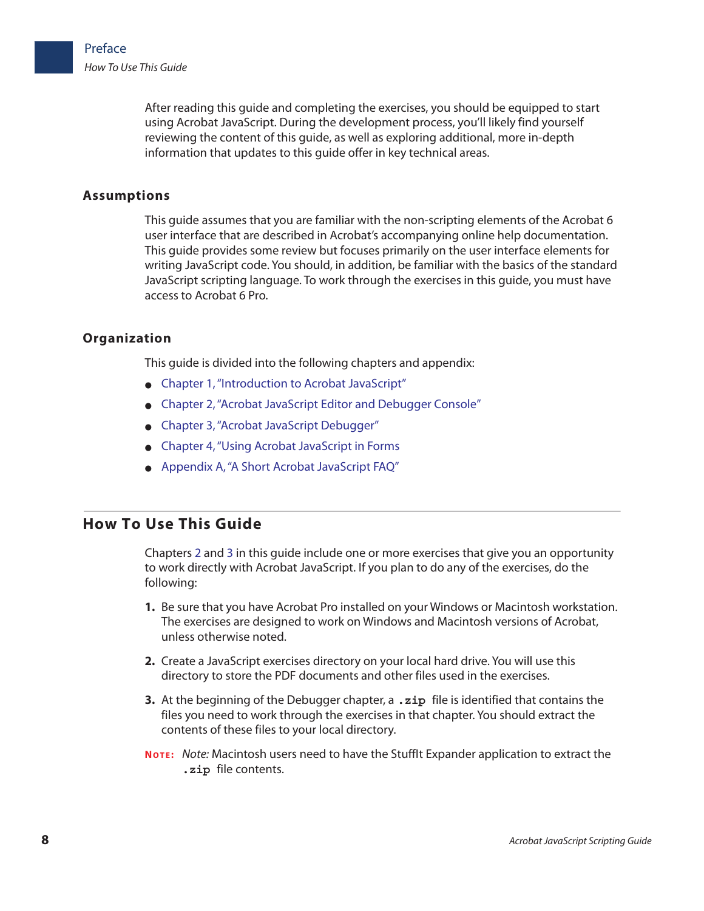After reading this guide and completing the exercises, you should be equipped to start using Acrobat JavaScript. During the development process, you'll likely find yourself reviewing the content of this guide, as well as exploring additional, more in-depth information that updates to this guide offer in key technical areas.

### Assumptions

This guide assumes that you are familiar with the non-scripting elements of the Acrobat 6 user interface that are described in Acrobat's accompanying online help documentation. This guide provides some review but focuses primarily on the user interface elements for writing JavaScript code. You should, in addition, be familiar with the basics of the standard JavaScript scripting language. To work through the exercises in this guide, you must have access to Acrobat 6 Pro.

### Organization

This guide is divided into the following chapters and appendix:

- Chapter 1, "Introduction to Acrobat JavaScript"
- Chapter 2, "Acrobat JavaScript Editor and Debugger Console"
- Chapter 3, "Acrobat JavaScript Debugger"
- Chapter 4, "Using Acrobat JavaScript in Forms
- Appendix A, "A Short Acrobat JavaScript FAQ"

## How To Use This Guide

Chapters 2 and 3 in this guide include one or more exercises that give you an opportunity to work directly with Acrobat JavaScript. If you plan to do any of the exercises, do the following:

1. Be sure that you have Acrobat Pro installed on your Windows or Macintosh workstation. The exercises are designed to work on Windows and Macintosh versions of Acrobat, unless otherwise noted.
2. Create a JavaScript exercises directory on your local hard drive. You will use this directory to store the PDF documents and other files used in the exercises.
3. At the beginning of the Debugger chapter, a `.zip` file is identified that contains the files you need to work through the exercises in that chapter. You should extract the contents of these files to your local directory.

**NOTE:** *Note:* Macintosh users need to have the StuffIt Expander application to extract the `.zip` file contents.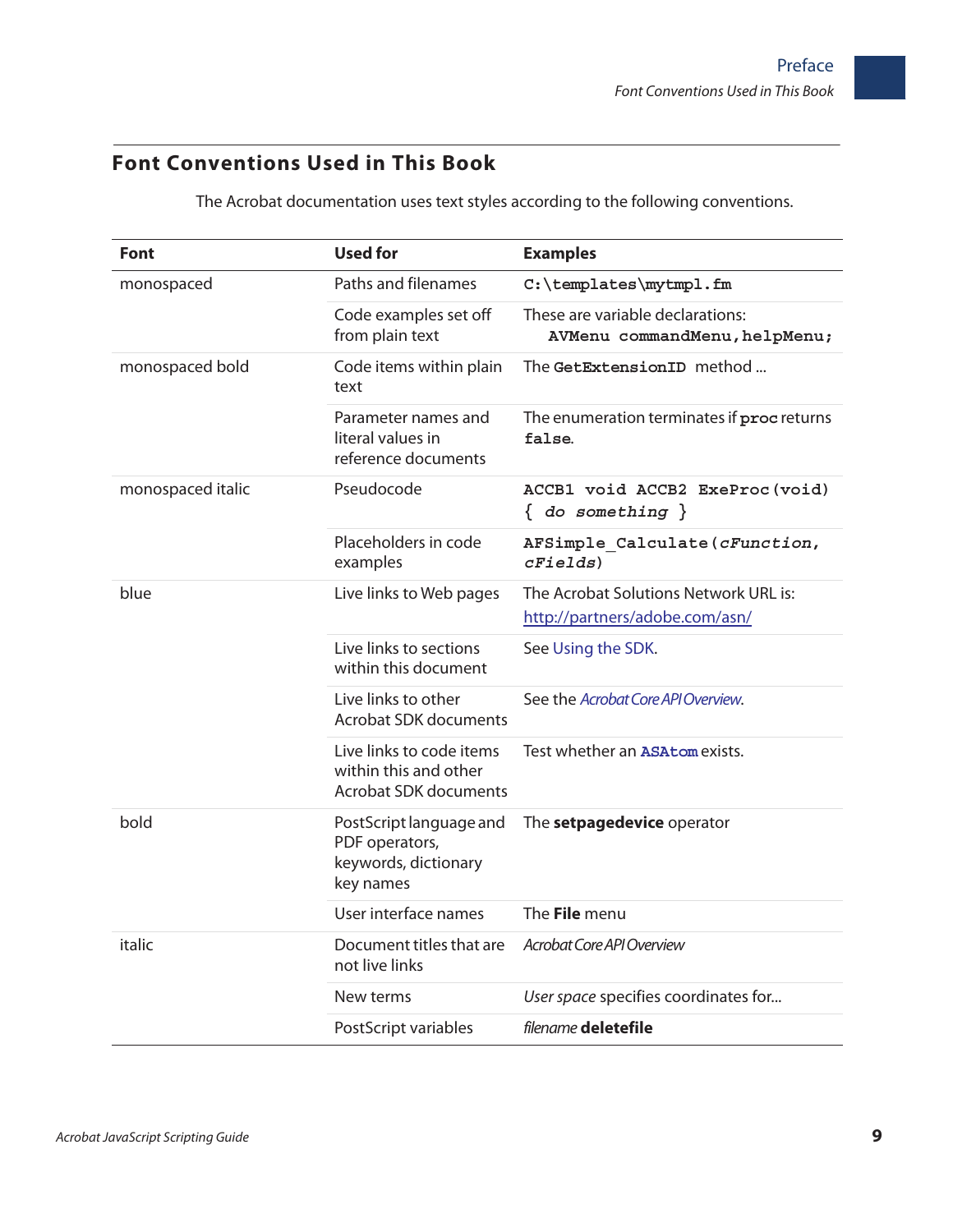## Font Conventions Used in This Book

The Acrobat documentation uses text styles according to the following conventions.

| Font | Used for | Examples |
|---|---|---|
| monospaced | Paths and filenames | `C:\templates\mytmpl.fm` |
| | Code examples set off from plain text | These are variable declarations: `AVMenu commandMenu,helpMenu;` |
| monospaced bold | Code items within plain text | The **`GetExtensionID`** method ... |
| | Parameter names and literal values in reference documents | The enumeration terminates if **`proc`** returns **`false`**. |
| monospaced italic | Pseudocode | `ACCB1 void ACCB2 ExeProc(void) { do something }` |
| | Placeholders in code examples | `AFSimple_Calculate(cFunction, cFields)` |
| blue | Live links to Web pages | The Acrobat Solutions Network URL is: http://partners/adobe.com/asn/ |
| | Live links to sections within this document | See Using the SDK. |
| | Live links to other Acrobat SDK documents | See the *Acrobat Core API Overview*. |
| | Live links to code items within this and other Acrobat SDK documents | Test whether an **`ASAtom`** exists. |
| bold | PostScript language and PDF operators, keywords, dictionary key names | The **setpagedevice** operator |
| | User interface names | The **File** menu |
| italic | Document titles that are not live links | *Acrobat Core API Overview* |
| | New terms | *User space* specifies coordinates for... |
| | PostScript variables | *filename* **deletefile** |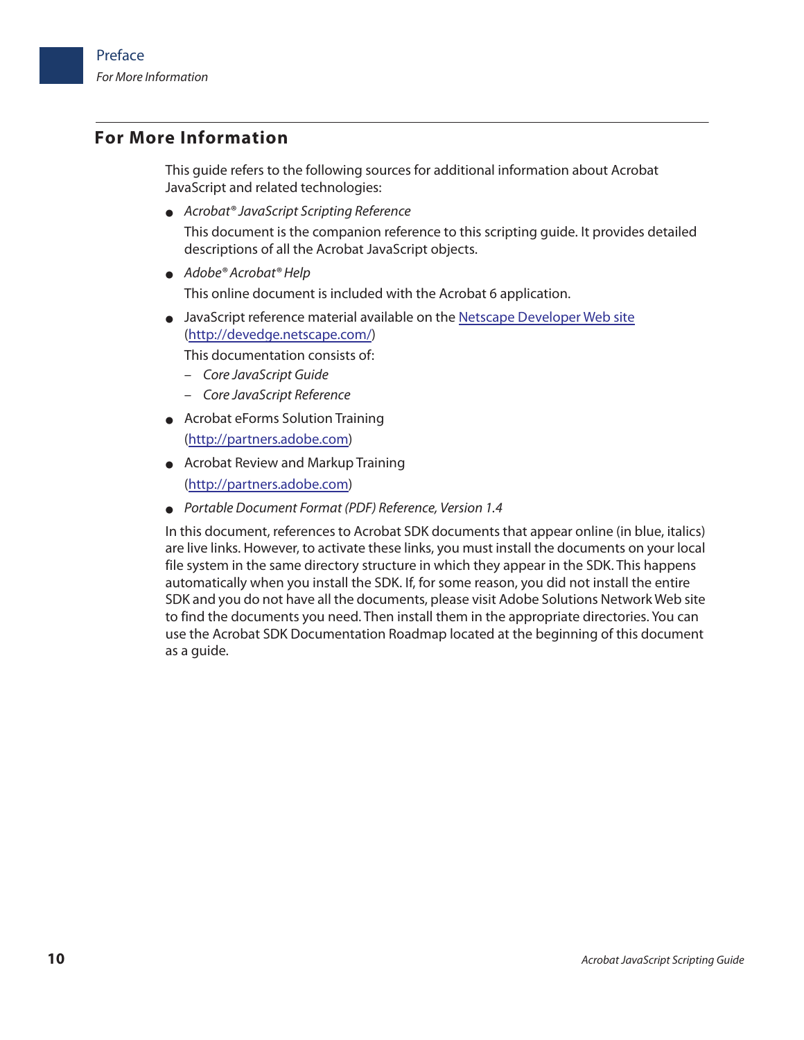## For More Information

This guide refers to the following sources for additional information about Acrobat JavaScript and related technologies:

- *Acrobat® JavaScript Scripting Reference*

  This document is the companion reference to this scripting guide. It provides detailed descriptions of all the Acrobat JavaScript objects.

- *Adobe® Acrobat® Help*

  This online document is included with the Acrobat 6 application.

- JavaScript reference material available on the [Netscape Developer Web site](http://devedge.netscape.com/) ([http://devedge.netscape.com/](http://devedge.netscape.com/))

  This documentation consists of:

  – *Core JavaScript Guide*

  – *Core JavaScript Reference*

- Acrobat eForms Solution Training

  ([http://partners.adobe.com](http://partners.adobe.com))

- Acrobat Review and Markup Training

  ([http://partners.adobe.com](http://partners.adobe.com))

- *Portable Document Format (PDF) Reference, Version 1.4*

In this document, references to Acrobat SDK documents that appear online (in blue, italics) are live links. However, to activate these links, you must install the documents on your local file system in the same directory structure in which they appear in the SDK. This happens automatically when you install the SDK. If, for some reason, you did not install the entire SDK and you do not have all the documents, please visit Adobe Solutions Network Web site to find the documents you need. Then install them in the appropriate directories. You can use the Acrobat SDK Documentation Roadmap located at the beginning of this document as a guide.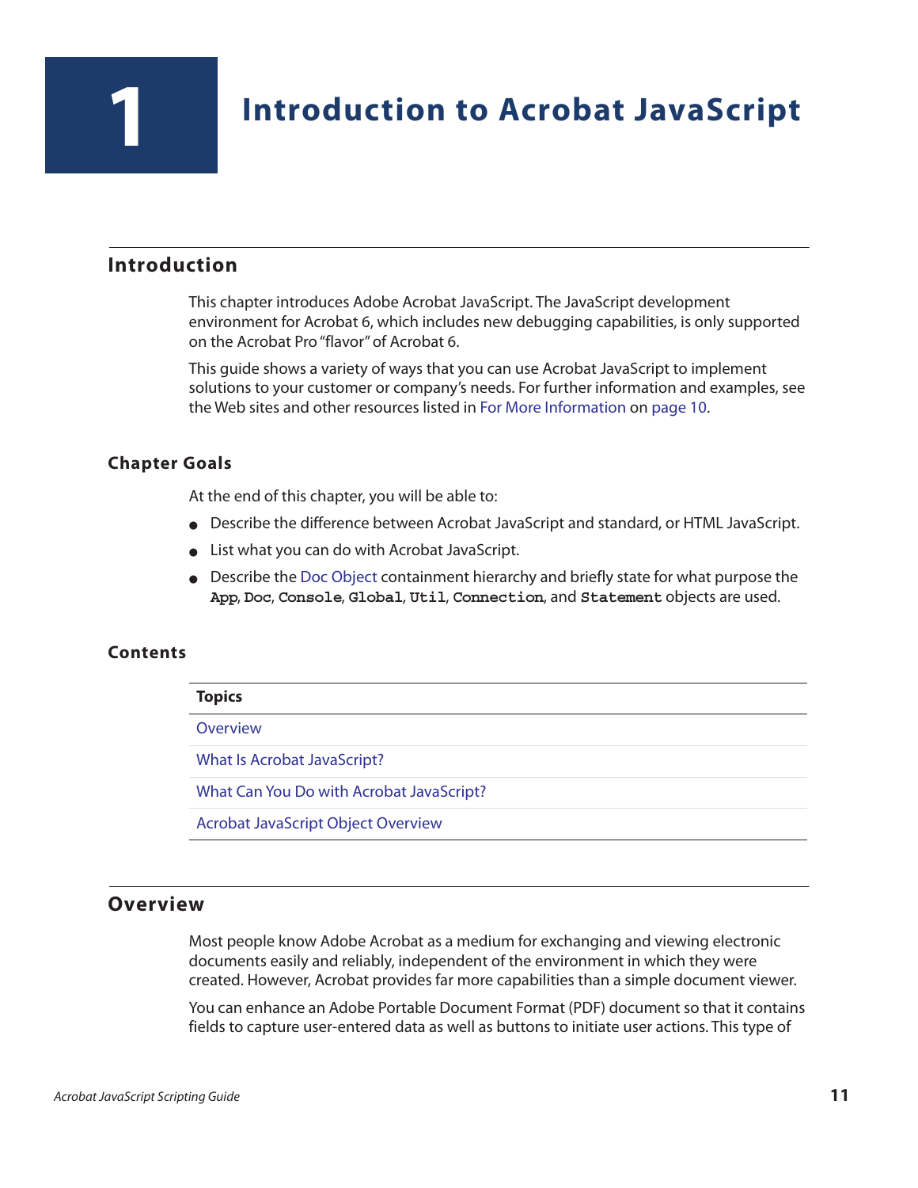# 1 Introduction to Acrobat JavaScript

## Introduction

This chapter introduces Adobe Acrobat JavaScript. The JavaScript development environment for Acrobat 6, which includes new debugging capabilities, is only supported on the Acrobat Pro "flavor" of Acrobat 6.

This guide shows a variety of ways that you can use Acrobat JavaScript to implement solutions to your customer or company's needs. For further information and examples, see the Web sites and other resources listed in For More Information on page 10.

### Chapter Goals

At the end of this chapter, you will be able to:

- Describe the difference between Acrobat JavaScript and standard, or HTML JavaScript.
- List what you can do with Acrobat JavaScript.
- Describe the Doc Object containment hierarchy and briefly state for what purpose the **`App`**, **`Doc`**, **`Console`**, **`Global`**, **`Util`**, **`Connection`**, and **`Statement`** objects are used.

### Contents

| Topics |
| --- |
| Overview |
| What Is Acrobat JavaScript? |
| What Can You Do with Acrobat JavaScript? |
| Acrobat JavaScript Object Overview |

## Overview

Most people know Adobe Acrobat as a medium for exchanging and viewing electronic documents easily and reliably, independent of the environment in which they were created. However, Acrobat provides far more capabilities than a simple document viewer.

You can enhance an Adobe Portable Document Format (PDF) document so that it contains fields to capture user-entered data as well as buttons to initiate user actions. This type of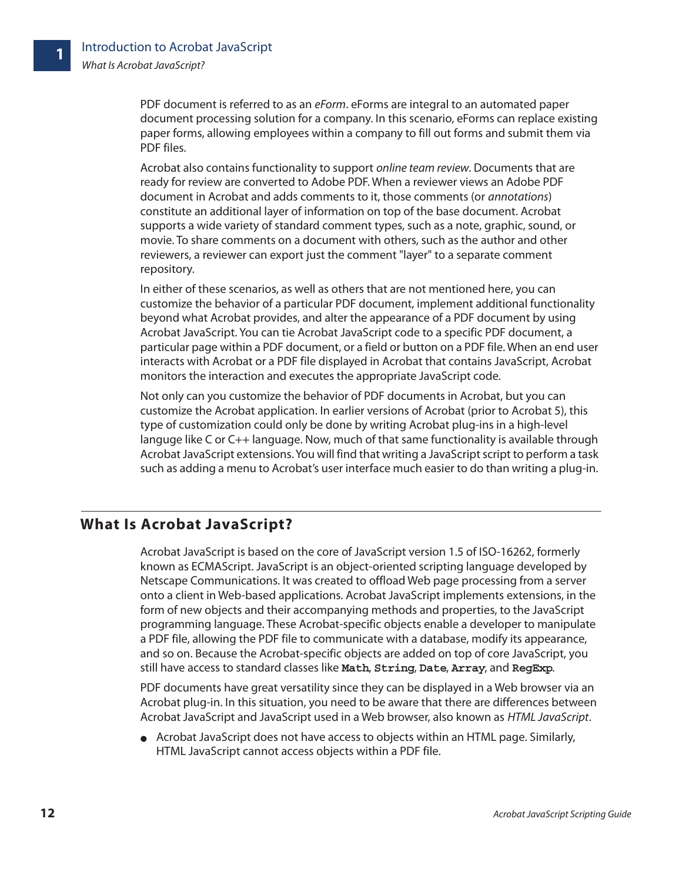PDF document is referred to as an *eForm*. eForms are integral to an automated paper document processing solution for a company. In this scenario, eForms can replace existing paper forms, allowing employees within a company to fill out forms and submit them via PDF files.

Acrobat also contains functionality to support *online team review*. Documents that are ready for review are converted to Adobe PDF. When a reviewer views an Adobe PDF document in Acrobat and adds comments to it, those comments (or *annotations*) constitute an additional layer of information on top of the base document. Acrobat supports a wide variety of standard comment types, such as a note, graphic, sound, or movie. To share comments on a document with others, such as the author and other reviewers, a reviewer can export just the comment "layer" to a separate comment repository.

In either of these scenarios, as well as others that are not mentioned here, you can customize the behavior of a particular PDF document, implement additional functionality beyond what Acrobat provides, and alter the appearance of a PDF document by using Acrobat JavaScript. You can tie Acrobat JavaScript code to a specific PDF document, a particular page within a PDF document, or a field or button on a PDF file. When an end user interacts with Acrobat or a PDF file displayed in Acrobat that contains JavaScript, Acrobat monitors the interaction and executes the appropriate JavaScript code.

Not only can you customize the behavior of PDF documents in Acrobat, but you can customize the Acrobat application. In earlier versions of Acrobat (prior to Acrobat 5), this type of customization could only be done by writing Acrobat plug-ins in a high-level languge like C or C++ language. Now, much of that same functionality is available through Acrobat JavaScript extensions. You will find that writing a JavaScript script to perform a task such as adding a menu to Acrobat's user interface much easier to do than writing a plug-in.

## What Is Acrobat JavaScript?

Acrobat JavaScript is based on the core of JavaScript version 1.5 of ISO-16262, formerly known as ECMAScript. JavaScript is an object-oriented scripting language developed by Netscape Communications. It was created to offload Web page processing from a server onto a client in Web-based applications. Acrobat JavaScript implements extensions, in the form of new objects and their accompanying methods and properties, to the JavaScript programming language. These Acrobat-specific objects enable a developer to manipulate a PDF file, allowing the PDF file to communicate with a database, modify its appearance, and so on. Because the Acrobat-specific objects are added on top of core JavaScript, you still have access to standard classes like **`Math`**, **`String`**, **`Date`**, **`Array`**, and **`RegExp`**.

PDF documents have great versatility since they can be displayed in a Web browser via an Acrobat plug-in. In this situation, you need to be aware that there are differences between Acrobat JavaScript and JavaScript used in a Web browser, also known as *HTML JavaScript*.

- Acrobat JavaScript does not have access to objects within an HTML page. Similarly, HTML JavaScript cannot access objects within a PDF file.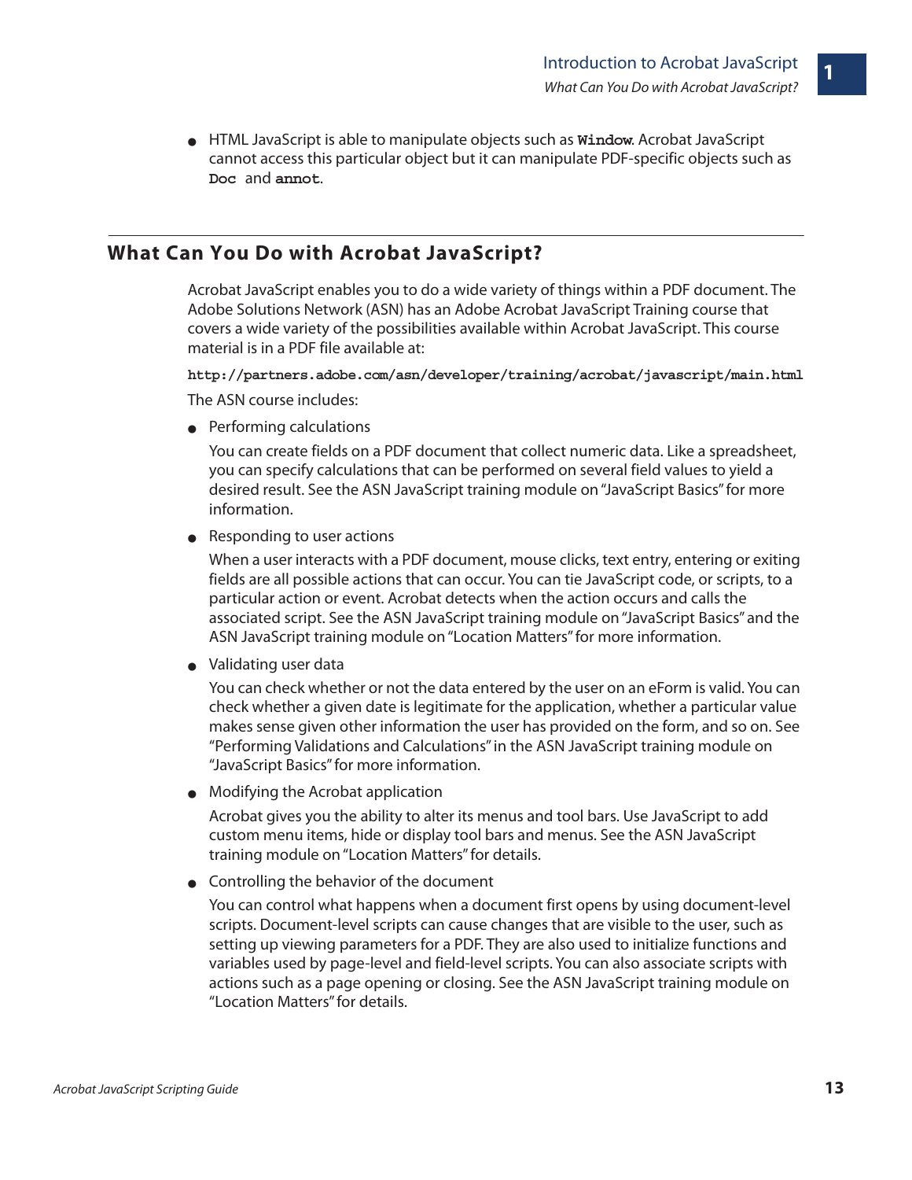- HTML JavaScript is able to manipulate objects such as **`Window`**. Acrobat JavaScript cannot access this particular object but it can manipulate PDF-specific objects such as **`Doc`** and **`annot`**.

## What Can You Do with Acrobat JavaScript?

Acrobat JavaScript enables you to do a wide variety of things within a PDF document. The Adobe Solutions Network (ASN) has an Adobe Acrobat JavaScript Training course that covers a wide variety of the possibilities available within Acrobat JavaScript. This course material is in a PDF file available at:

**`http://partners.adobe.com/asn/developer/training/acrobat/javascript/main.html`**

The ASN course includes:

- Performing calculations

  You can create fields on a PDF document that collect numeric data. Like a spreadsheet, you can specify calculations that can be performed on several field values to yield a desired result. See the ASN JavaScript training module on "JavaScript Basics" for more information.

- Responding to user actions

  When a user interacts with a PDF document, mouse clicks, text entry, entering or exiting fields are all possible actions that can occur. You can tie JavaScript code, or scripts, to a particular action or event. Acrobat detects when the action occurs and calls the associated script. See the ASN JavaScript training module on "JavaScript Basics" and the ASN JavaScript training module on "Location Matters" for more information.

- Validating user data

  You can check whether or not the data entered by the user on an eForm is valid. You can check whether a given date is legitimate for the application, whether a particular value makes sense given other information the user has provided on the form, and so on. See "Performing Validations and Calculations" in the ASN JavaScript training module on "JavaScript Basics" for more information.

- Modifying the Acrobat application

  Acrobat gives you the ability to alter its menus and tool bars. Use JavaScript to add custom menu items, hide or display tool bars and menus. See the ASN JavaScript training module on "Location Matters" for details.

- Controlling the behavior of the document

  You can control what happens when a document first opens by using document-level scripts. Document-level scripts can cause changes that are visible to the user, such as setting up viewing parameters for a PDF. They are also used to initialize functions and variables used by page-level and field-level scripts. You can also associate scripts with actions such as a page opening or closing. See the ASN JavaScript training module on "Location Matters" for details.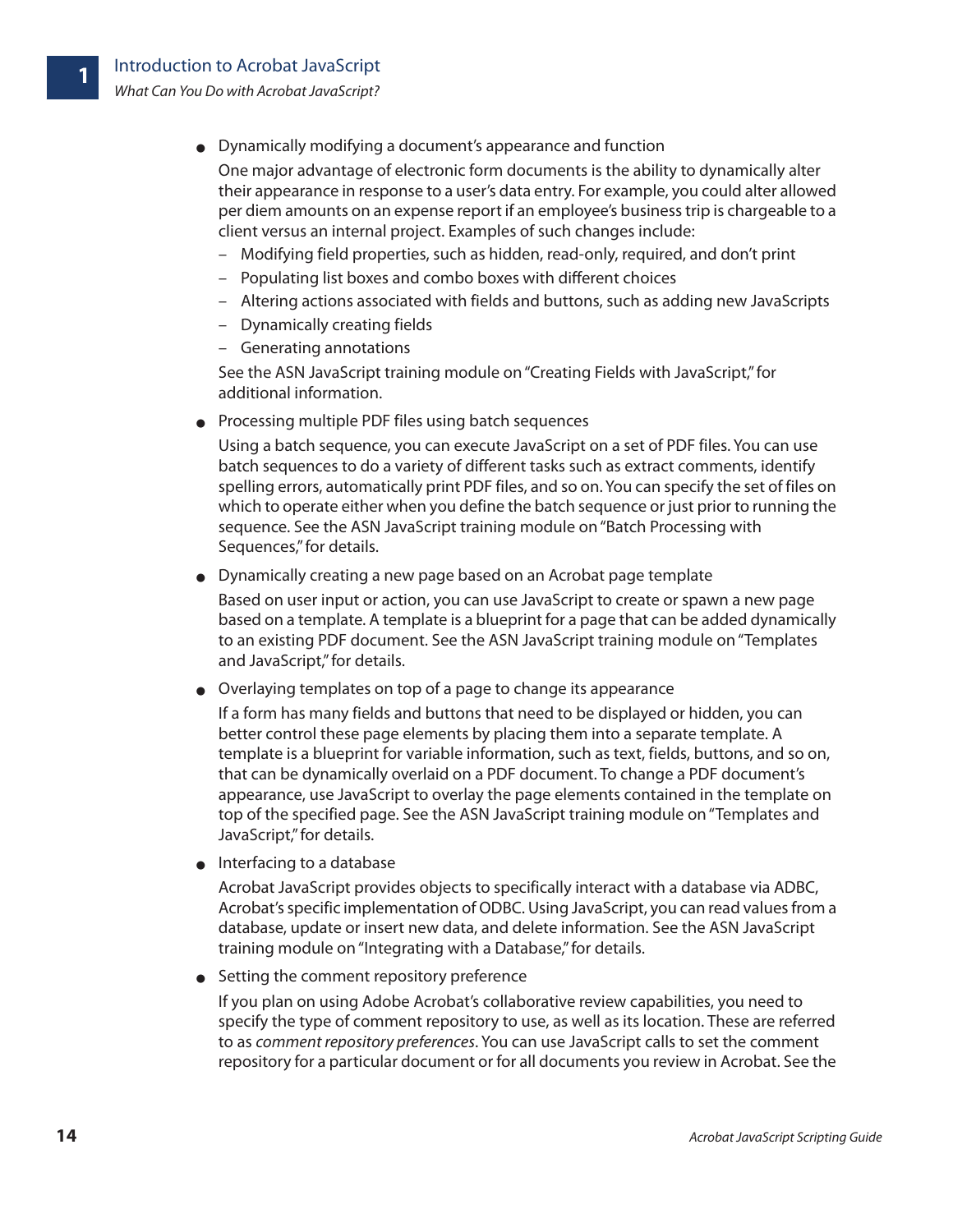- Dynamically modifying a document's appearance and function

  One major advantage of electronic form documents is the ability to dynamically alter their appearance in response to a user's data entry. For example, you could alter allowed per diem amounts on an expense report if an employee's business trip is chargeable to a client versus an internal project. Examples of such changes include:

  - Modifying field properties, such as hidden, read-only, required, and don't print
  - Populating list boxes and combo boxes with different choices
  - Altering actions associated with fields and buttons, such as adding new JavaScripts
  - Dynamically creating fields
  - Generating annotations

  See the ASN JavaScript training module on "Creating Fields with JavaScript," for additional information.

- Processing multiple PDF files using batch sequences

  Using a batch sequence, you can execute JavaScript on a set of PDF files. You can use batch sequences to do a variety of different tasks such as extract comments, identify spelling errors, automatically print PDF files, and so on. You can specify the set of files on which to operate either when you define the batch sequence or just prior to running the sequence. See the ASN JavaScript training module on "Batch Processing with Sequences," for details.

- Dynamically creating a new page based on an Acrobat page template

  Based on user input or action, you can use JavaScript to create or spawn a new page based on a template. A template is a blueprint for a page that can be added dynamically to an existing PDF document. See the ASN JavaScript training module on "Templates and JavaScript," for details.

- Overlaying templates on top of a page to change its appearance

  If a form has many fields and buttons that need to be displayed or hidden, you can better control these page elements by placing them into a separate template. A template is a blueprint for variable information, such as text, fields, buttons, and so on, that can be dynamically overlaid on a PDF document. To change a PDF document's appearance, use JavaScript to overlay the page elements contained in the template on top of the specified page. See the ASN JavaScript training module on "Templates and JavaScript," for details.

- Interfacing to a database

  Acrobat JavaScript provides objects to specifically interact with a database via ADBC, Acrobat's specific implementation of ODBC. Using JavaScript, you can read values from a database, update or insert new data, and delete information. See the ASN JavaScript training module on "Integrating with a Database," for details.

- Setting the comment repository preference

  If you plan on using Adobe Acrobat's collaborative review capabilities, you need to specify the type of comment repository to use, as well as its location. These are referred to as *comment repository preferences*. You can use JavaScript calls to set the comment repository for a particular document or for all documents you review in Acrobat. See the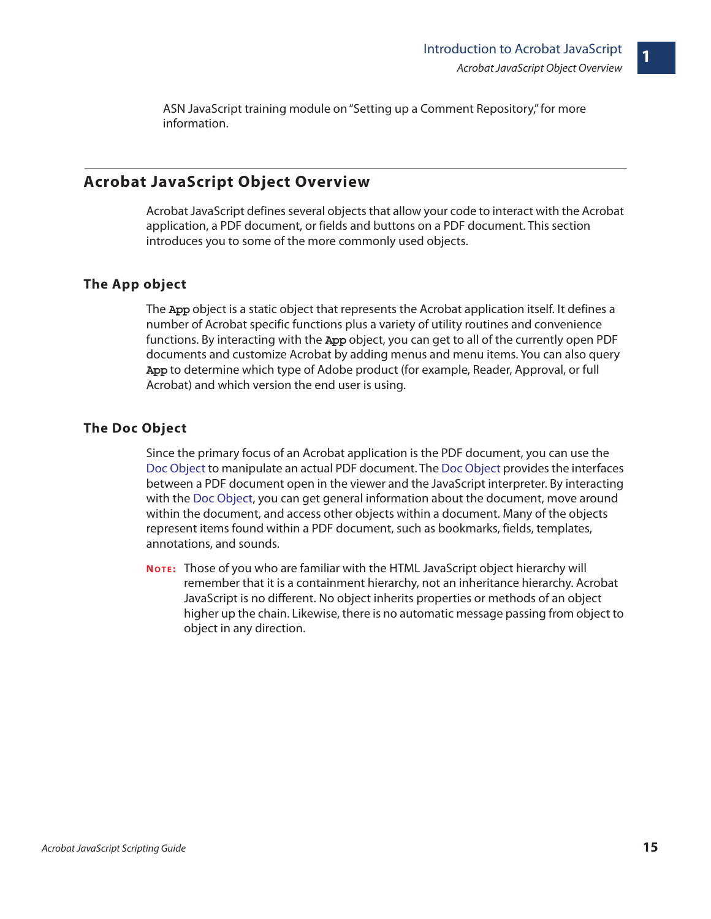ASN JavaScript training module on "Setting up a Comment Repository," for more information.

## Acrobat JavaScript Object Overview

Acrobat JavaScript defines several objects that allow your code to interact with the Acrobat application, a PDF document, or fields and buttons on a PDF document. This section introduces you to some of the more commonly used objects.

### The App object

The `App` object is a static object that represents the Acrobat application itself. It defines a number of Acrobat specific functions plus a variety of utility routines and convenience functions. By interacting with the `App` object, you can get to all of the currently open PDF documents and customize Acrobat by adding menus and menu items. You can also query `App` to determine which type of Adobe product (for example, Reader, Approval, or full Acrobat) and which version the end user is using.

### The Doc Object

Since the primary focus of an Acrobat application is the PDF document, you can use the Doc Object to manipulate an actual PDF document. The Doc Object provides the interfaces between a PDF document open in the viewer and the JavaScript interpreter. By interacting with the Doc Object, you can get general information about the document, move around within the document, and access other objects within a document. Many of the objects represent items found within a PDF document, such as bookmarks, fields, templates, annotations, and sounds.

**NOTE:** Those of you who are familiar with the HTML JavaScript object hierarchy will remember that it is a containment hierarchy, not an inheritance hierarchy. Acrobat JavaScript is no different. No object inherits properties or methods of an object higher up the chain. Likewise, there is no automatic message passing from object to object in any direction.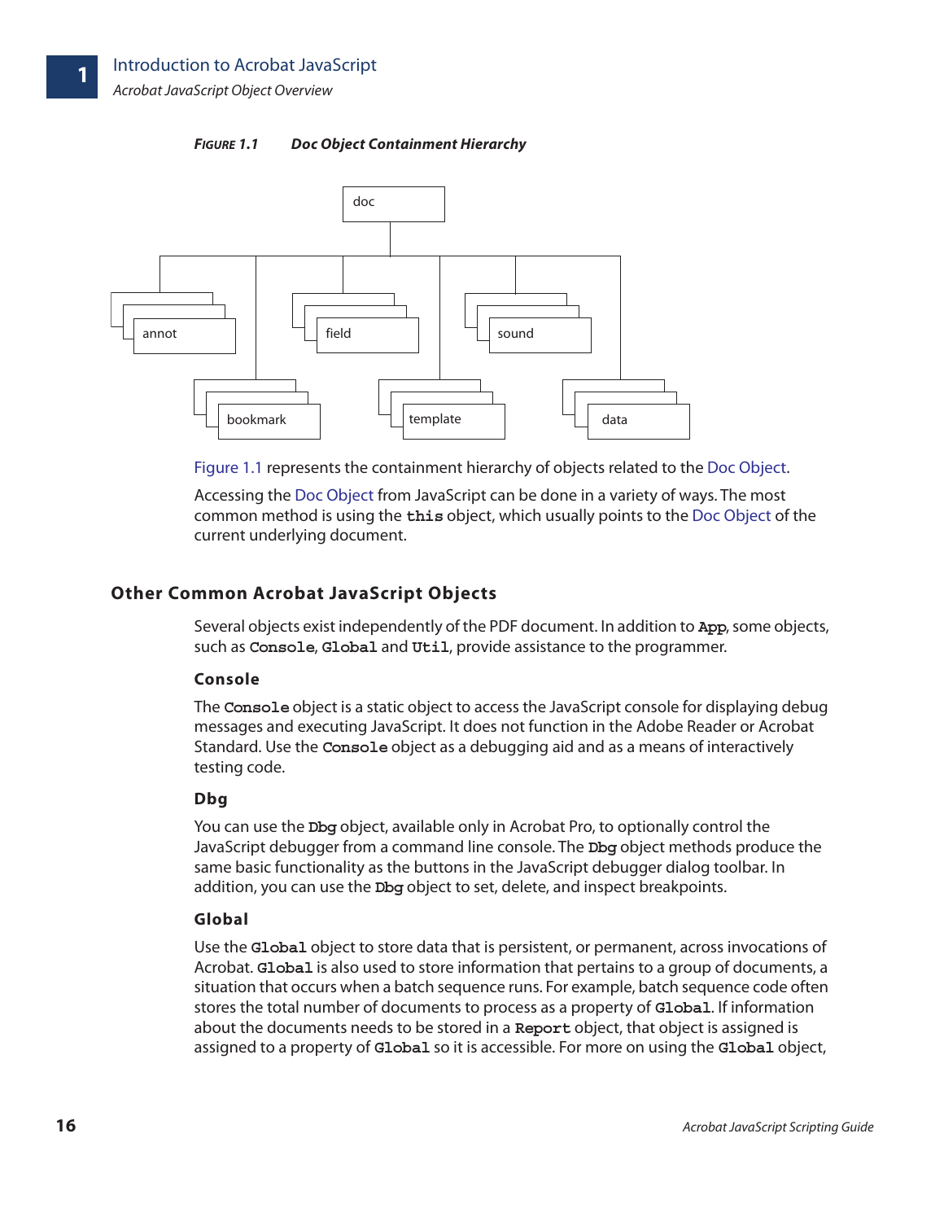**FIGURE 1.1 Doc Object Containment Hierarchy**

doc

annot field sound

bookmark template data

Figure 1.1 represents the containment hierarchy of objects related to the Doc Object.

Accessing the Doc Object from JavaScript can be done in a variety of ways. The most common method is using the `this` object, which usually points to the Doc Object of the current underlying document.

## Other Common Acrobat JavaScript Objects

Several objects exist independently of the PDF document. In addition to `App`, some objects, such as `Console`, `Global` and `Util`, provide assistance to the programmer.

### Console

The `Console` object is a static object to access the JavaScript console for displaying debug messages and executing JavaScript. It does not function in the Adobe Reader or Acrobat Standard. Use the `Console` object as a debugging aid and as a means of interactively testing code.

### Dbg

You can use the `Dbg` object, available only in Acrobat Pro, to optionally control the JavaScript debugger from a command line console. The `Dbg` object methods produce the same basic functionality as the buttons in the JavaScript debugger dialog toolbar. In addition, you can use the `Dbg` object to set, delete, and inspect breakpoints.

### Global

Use the `Global` object to store data that is persistent, or permanent, across invocations of Acrobat. `Global` is also used to store information that pertains to a group of documents, a situation that occurs when a batch sequence runs. For example, batch sequence code often stores the total number of documents to process as a property of `Global`. If information about the documents needs to be stored in a `Report` object, that object is assigned is assigned to a property of `Global` so it is accessible. For more on using the `Global` object,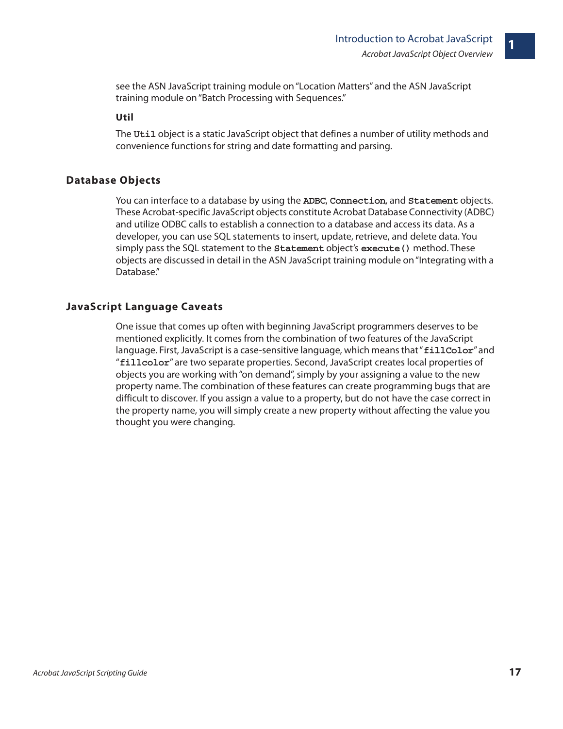see the ASN JavaScript training module on "Location Matters" and the ASN JavaScript training module on "Batch Processing with Sequences."

#### Util

The `Util` object is a static JavaScript object that defines a number of utility methods and convenience functions for string and date formatting and parsing.

### Database Objects

You can interface to a database by using the `ADBC`, `Connection`, and `Statement` objects. These Acrobat-specific JavaScript objects constitute Acrobat Database Connectivity (ADBC) and utilize ODBC calls to establish a connection to a database and access its data. As a developer, you can use SQL statements to insert, update, retrieve, and delete data. You simply pass the SQL statement to the `Statement` object's `execute()` method. These objects are discussed in detail in the ASN JavaScript training module on "Integrating with a Database."

### JavaScript Language Caveats

One issue that comes up often with beginning JavaScript programmers deserves to be mentioned explicitly. It comes from the combination of two features of the JavaScript language. First, JavaScript is a case-sensitive language, which means that "`fillColor`" and "`fillcolor`" are two separate properties. Second, JavaScript creates local properties of objects you are working with "on demand", simply by your assigning a value to the new property name. The combination of these features can create programming bugs that are difficult to discover. If you assign a value to a property, but do not have the case correct in the property name, you will simply create a new property without affecting the value you thought you were changing.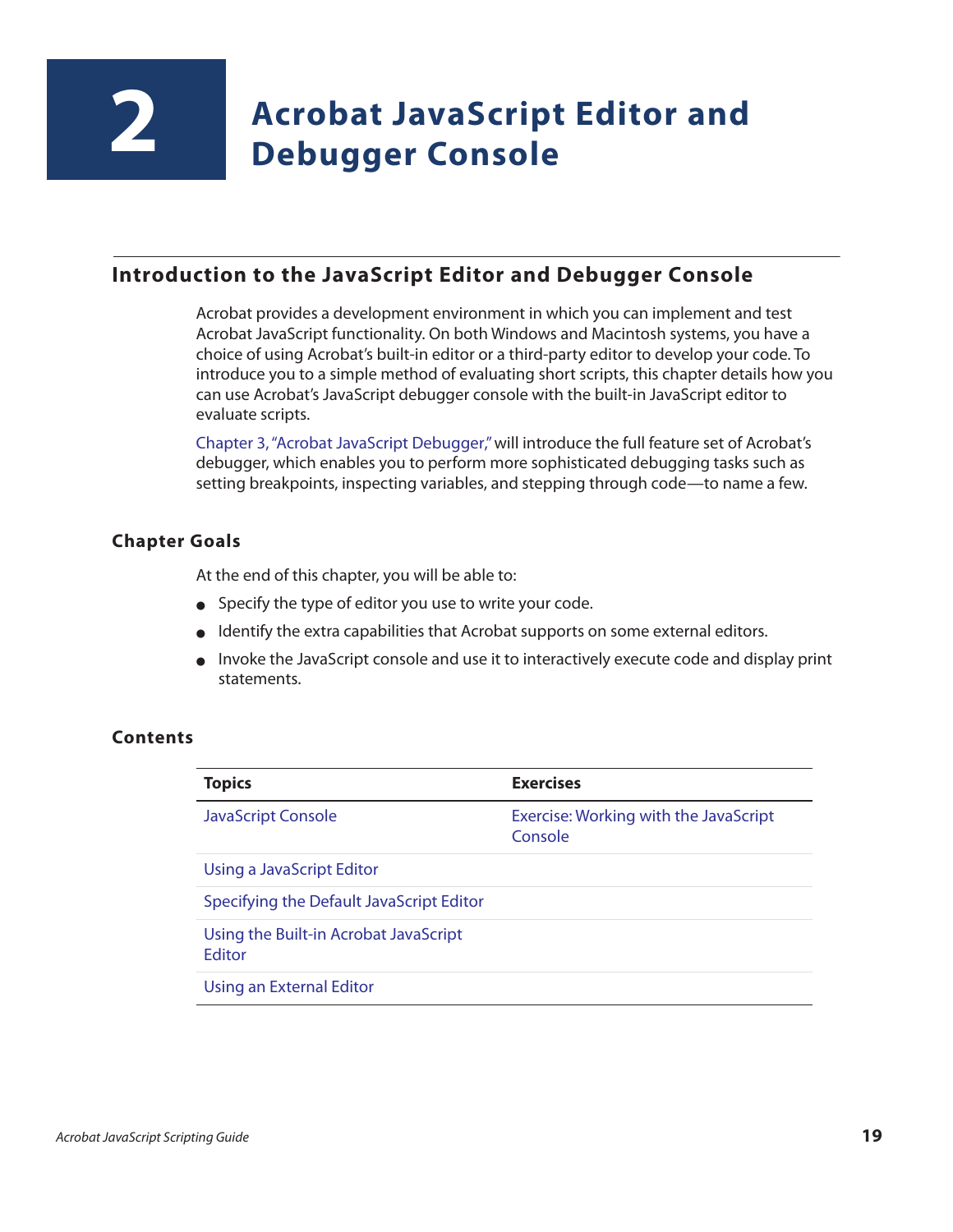# 2 Acrobat JavaScript Editor and Debugger Console

## Introduction to the JavaScript Editor and Debugger Console

Acrobat provides a development environment in which you can implement and test Acrobat JavaScript functionality. On both Windows and Macintosh systems, you have a choice of using Acrobat's built-in editor or a third-party editor to develop your code. To introduce you to a simple method of evaluating short scripts, this chapter details how you can use Acrobat's JavaScript debugger console with the built-in JavaScript editor to evaluate scripts.

Chapter 3, "Acrobat JavaScript Debugger," will introduce the full feature set of Acrobat's debugger, which enables you to perform more sophisticated debugging tasks such as setting breakpoints, inspecting variables, and stepping through code—to name a few.

### Chapter Goals

At the end of this chapter, you will be able to:

- Specify the type of editor you use to write your code.
- Identify the extra capabilities that Acrobat supports on some external editors.
- Invoke the JavaScript console and use it to interactively execute code and display print statements.

### Contents

| Topics | Exercises |
|---|---|
| JavaScript Console | Exercise: Working with the JavaScript Console |
| Using a JavaScript Editor | |
| Specifying the Default JavaScript Editor | |
| Using the Built-in Acrobat JavaScript Editor | |
| Using an External Editor | |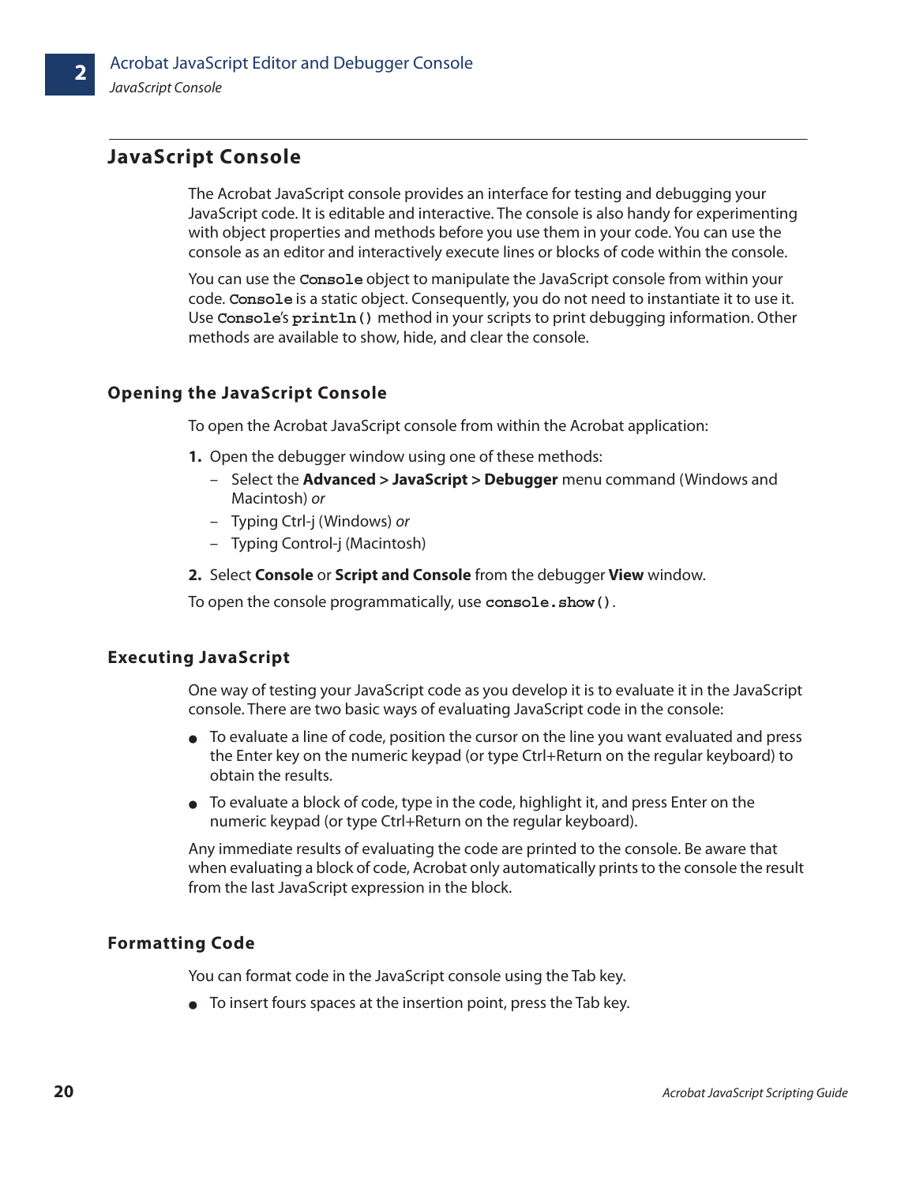## JavaScript Console

The Acrobat JavaScript console provides an interface for testing and debugging your JavaScript code. It is editable and interactive. The console is also handy for experimenting with object properties and methods before you use them in your code. You can use the console as an editor and interactively execute lines or blocks of code within the console.

You can use the `Console` object to manipulate the JavaScript console from within your code. `Console` is a static object. Consequently, you do not need to instantiate it to use it. Use `Console`'s `println()` method in your scripts to print debugging information. Other methods are available to show, hide, and clear the console.

### Opening the JavaScript Console

To open the Acrobat JavaScript console from within the Acrobat application:

1. Open the debugger window using one of these methods:
   - Select the **Advanced** > **JavaScript** > **Debugger** menu command (Windows and Macintosh) *or*
   - Typing Ctrl-j (Windows) *or*
   - Typing Control-j (Macintosh)
2. Select **Console** or **Script and Console** from the debugger **View** window.

To open the console programmatically, use `console.show()`.

### Executing JavaScript

One way of testing your JavaScript code as you develop it is to evaluate it in the JavaScript console. There are two basic ways of evaluating JavaScript code in the console:

- To evaluate a line of code, position the cursor on the line you want evaluated and press the Enter key on the numeric keypad (or type Ctrl+Return on the regular keyboard) to obtain the results.
- To evaluate a block of code, type in the code, highlight it, and press Enter on the numeric keypad (or type Ctrl+Return on the regular keyboard).

Any immediate results of evaluating the code are printed to the console. Be aware that when evaluating a block of code, Acrobat only automatically prints to the console the result from the last JavaScript expression in the block.

### Formatting Code

You can format code in the JavaScript console using the Tab key.

- To insert fours spaces at the insertion point, press the Tab key.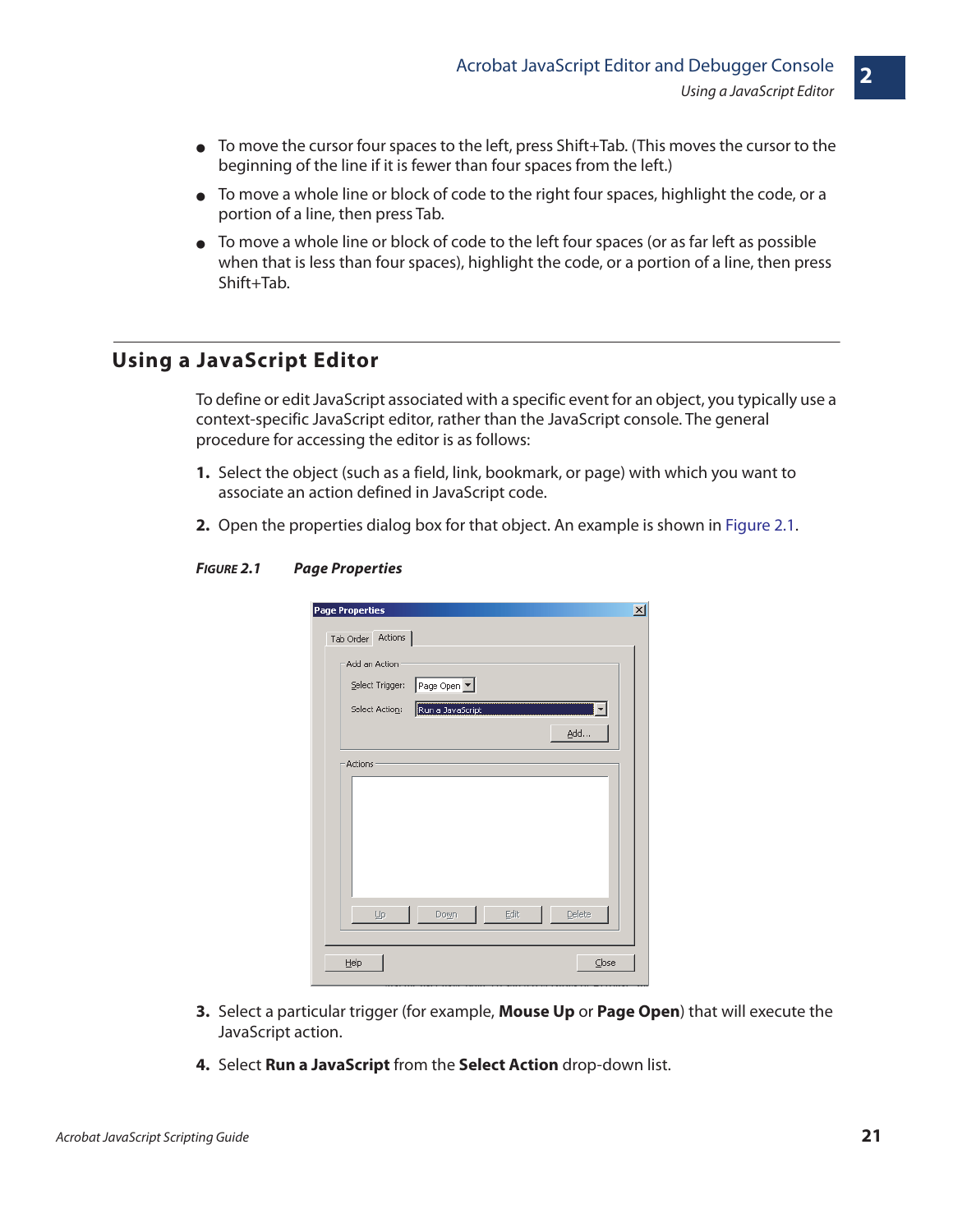- To move the cursor four spaces to the left, press Shift+Tab. (This moves the cursor to the beginning of the line if it is fewer than four spaces from the left.)
- To move a whole line or block of code to the right four spaces, highlight the code, or a portion of a line, then press Tab.
- To move a whole line or block of code to the left four spaces (or as far left as possible when that is less than four spaces), highlight the code, or a portion of a line, then press Shift+Tab.

## Using a JavaScript Editor

To define or edit JavaScript associated with a specific event for an object, you typically use a context-specific JavaScript editor, rather than the JavaScript console. The general procedure for accessing the editor is as follows:

1. Select the object (such as a field, link, bookmark, or page) with which you want to associate an action defined in JavaScript code.
2. Open the properties dialog box for that object. An example is shown in Figure 2.1.

***FIGURE 2.1 Page Properties***

3. Select a particular trigger (for example, **Mouse Up** or **Page Open**) that will execute the JavaScript action.
4. Select **Run a JavaScript** from the **Select Action** drop-down list.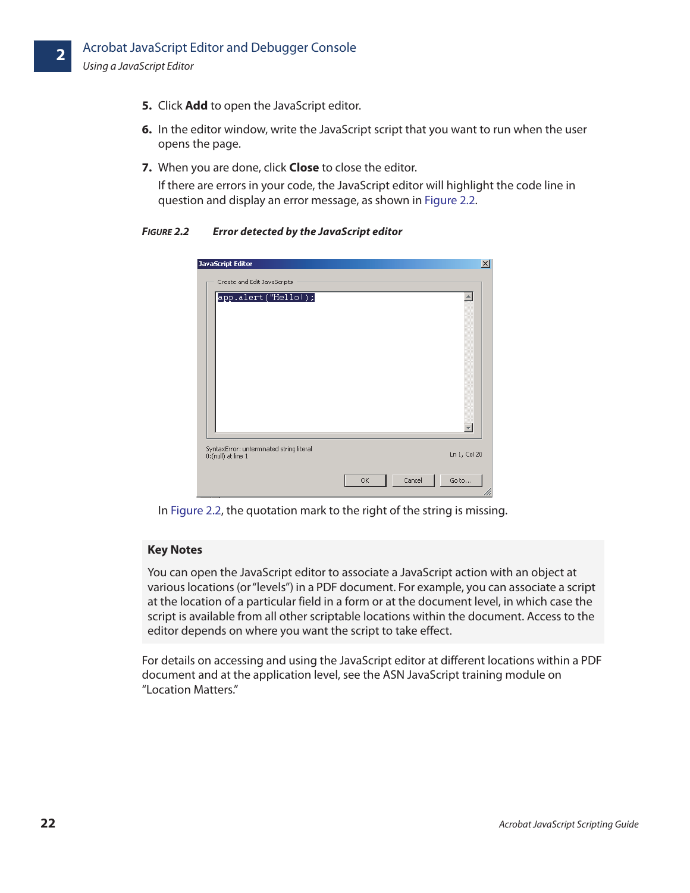5. Click **Add** to open the JavaScript editor.

6. In the editor window, write the JavaScript script that you want to run when the user opens the page.

7. When you are done, click **Close** to close the editor.

   If there are errors in your code, the JavaScript editor will highlight the code line in question and display an error message, as shown in Figure 2.2.

***FIGURE 2.2 Error detected by the JavaScript editor***

In Figure 2.2, the quotation mark to the right of the string is missing.

**Key Notes**

You can open the JavaScript editor to associate a JavaScript action with an object at various locations (or "levels") in a PDF document. For example, you can associate a script at the location of a particular field in a form or at the document level, in which case the script is available from all other scriptable locations within the document. Access to the editor depends on where you want the script to take effect.

For details on accessing and using the JavaScript editor at different locations within a PDF document and at the application level, see the ASN JavaScript training module on "Location Matters."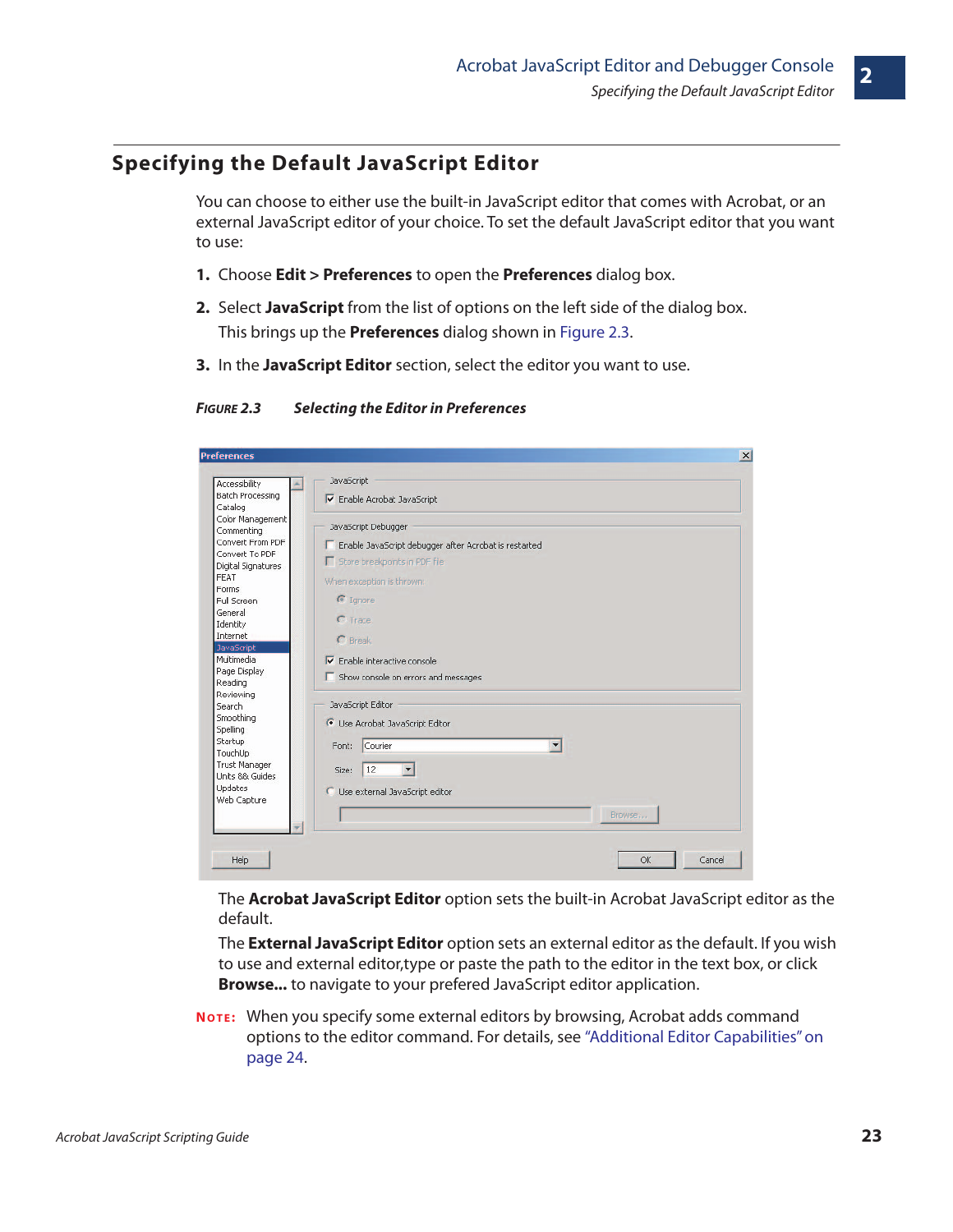## Specifying the Default JavaScript Editor

You can choose to either use the built-in JavaScript editor that comes with Acrobat, or an external JavaScript editor of your choice. To set the default JavaScript editor that you want to use:

1. Choose **Edit** > **Preferences** to open the **Preferences** dialog box.
2. Select **JavaScript** from the list of options on the left side of the dialog box.

   This brings up the **Preferences** dialog shown in Figure 2.3.
3. In the **JavaScript Editor** section, select the editor you want to use.

***FIGURE 2.3 Selecting the Editor in Preferences***

The **Acrobat JavaScript Editor** option sets the built-in Acrobat JavaScript editor as the default.

The **External JavaScript Editor** option sets an external editor as the default. If you wish to use and external editor,type or paste the path to the editor in the text box, or click **Browse...** to navigate to your prefered JavaScript editor application.

**NOTE:** When you specify some external editors by browsing, Acrobat adds command options to the editor command. For details, see "Additional Editor Capabilities" on page 24.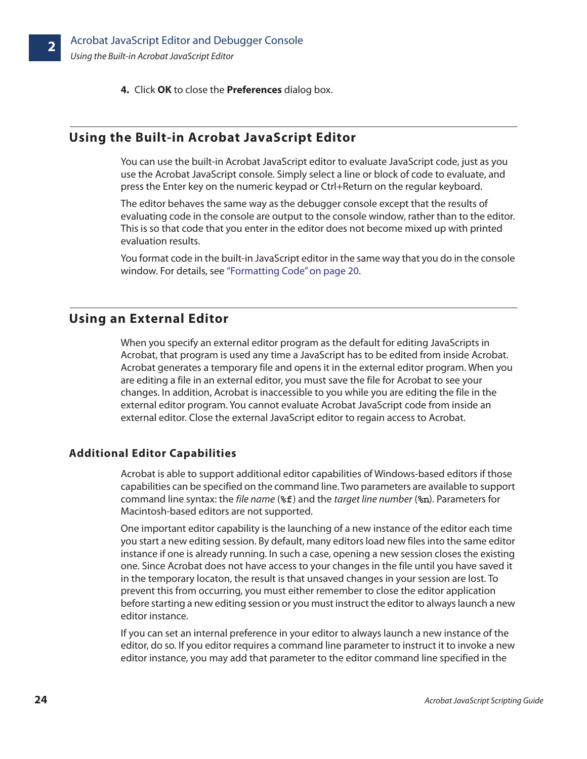4. Click **OK** to close the **Preferences** dialog box.

## Using the Built-in Acrobat JavaScript Editor

You can use the built-in Acrobat JavaScript editor to evaluate JavaScript code, just as you use the Acrobat JavaScript console. Simply select a line or block of code to evaluate, and press the Enter key on the numeric keypad or Ctrl+Return on the regular keyboard.

The editor behaves the same way as the debugger console except that the results of evaluating code in the console are output to the console window, rather than to the editor. This is so that code that you enter in the editor does not become mixed up with printed evaluation results.

You format code in the built-in JavaScript editor in the same way that you do in the console window. For details, see "Formatting Code" on page 20.

## Using an External Editor

When you specify an external editor program as the default for editing JavaScripts in Acrobat, that program is used any time a JavaScript has to be edited from inside Acrobat. Acrobat generates a temporary file and opens it in the external editor program. When you are editing a file in an external editor, you must save the file for Acrobat to see your changes. In addition, Acrobat is inaccessible to you while you are editing the file in the external editor program. You cannot evaluate Acrobat JavaScript code from inside an external editor. Close the external JavaScript editor to regain access to Acrobat.

### Additional Editor Capabilities

Acrobat is able to support additional editor capabilities of Windows-based editors if those capabilities can be specified on the command line. Two parameters are available to support command line syntax: the *file name* (`%f`) and the *target line number* (`%n`). Parameters for Macintosh-based editors are not supported.

One important editor capability is the launching of a new instance of the editor each time you start a new editing session. By default, many editors load new files into the same editor instance if one is already running. In such a case, opening a new session closes the existing one. Since Acrobat does not have access to your changes in the file until you have saved it in the temporary locaton, the result is that unsaved changes in your session are lost. To prevent this from occurring, you must either remember to close the editor application before starting a new editing session or you must instruct the editor to always launch a new editor instance.

If you can set an internal preference in your editor to always launch a new instance of the editor, do so. If you editor requires a command line parameter to instruct it to invoke a new editor instance, you may add that parameter to the editor command line specified in the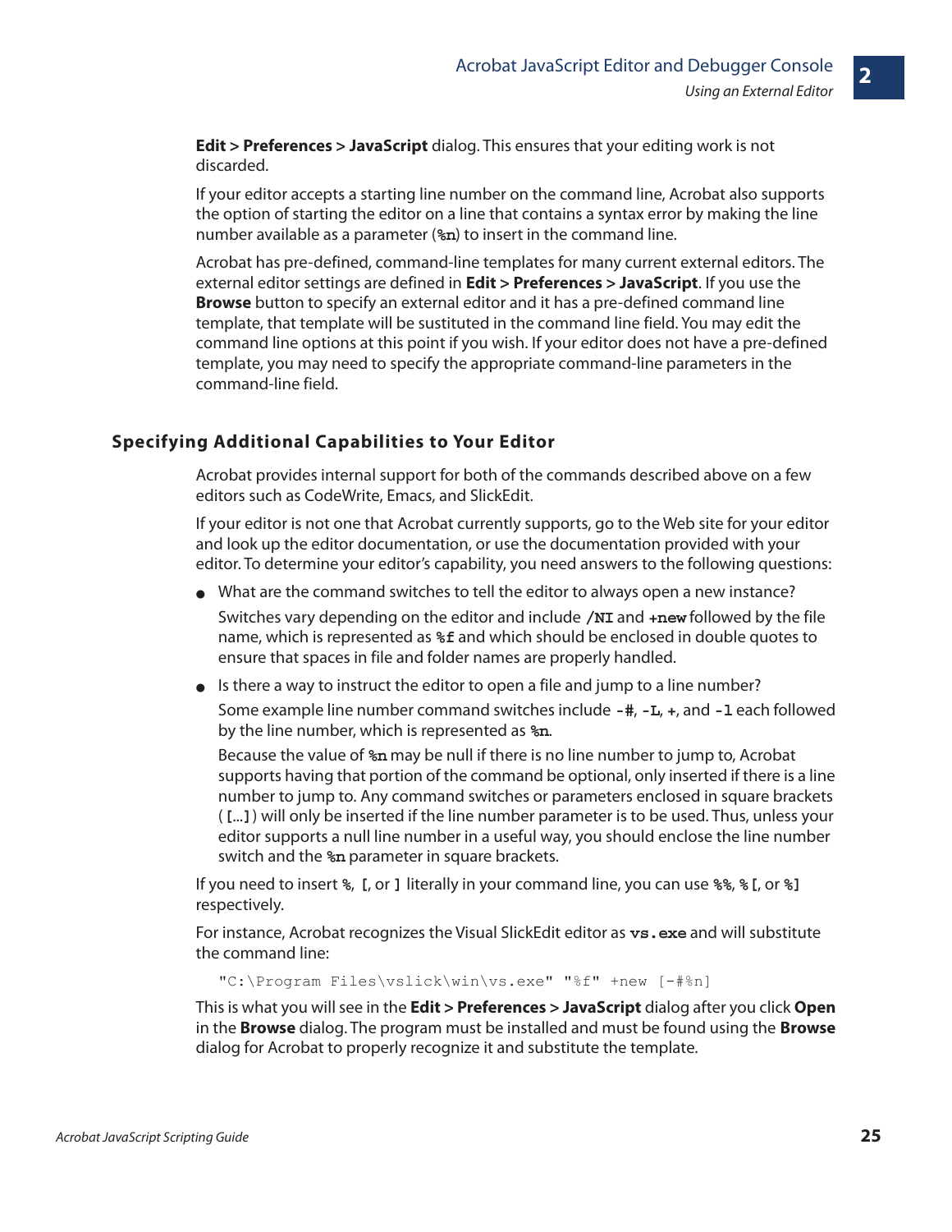**Edit > Preferences > JavaScript** dialog. This ensures that your editing work is not discarded.

If your editor accepts a starting line number on the command line, Acrobat also supports the option of starting the editor on a line that contains a syntax error by making the line number available as a parameter (`%n`) to insert in the command line.

Acrobat has pre-defined, command-line templates for many current external editors. The external editor settings are defined in **Edit > Preferences > JavaScript**. If you use the **Browse** button to specify an external editor and it has a pre-defined command line template, that template will be sustituted in the command line field. You may edit the command line options at this point if you wish. If your editor does not have a pre-defined template, you may need to specify the appropriate command-line parameters in the command-line field.

## Specifying Additional Capabilities to Your Editor

Acrobat provides internal support for both of the commands described above on a few editors such as CodeWrite, Emacs, and SlickEdit.

If your editor is not one that Acrobat currently supports, go to the Web site for your editor and look up the editor documentation, or use the documentation provided with your editor. To determine your editor's capability, you need answers to the following questions:

- What are the command switches to tell the editor to always open a new instance?

  Switches vary depending on the editor and include **`/NI`** and **`+new`** followed by the file name, which is represented as **`%f`** and which should be enclosed in double quotes to ensure that spaces in file and folder names are properly handled.

- Is there a way to instruct the editor to open a file and jump to a line number?

  Some example line number command switches include **`-#`**, **`-L`**, **`+`**, and **`-l`** each followed by the line number, which is represented as **`%n`**.

  Because the value of **`%n`** may be null if there is no line number to jump to, Acrobat supports having that portion of the command be optional, only inserted if there is a line number to jump to. Any command switches or parameters enclosed in square brackets ( **`[...]`** ) will only be inserted if the line number parameter is to be used. Thus, unless your editor supports a null line number in a useful way, you should enclose the line number switch and the **`%n`** parameter in square brackets.

If you need to insert **`%`**, **`[`**, or **`]`** literally in your command line, you can use **`%%`**, **`%[`**, or **`%]`** respectively.

For instance, Acrobat recognizes the Visual SlickEdit editor as **`vs.exe`** and will substitute the command line:

```
"C:\Program Files\vslick\win\vs.exe" "%f" +new [-#%n]
```

This is what you will see in the **Edit > Preferences > JavaScript** dialog after you click **Open** in the **Browse** dialog. The program must be installed and must be found using the **Browse** dialog for Acrobat to properly recognize it and substitute the template.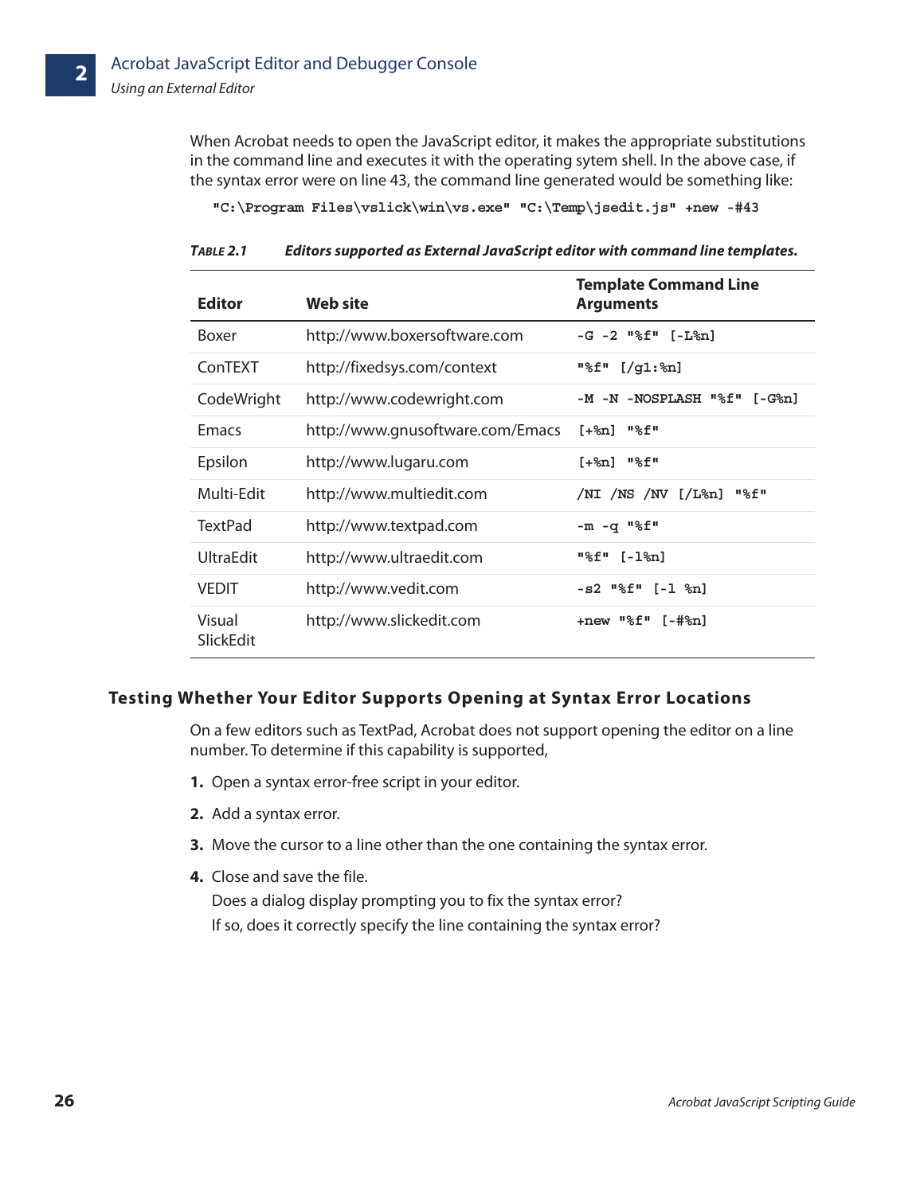When Acrobat needs to open the JavaScript editor, it makes the appropriate substitutions in the command line and executes it with the operating sytem shell. In the above case, if the syntax error were on line 43, the command line generated would be something like:

```
"C:\Program Files\vslick\win\vs.exe" "C:\Temp\jsedit.js" +new -#43
```

*TABLE 2.1* ***Editors supported as External JavaScript editor with command line templates.***

| Editor | Web site | Template Command Line Arguments |
|---|---|---|
| Boxer | http://www.boxersoftware.com | `-G -2 "%f" [-L%n]` |
| ConTEXT | http://fixedsys.com/context | `"%f" [/g1:%n]` |
| CodeWright | http://www.codewright.com | `-M -N -NOSPLASH "%f" [-G%n]` |
| Emacs | http://www.gnusoftware.com/Emacs | `[+%n] "%f"` |
| Epsilon | http://www.lugaru.com | `[+%n] "%f"` |
| Multi-Edit | http://www.multiedit.com | `/NI /NS /NV [/L%n] "%f"` |
| TextPad | http://www.textpad.com | `-m -q "%f"` |
| UltraEdit | http://www.ultraedit.com | `"%f" [-l%n]` |
| VEDIT | http://www.vedit.com | `-s2 "%f" [-l %n]` |
| Visual SlickEdit | http://www.slickedit.com | `+new "%f" [-#%n]` |

## Testing Whether Your Editor Supports Opening at Syntax Error Locations

On a few editors such as TextPad, Acrobat does not support opening the editor on a line number. To determine if this capability is supported,

1. Open a syntax error-free script in your editor.
2. Add a syntax error.
3. Move the cursor to a line other than the one containing the syntax error.
4. Close and save the file.

   Does a dialog display prompting you to fix the syntax error?

   If so, does it correctly specify the line containing the syntax error?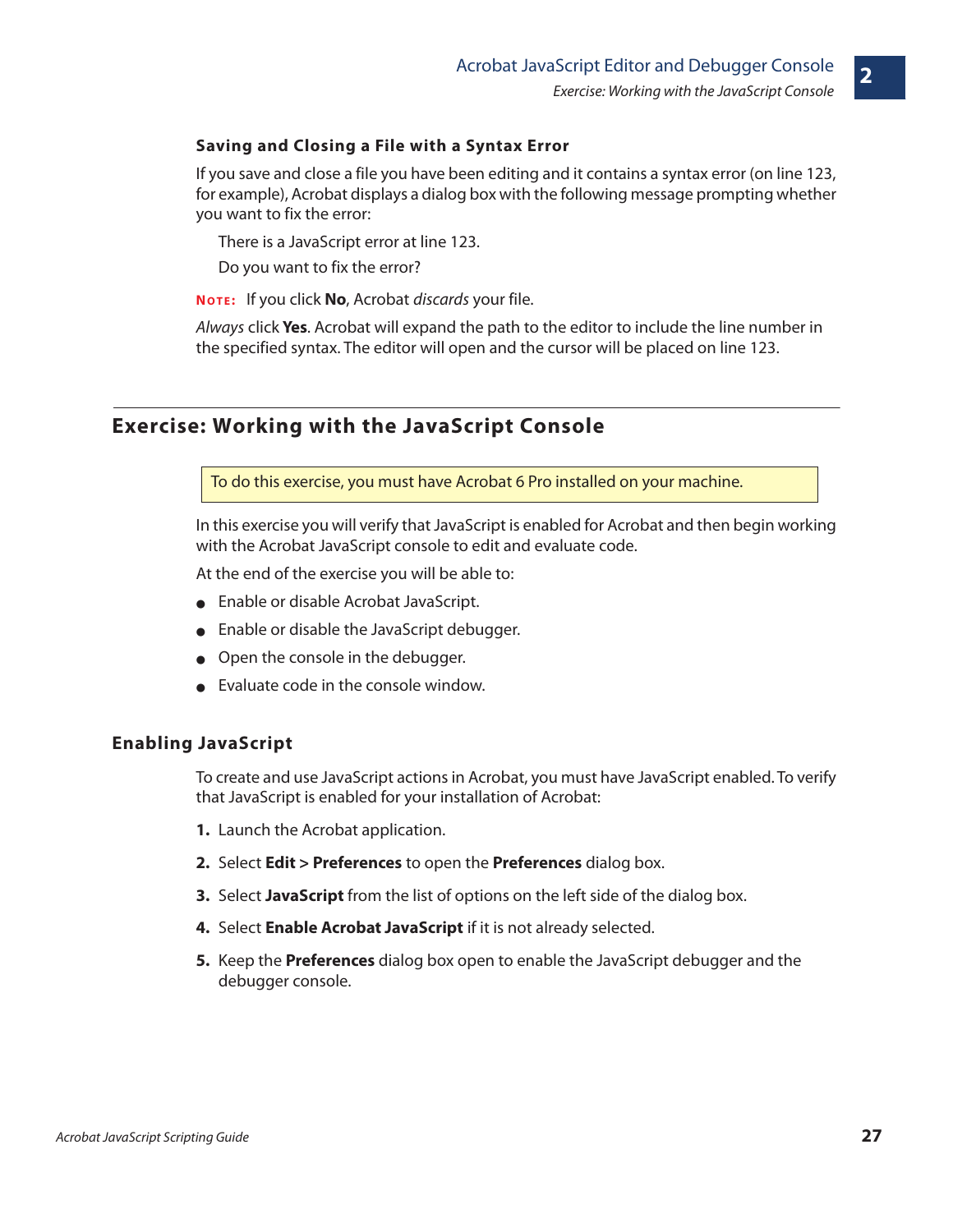#### Saving and Closing a File with a Syntax Error

If you save and close a file you have been editing and it contains a syntax error (on line 123, for example), Acrobat displays a dialog box with the following message prompting whether you want to fix the error:

> There is a JavaScript error at line 123.
>
> Do you want to fix the error?

**NOTE:** If you click **No**, Acrobat *discards* your file.

*Always* click **Yes**. Acrobat will expand the path to the editor to include the line number in the specified syntax. The editor will open and the cursor will be placed on line 123.

## Exercise: Working with the JavaScript Console

> To do this exercise, you must have Acrobat 6 Pro installed on your machine.

In this exercise you will verify that JavaScript is enabled for Acrobat and then begin working with the Acrobat JavaScript console to edit and evaluate code.

At the end of the exercise you will be able to:

- Enable or disable Acrobat JavaScript.
- Enable or disable the JavaScript debugger.
- Open the console in the debugger.
- Evaluate code in the console window.

### Enabling JavaScript

To create and use JavaScript actions in Acrobat, you must have JavaScript enabled. To verify that JavaScript is enabled for your installation of Acrobat:

1. Launch the Acrobat application.
2. Select **Edit > Preferences** to open the **Preferences** dialog box.
3. Select **JavaScript** from the list of options on the left side of the dialog box.
4. Select **Enable Acrobat JavaScript** if it is not already selected.
5. Keep the **Preferences** dialog box open to enable the JavaScript debugger and the debugger console.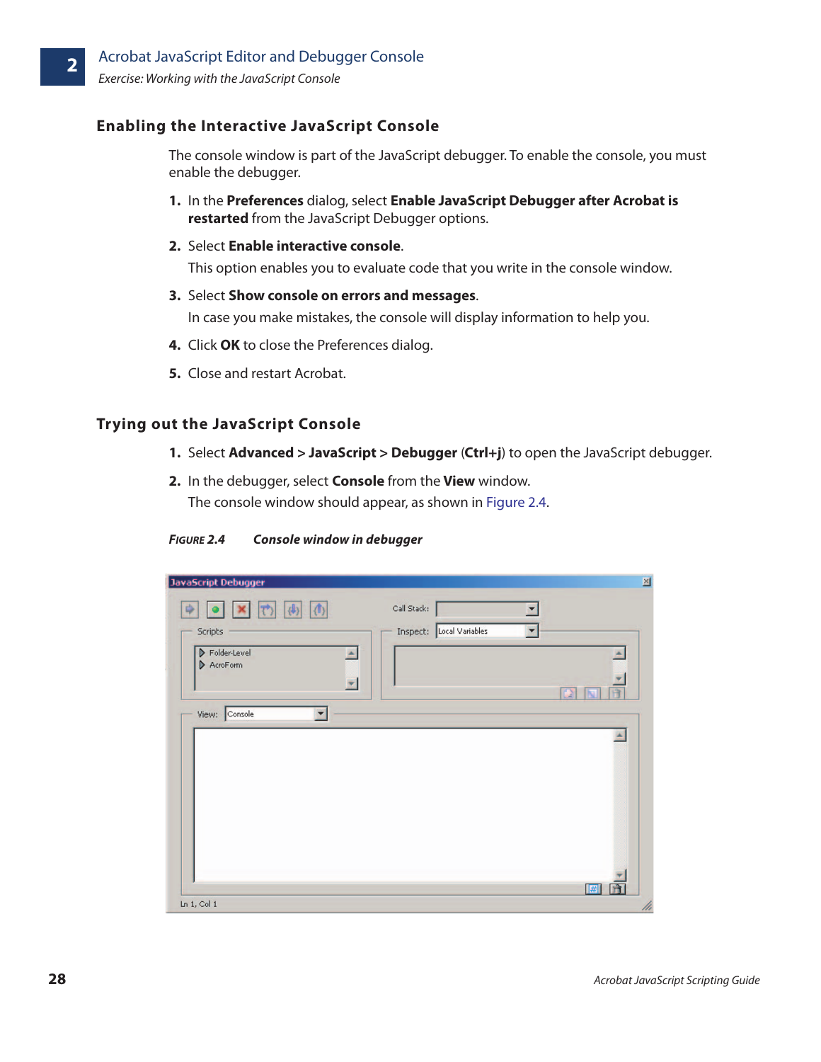## Enabling the Interactive JavaScript Console

The console window is part of the JavaScript debugger. To enable the console, you must enable the debugger.

1. In the **Preferences** dialog, select **Enable JavaScript Debugger after Acrobat is restarted** from the JavaScript Debugger options.
2. Select **Enable interactive console**.

   This option enables you to evaluate code that you write in the console window.
3. Select **Show console on errors and messages**.

   In case you make mistakes, the console will display information to help you.
4. Click **OK** to close the Preferences dialog.
5. Close and restart Acrobat.

## Trying out the JavaScript Console

1. Select **Advanced > JavaScript > Debugger** (**Ctrl+j**) to open the JavaScript debugger.
2. In the debugger, select **Console** from the **View** window.

   The console window should appear, as shown in Figure 2.4.

*FIGURE 2.4 Console window in debugger*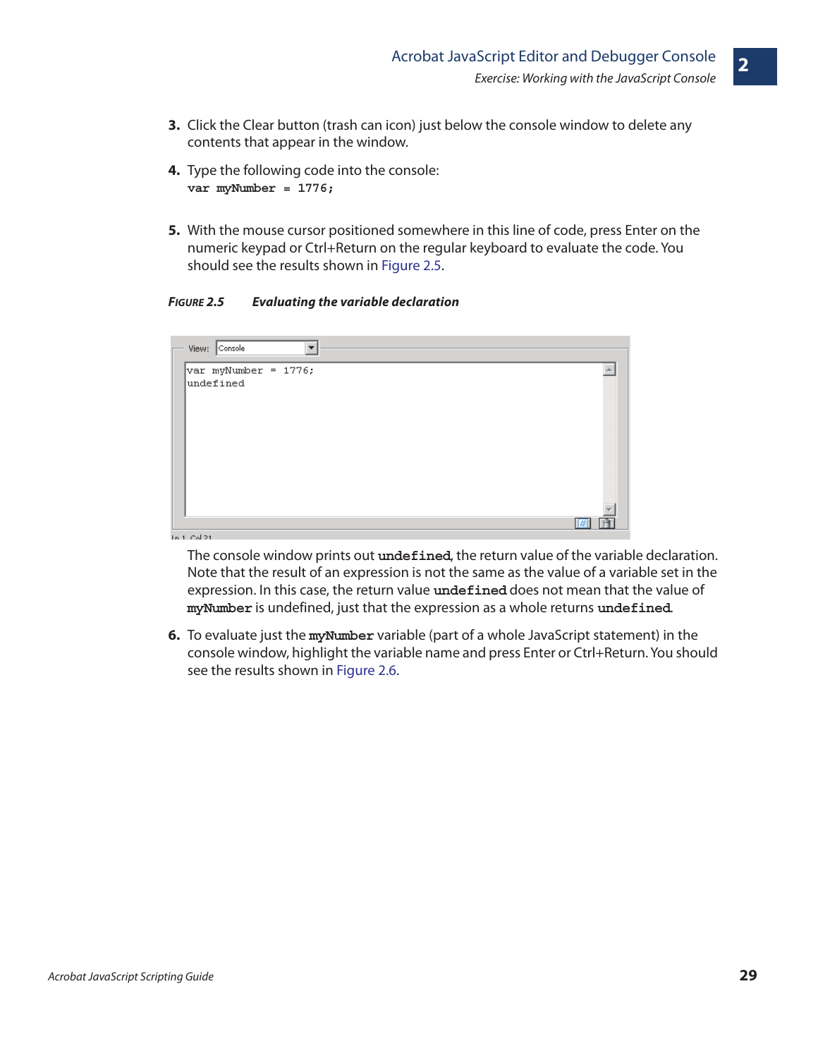3. Click the Clear button (trash can icon) just below the console window to delete any contents that appear in the window.

4. Type the following code into the console:

   ```
   var myNumber = 1776;
   ```

5. With the mouse cursor positioned somewhere in this line of code, press Enter on the numeric keypad or Ctrl+Return on the regular keyboard to evaluate the code. You should see the results shown in Figure 2.5.

***FIGURE 2.5 Evaluating the variable declaration***

```
var myNumber = 1776;
undefined
```

The console window prints out **`undefined`**, the return value of the variable declaration. Note that the result of an expression is not the same as the value of a variable set in the expression. In this case, the return value **`undefined`** does not mean that the value of **`myNumber`** is undefined, just that the expression as a whole returns **`undefined`**.

6. To evaluate just the **`myNumber`** variable (part of a whole JavaScript statement) in the console window, highlight the variable name and press Enter or Ctrl+Return. You should see the results shown in Figure 2.6.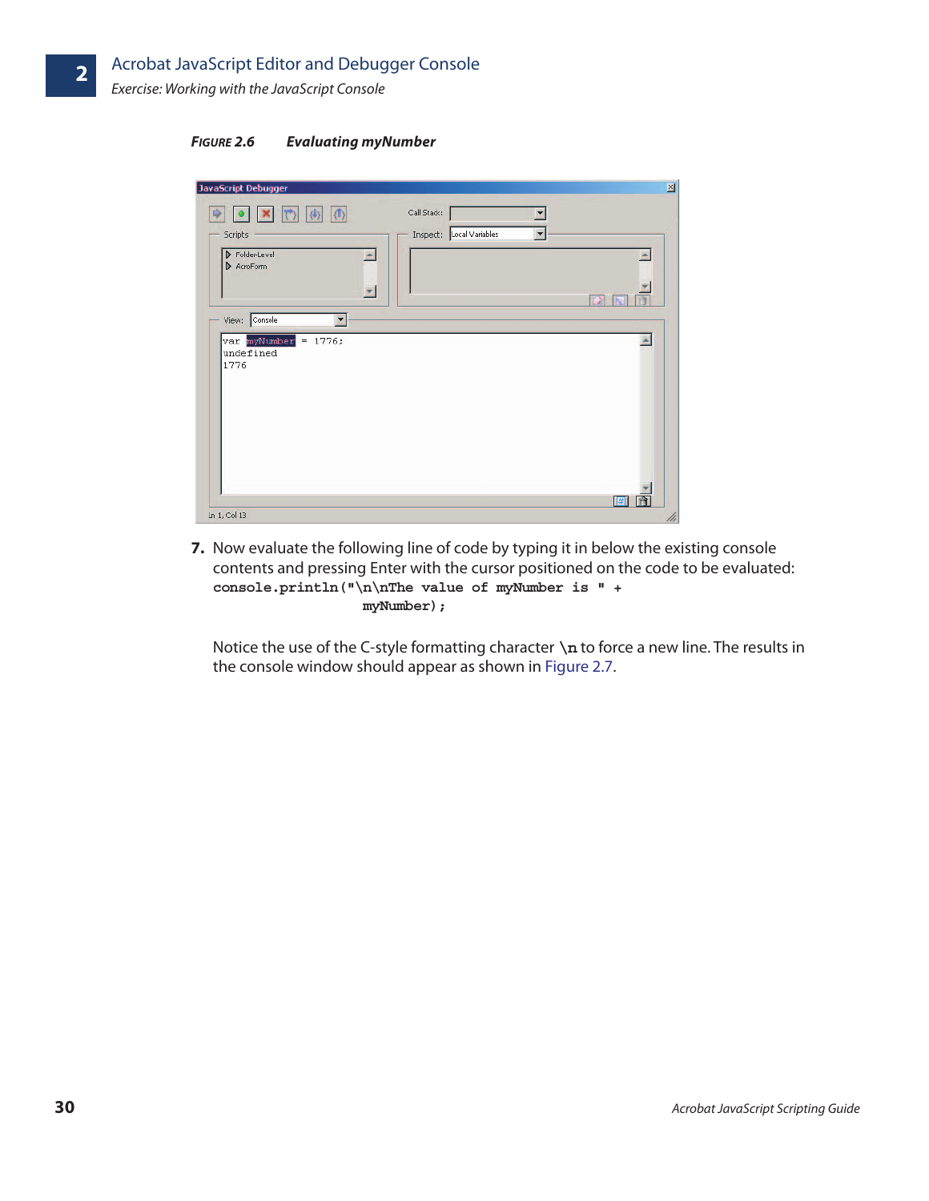*FIGURE 2.6* ***Evaluating myNumber***

7. Now evaluate the following line of code by typing it in below the existing console contents and pressing Enter with the cursor positioned on the code to be evaluated:

```
console.println("\n\nThe value of myNumber is " +
                myNumber);
```

Notice the use of the C-style formatting character **\n** to force a new line. The results in the console window should appear as shown in Figure 2.7.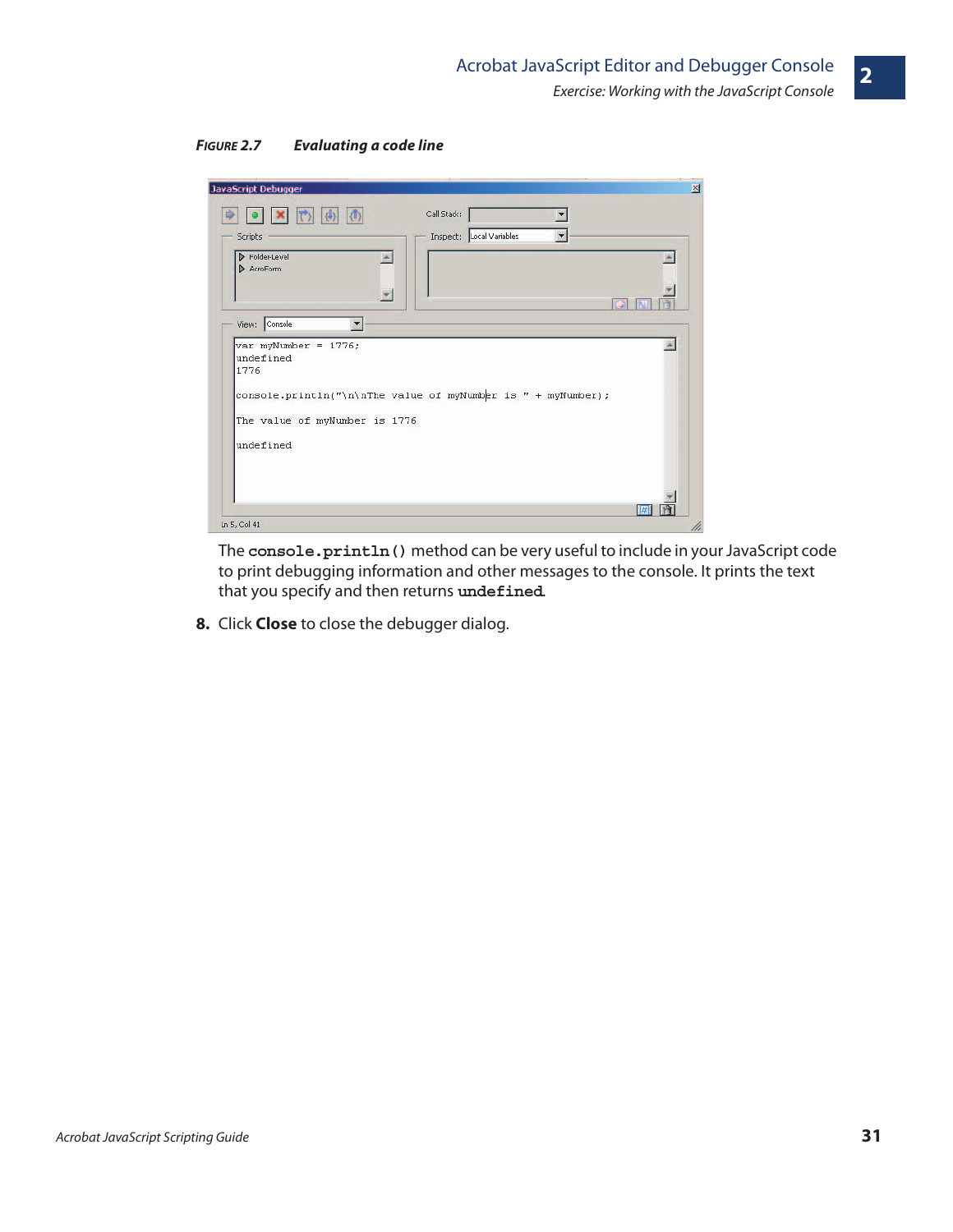**FIGURE 2.7 Evaluating a code line**

The **console.println()** method can be very useful to include in your JavaScript code to print debugging information and other messages to the console. It prints the text that you specify and then returns **undefined**.

8. Click **Close** to close the debugger dialog.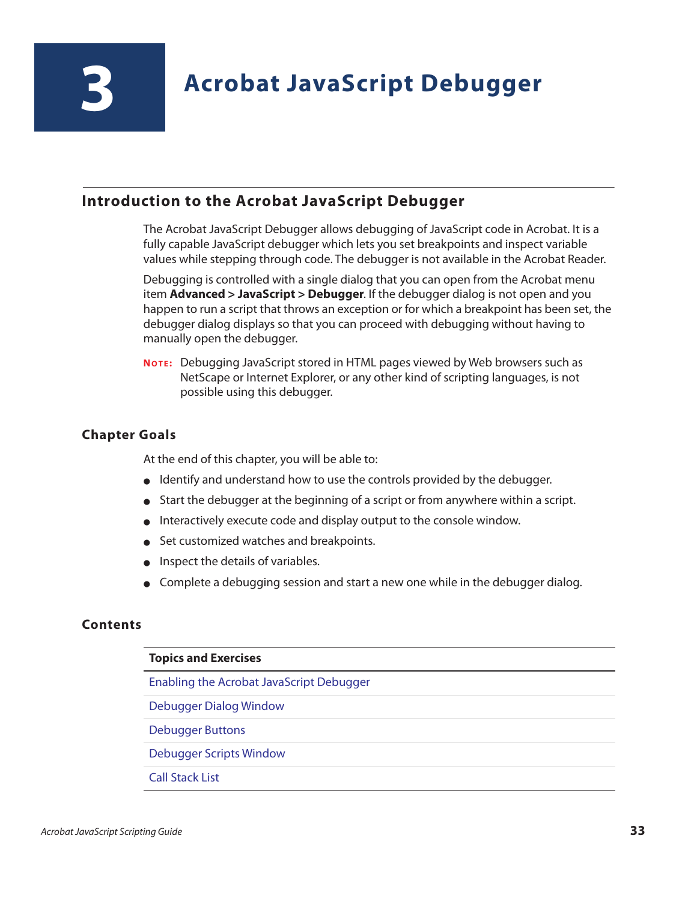# 3 Acrobat JavaScript Debugger

## Introduction to the Acrobat JavaScript Debugger

The Acrobat JavaScript Debugger allows debugging of JavaScript code in Acrobat. It is a fully capable JavaScript debugger which lets you set breakpoints and inspect variable values while stepping through code. The debugger is not available in the Acrobat Reader.

Debugging is controlled with a single dialog that you can open from the Acrobat menu item **Advanced > JavaScript > Debugger**. If the debugger dialog is not open and you happen to run a script that throws an exception or for which a breakpoint has been set, the debugger dialog displays so that you can proceed with debugging without having to manually open the debugger.

**NOTE:** Debugging JavaScript stored in HTML pages viewed by Web browsers such as NetScape or Internet Explorer, or any other kind of scripting languages, is not possible using this debugger.

### Chapter Goals

At the end of this chapter, you will be able to:

- Identify and understand how to use the controls provided by the debugger.
- Start the debugger at the beginning of a script or from anywhere within a script.
- Interactively execute code and display output to the console window.
- Set customized watches and breakpoints.
- Inspect the details of variables.
- Complete a debugging session and start a new one while in the debugger dialog.

### Contents

| Topics and Exercises |
|---|
| Enabling the Acrobat JavaScript Debugger |
| Debugger Dialog Window |
| Debugger Buttons |
| Debugger Scripts Window |
| Call Stack List |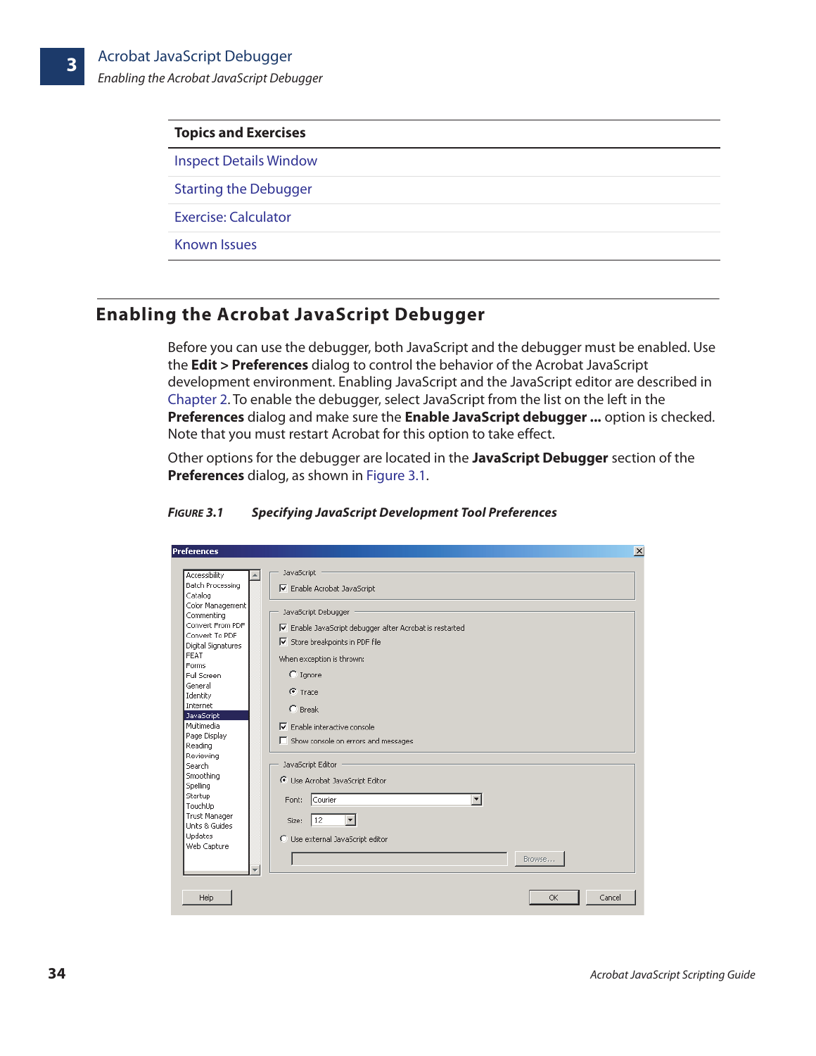| Topics and Exercises |
| --- |
| Inspect Details Window |
| Starting the Debugger |
| Exercise: Calculator |
| Known Issues |

## Enabling the Acrobat JavaScript Debugger

Before you can use the debugger, both JavaScript and the debugger must be enabled. Use the **Edit > Preferences** dialog to control the behavior of the Acrobat JavaScript development environment. Enabling JavaScript and the JavaScript editor are described in Chapter 2. To enable the debugger, select JavaScript from the list on the left in the **Preferences** dialog and make sure the **Enable JavaScript debugger ...** option is checked. Note that you must restart Acrobat for this option to take effect.

Other options for the debugger are located in the **JavaScript Debugger** section of the **Preferences** dialog, as shown in Figure 3.1.

***FIGURE 3.1 Specifying JavaScript Development Tool Preferences***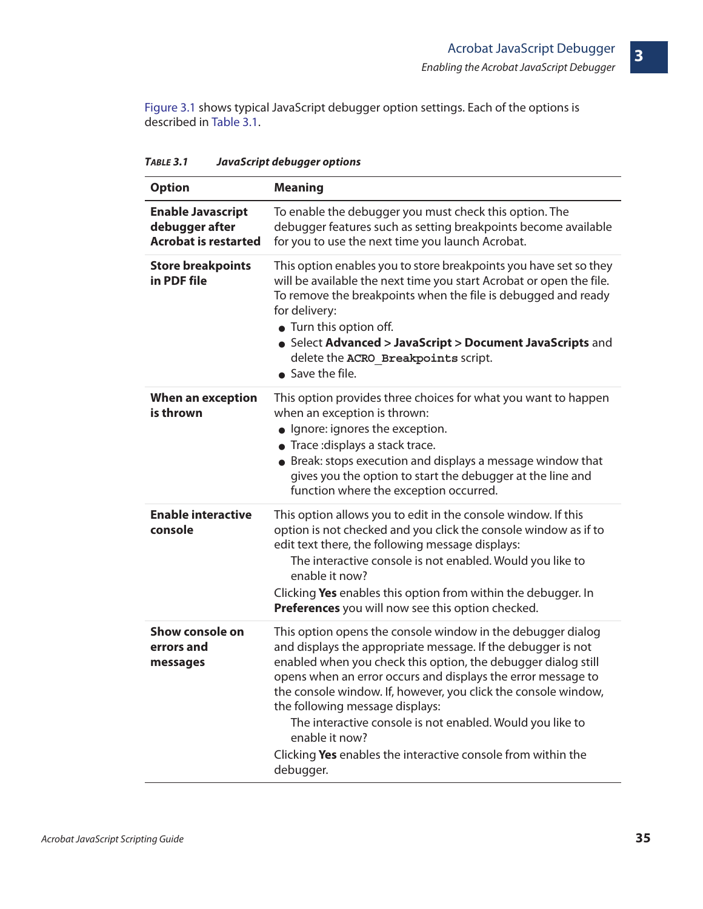Figure 3.1 shows typical JavaScript debugger option settings. Each of the options is described in Table 3.1.

***TABLE 3.1 JavaScript debugger options***

| Option | Meaning |
| --- | --- |
| **Enable Javascript debugger after Acrobat is restarted** | To enable the debugger you must check this option. The debugger features such as setting breakpoints become available for you to use the next time you launch Acrobat. |
| **Store breakpoints in PDF file** | This option enables you to store breakpoints you have set so they will be available the next time you start Acrobat or open the file. To remove the breakpoints when the file is debugged and ready for delivery:<br>● Turn this option off.<br>● Select **Advanced > JavaScript > Document JavaScripts** and delete the `ACRO_Breakpoints` script.<br>● Save the file. |
| **When an exception is thrown** | This option provides three choices for what you want to happen when an exception is thrown:<br>● Ignore: ignores the exception.<br>● Trace :displays a stack trace.<br>● Break: stops execution and displays a message window that gives you the option to start the debugger at the line and function where the exception occurred. |
| **Enable interactive console** | This option allows you to edit in the console window. If this option is not checked and you click the console window as if to edit text there, the following message displays:<br>The interactive console is not enabled. Would you like to enable it now?<br>Clicking **Yes** enables this option from within the debugger. In **Preferences** you will now see this option checked. |
| **Show console on errors and messages** | This option opens the console window in the debugger dialog and displays the appropriate message. If the debugger is not enabled when you check this option, the debugger dialog still opens when an error occurs and displays the error message to the console window. If, however, you click the console window, the following message displays:<br>The interactive console is not enabled. Would you like to enable it now?<br>Clicking **Yes** enables the interactive console from within the debugger. |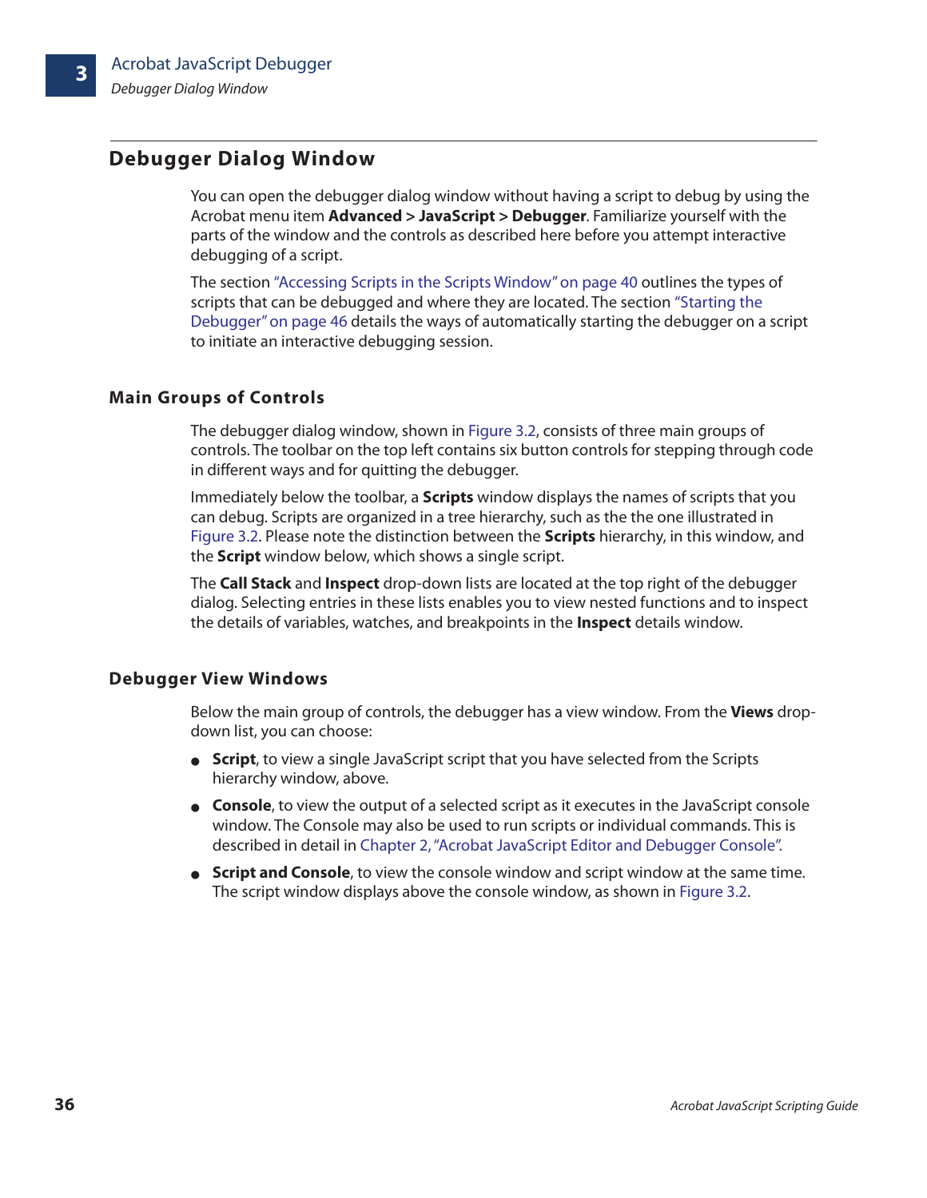## Debugger Dialog Window

You can open the debugger dialog window without having a script to debug by using the Acrobat menu item **Advanced > JavaScript > Debugger**. Familiarize yourself with the parts of the window and the controls as described here before you attempt interactive debugging of a script.

The section "Accessing Scripts in the Scripts Window" on page 40 outlines the types of scripts that can be debugged and where they are located. The section "Starting the Debugger" on page 46 details the ways of automatically starting the debugger on a script to initiate an interactive debugging session.

### Main Groups of Controls

The debugger dialog window, shown in Figure 3.2, consists of three main groups of controls. The toolbar on the top left contains six button controls for stepping through code in different ways and for quitting the debugger.

Immediately below the toolbar, a **Scripts** window displays the names of scripts that you can debug. Scripts are organized in a tree hierarchy, such as the the one illustrated in Figure 3.2. Please note the distinction between the **Scripts** hierarchy, in this window, and the **Script** window below, which shows a single script.

The **Call Stack** and **Inspect** drop-down lists are located at the top right of the debugger dialog. Selecting entries in these lists enables you to view nested functions and to inspect the details of variables, watches, and breakpoints in the **Inspect** details window.

### Debugger View Windows

Below the main group of controls, the debugger has a view window. From the **Views** drop-down list, you can choose:

- **Script**, to view a single JavaScript script that you have selected from the Scripts hierarchy window, above.
- **Console**, to view the output of a selected script as it executes in the JavaScript console window. The Console may also be used to run scripts or individual commands. This is described in detail in Chapter 2, "Acrobat JavaScript Editor and Debugger Console".
- **Script and Console**, to view the console window and script window at the same time. The script window displays above the console window, as shown in Figure 3.2.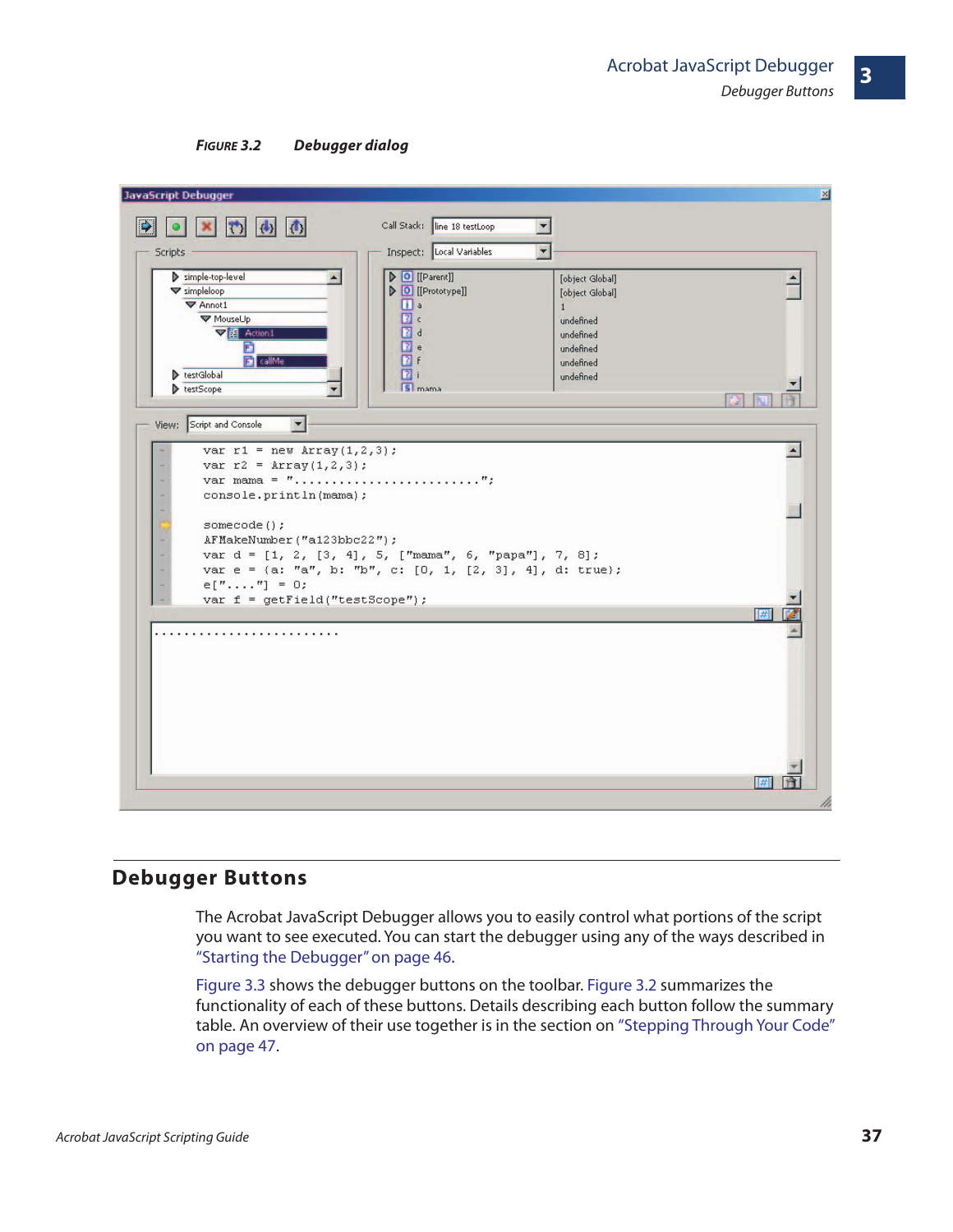**FIGURE 3.2 Debugger dialog**

## Debugger Buttons

The Acrobat JavaScript Debugger allows you to easily control what portions of the script you want to see executed. You can start the debugger using any of the ways described in "Starting the Debugger" on page 46.

Figure 3.3 shows the debugger buttons on the toolbar. Figure 3.2 summarizes the functionality of each of these buttons. Details describing each button follow the summary table. An overview of their use together is in the section on "Stepping Through Your Code" on page 47.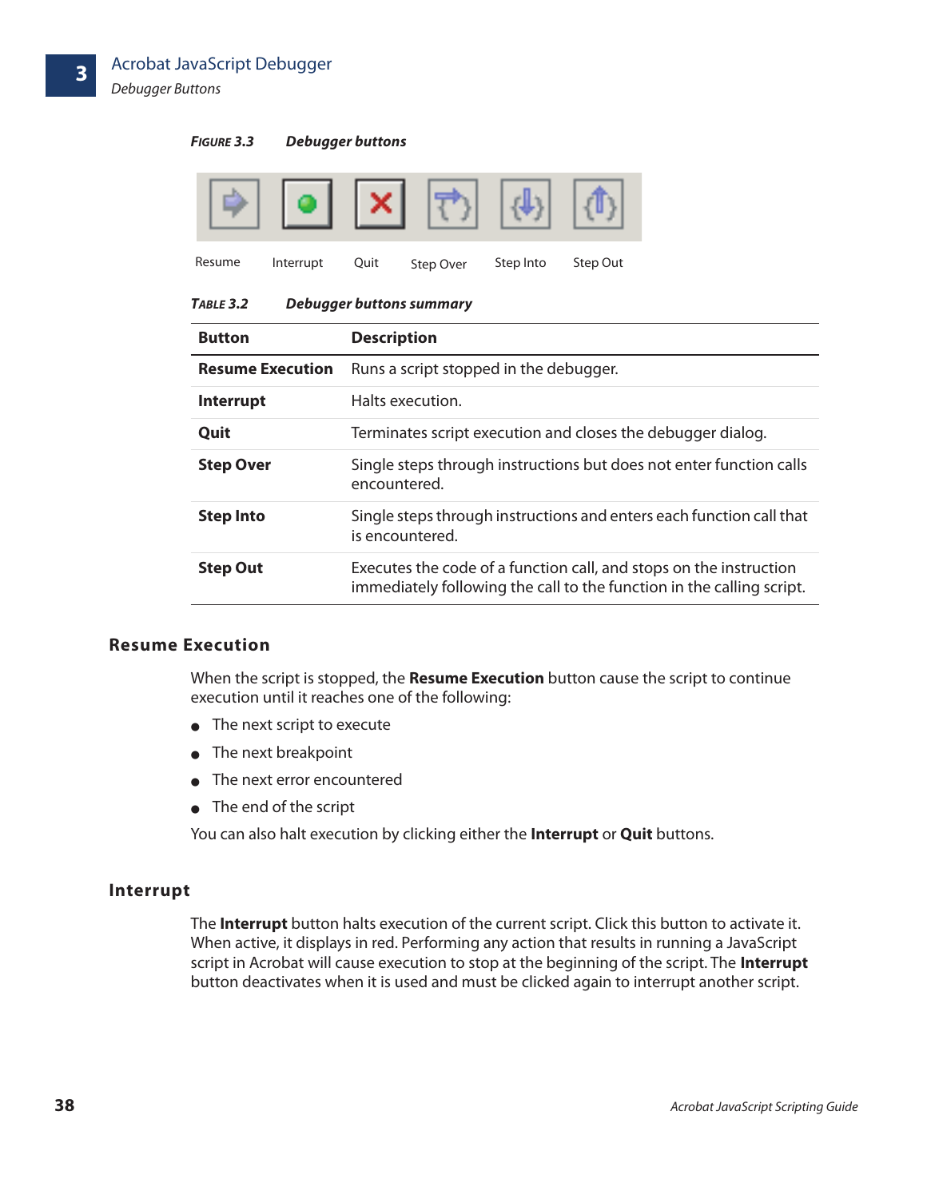**FIGURE 3.3 Debugger buttons**

Resume Interrupt Quit Step Over Step Into Step Out

**TABLE 3.2 Debugger buttons summary**

| Button | Description |
|---|---|
| **Resume Execution** | Runs a script stopped in the debugger. |
| **Interrupt** | Halts execution. |
| **Quit** | Terminates script execution and closes the debugger dialog. |
| **Step Over** | Single steps through instructions but does not enter function calls encountered. |
| **Step Into** | Single steps through instructions and enters each function call that is encountered. |
| **Step Out** | Executes the code of a function call, and stops on the instruction immediately following the call to the function in the calling script. |

## Resume Execution

When the script is stopped, the **Resume Execution** button cause the script to continue execution until it reaches one of the following:

- The next script to execute
- The next breakpoint
- The next error encountered
- The end of the script

You can also halt execution by clicking either the **Interrupt** or **Quit** buttons.

## Interrupt

The **Interrupt** button halts execution of the current script. Click this button to activate it. When active, it displays in red. Performing any action that results in running a JavaScript script in Acrobat will cause execution to stop at the beginning of the script. The **Interrupt** button deactivates when it is used and must be clicked again to interrupt another script.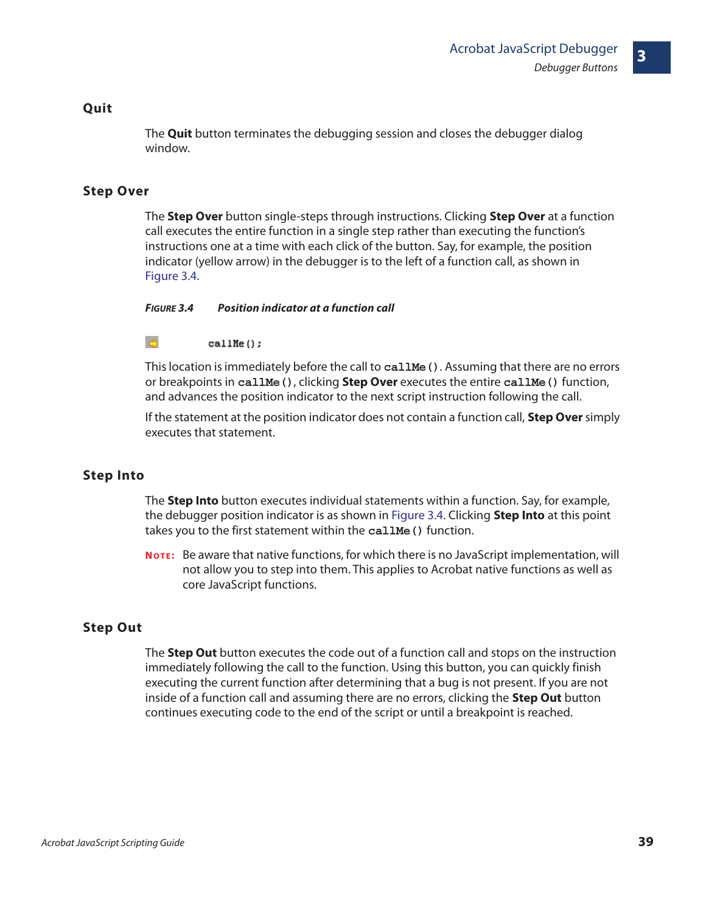### Quit

The **Quit** button terminates the debugging session and closes the debugger dialog window.

### Step Over

The **Step Over** button single-steps through instructions. Clicking **Step Over** at a function call executes the entire function in a single step rather than executing the function's instructions one at a time with each click of the button. Say, for example, the position indicator (yellow arrow) in the debugger is to the left of a function call, as shown in Figure 3.4.

***FIGURE 3.4 Position indicator at a function call***

```
callMe();
```

This location is immediately before the call to `callMe()`. Assuming that there are no errors or breakpoints in `callMe()`, clicking **Step Over** executes the entire `callMe()` function, and advances the position indicator to the next script instruction following the call.

If the statement at the position indicator does not contain a function call, **Step Over** simply executes that statement.

### Step Into

The **Step Into** button executes individual statements within a function. Say, for example, the debugger position indicator is as shown in Figure 3.4. Clicking **Step Into** at this point takes you to the first statement within the `callMe()` function.

**NOTE:** Be aware that native functions, for which there is no JavaScript implementation, will not allow you to step into them. This applies to Acrobat native functions as well as core JavaScript functions.

### Step Out

The **Step Out** button executes the code out of a function call and stops on the instruction immediately following the call to the function. Using this button, you can quickly finish executing the current function after determining that a bug is not present. If you are not inside of a function call and assuming there are no errors, clicking the **Step Out** button continues executing code to the end of the script or until a breakpoint is reached.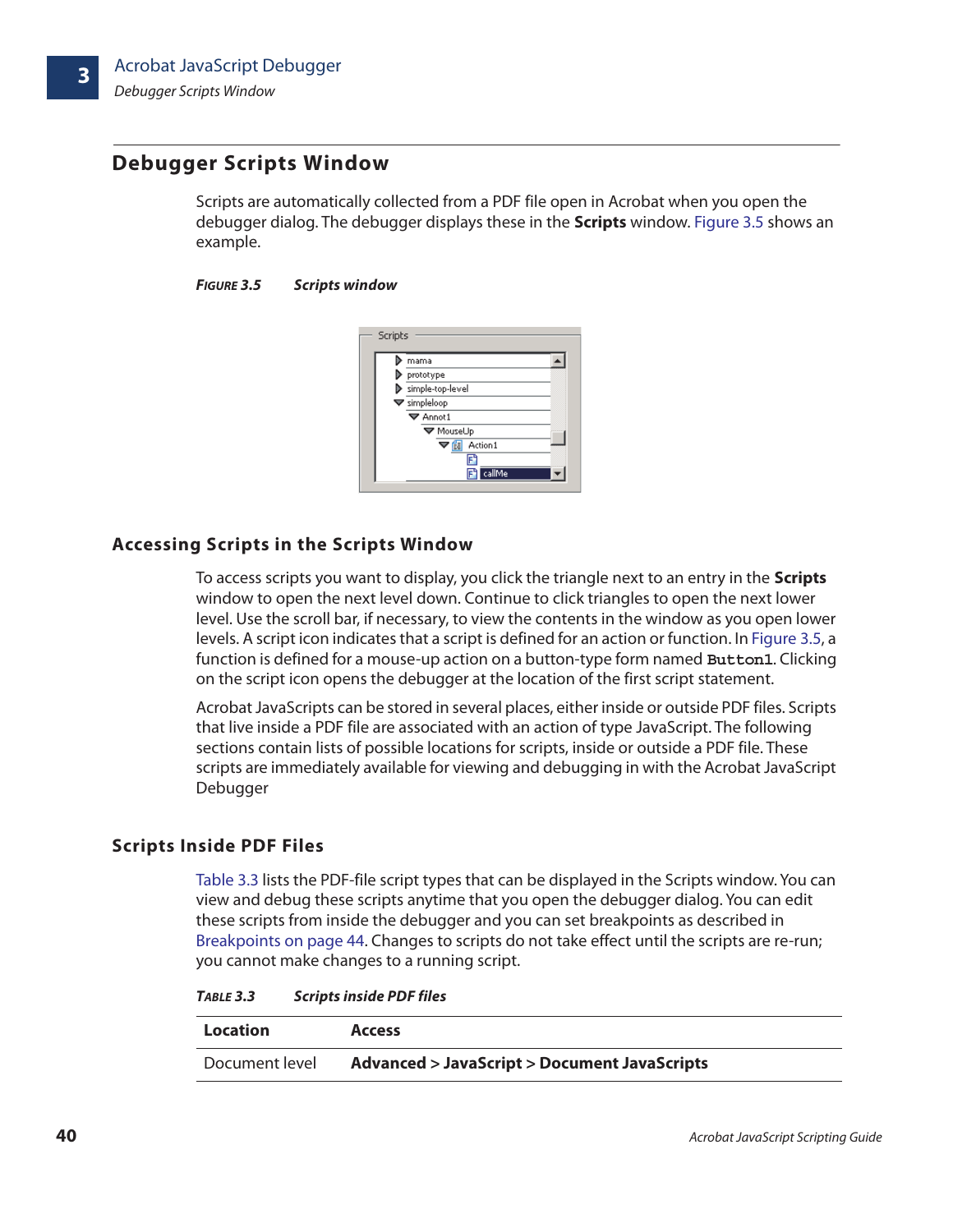## Debugger Scripts Window

Scripts are automatically collected from a PDF file open in Acrobat when you open the debugger dialog. The debugger displays these in the **Scripts** window. Figure 3.5 shows an example.

***FIGURE 3.5 Scripts window***

### Accessing Scripts in the Scripts Window

To access scripts you want to display, you click the triangle next to an entry in the **Scripts** window to open the next level down. Continue to click triangles to open the next lower level. Use the scroll bar, if necessary, to view the contents in the window as you open lower levels. A script icon indicates that a script is defined for an action or function. In Figure 3.5, a function is defined for a mouse-up action on a button-type form named `Button1`. Clicking on the script icon opens the debugger at the location of the first script statement.

Acrobat JavaScripts can be stored in several places, either inside or outside PDF files. Scripts that live inside a PDF file are associated with an action of type JavaScript. The following sections contain lists of possible locations for scripts, inside or outside a PDF file. These scripts are immediately available for viewing and debugging in with the Acrobat JavaScript Debugger

### Scripts Inside PDF Files

Table 3.3 lists the PDF-file script types that can be displayed in the Scripts window. You can view and debug these scripts anytime that you open the debugger dialog. You can edit these scripts from inside the debugger and you can set breakpoints as described in Breakpoints on page 44. Changes to scripts do not take effect until the scripts are re-run; you cannot make changes to a running script.

***TABLE 3.3 Scripts inside PDF files***

| Location | Access |
|---|---|
| Document level | **Advanced > JavaScript > Document JavaScripts** |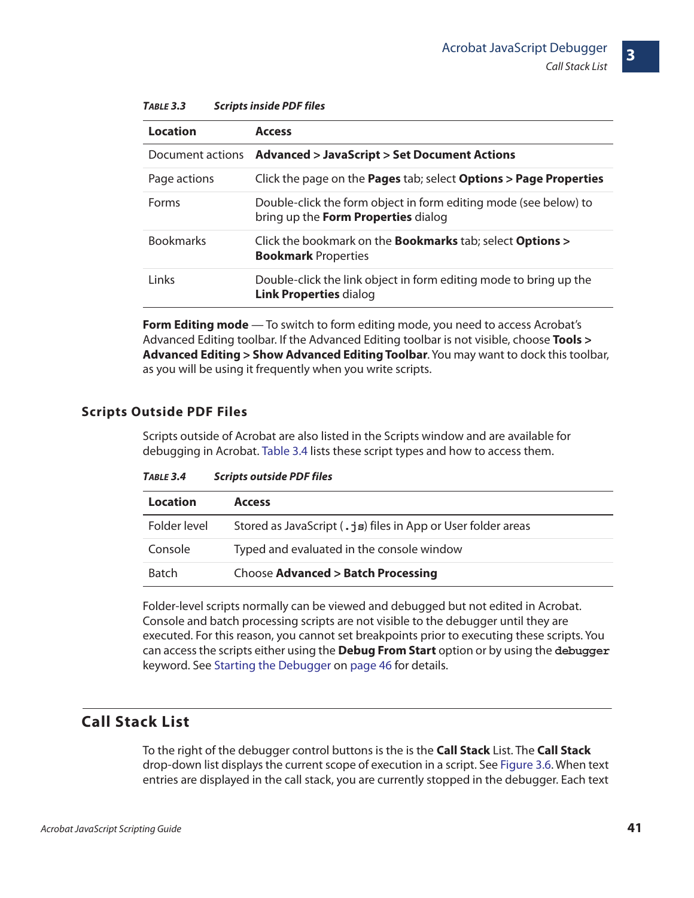*Table 3.3 Scripts inside PDF files*

| Location | Access |
|---|---|
| Document actions | **Advanced > JavaScript > Set Document Actions** |
| Page actions | Click the page on the **Pages** tab; select **Options > Page Properties** |
| Forms | Double-click the form object in form editing mode (see below) to bring up the **Form Properties** dialog |
| Bookmarks | Click the bookmark on the **Bookmarks** tab; select **Options > Bookmark** Properties |
| Links | Double-click the link object in form editing mode to bring up the **Link Properties** dialog |

**Form Editing mode** — To switch to form editing mode, you need to access Acrobat's Advanced Editing toolbar. If the Advanced Editing toolbar is not visible, choose **Tools > Advanced Editing > Show Advanced Editing Toolbar**. You may want to dock this toolbar, as you will be using it frequently when you write scripts.

### Scripts Outside PDF Files

Scripts outside of Acrobat are also listed in the Scripts window and are available for debugging in Acrobat. Table 3.4 lists these script types and how to access them.

*Table 3.4 Scripts outside PDF files*

| Location | Access |
|---|---|
| Folder level | Stored as JavaScript (`.js`) files in App or User folder areas |
| Console | Typed and evaluated in the console window |
| Batch | Choose **Advanced > Batch Processing** |

Folder-level scripts normally can be viewed and debugged but not edited in Acrobat. Console and batch processing scripts are not visible to the debugger until they are executed. For this reason, you cannot set breakpoints prior to executing these scripts. You can access the scripts either using the **Debug From Start** option or by using the `debugger` keyword. See Starting the Debugger on page 46 for details.

## Call Stack List

To the right of the debugger control buttons is the is the **Call Stack** List. The **Call Stack** drop-down list displays the current scope of execution in a script. See Figure 3.6. When text entries are displayed in the call stack, you are currently stopped in the debugger. Each text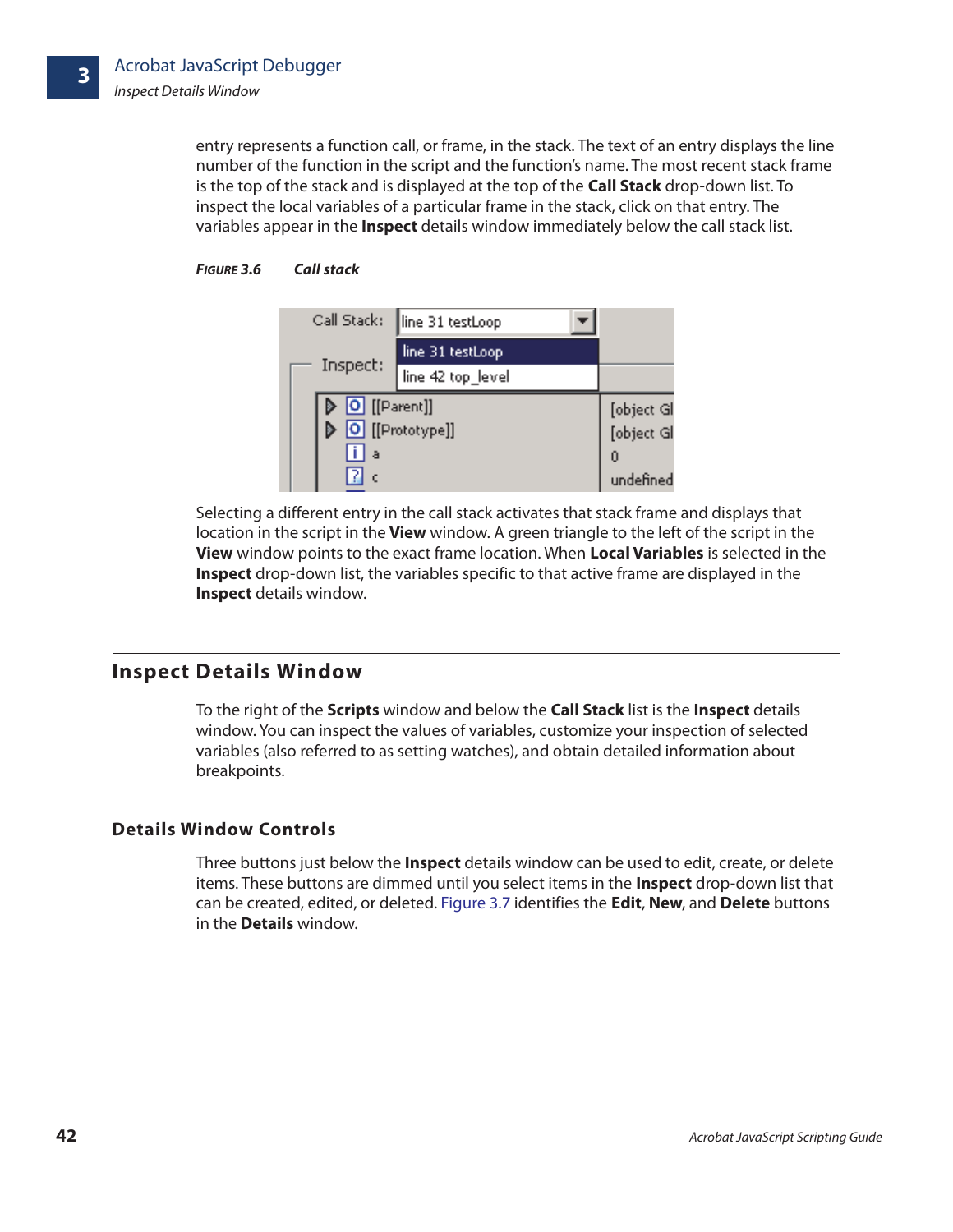entry represents a function call, or frame, in the stack. The text of an entry displays the line number of the function in the script and the function's name. The most recent stack frame is the top of the stack and is displayed at the top of the **Call Stack** drop-down list. To inspect the local variables of a particular frame in the stack, click on that entry. The variables appear in the **Inspect** details window immediately below the call stack list.

***FIGURE 3.6*** ***Call stack***

Selecting a different entry in the call stack activates that stack frame and displays that location in the script in the **View** window. A green triangle to the left of the script in the **View** window points to the exact frame location. When **Local Variables** is selected in the **Inspect** drop-down list, the variables specific to that active frame are displayed in the **Inspect** details window.

## Inspect Details Window

To the right of the **Scripts** window and below the **Call Stack** list is the **Inspect** details window. You can inspect the values of variables, customize your inspection of selected variables (also referred to as setting watches), and obtain detailed information about breakpoints.

### Details Window Controls

Three buttons just below the **Inspect** details window can be used to edit, create, or delete items. These buttons are dimmed until you select items in the **Inspect** drop-down list that can be created, edited, or deleted. Figure 3.7 identifies the **Edit**, **New**, and **Delete** buttons in the **Details** window.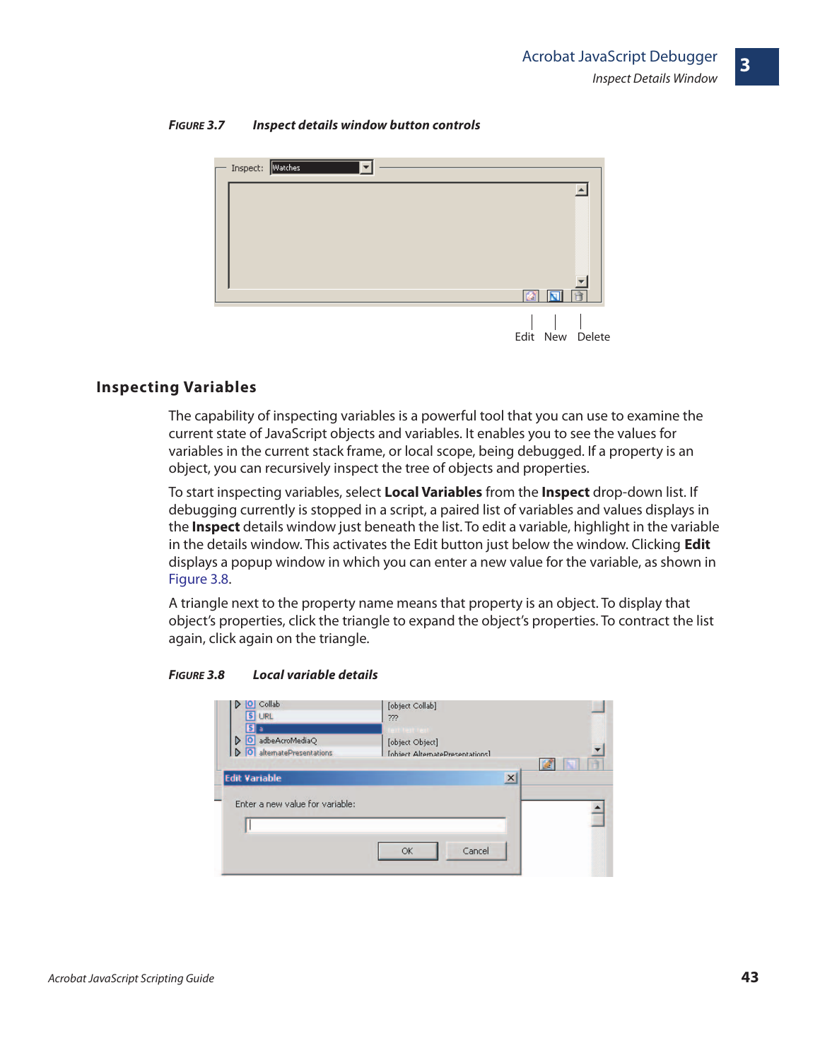**FIGURE 3.7 Inspect details window button controls**

Edit New Delete

## Inspecting Variables

The capability of inspecting variables is a powerful tool that you can use to examine the current state of JavaScript objects and variables. It enables you to see the values for variables in the current stack frame, or local scope, being debugged. If a property is an object, you can recursively inspect the tree of objects and properties.

To start inspecting variables, select **Local Variables** from the **Inspect** drop-down list. If debugging currently is stopped in a script, a paired list of variables and values displays in the **Inspect** details window just beneath the list. To edit a variable, highlight in the variable in the details window. This activates the Edit button just below the window. Clicking **Edit** displays a popup window in which you can enter a new value for the variable, as shown in Figure 3.8.

A triangle next to the property name means that property is an object. To display that object's properties, click the triangle to expand the object's properties. To contract the list again, click again on the triangle.

**FIGURE 3.8 Local variable details**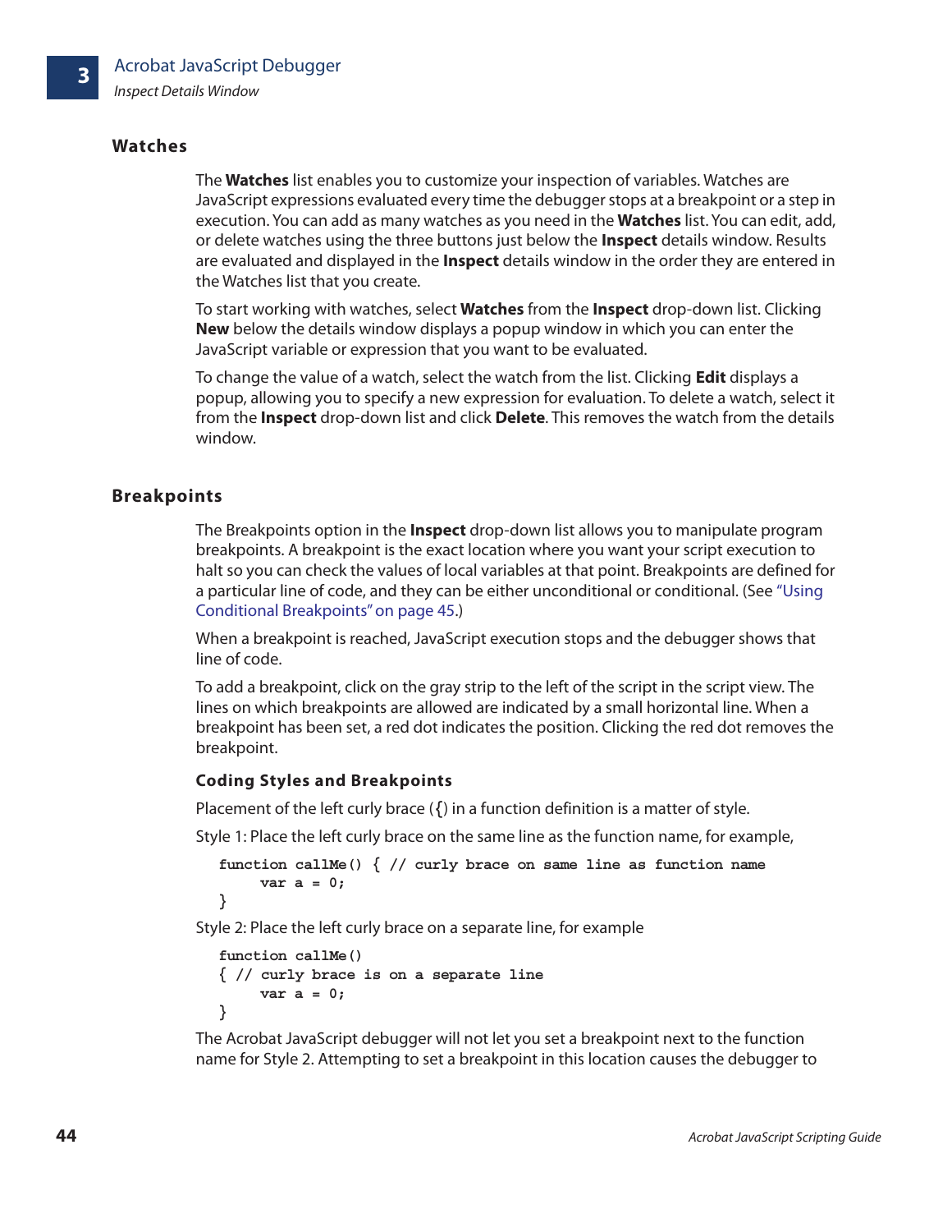## Watches

The **Watches** list enables you to customize your inspection of variables. Watches are JavaScript expressions evaluated every time the debugger stops at a breakpoint or a step in execution. You can add as many watches as you need in the **Watches** list. You can edit, add, or delete watches using the three buttons just below the **Inspect** details window. Results are evaluated and displayed in the **Inspect** details window in the order they are entered in the Watches list that you create.

To start working with watches, select **Watches** from the **Inspect** drop-down list. Clicking **New** below the details window displays a popup window in which you can enter the JavaScript variable or expression that you want to be evaluated.

To change the value of a watch, select the watch from the list. Clicking **Edit** displays a popup, allowing you to specify a new expression for evaluation. To delete a watch, select it from the **Inspect** drop-down list and click **Delete**. This removes the watch from the details window.

## Breakpoints

The Breakpoints option in the **Inspect** drop-down list allows you to manipulate program breakpoints. A breakpoint is the exact location where you want your script execution to halt so you can check the values of local variables at that point. Breakpoints are defined for a particular line of code, and they can be either unconditional or conditional. (See "Using Conditional Breakpoints" on page 45.)

When a breakpoint is reached, JavaScript execution stops and the debugger shows that line of code.

To add a breakpoint, click on the gray strip to the left of the script in the script view. The lines on which breakpoints are allowed are indicated by a small horizontal line. When a breakpoint has been set, a red dot indicates the position. Clicking the red dot removes the breakpoint.

### Coding Styles and Breakpoints

Placement of the left curly brace (**{**) in a function definition is a matter of style.

Style 1: Place the left curly brace on the same line as the function name, for example,

```
function callMe() { // curly brace on same line as function name
     var a = 0;
}
```

Style 2: Place the left curly brace on a separate line, for example

```
function callMe()
{ // curly brace is on a separate line
     var a = 0;
}
```

The Acrobat JavaScript debugger will not let you set a breakpoint next to the function name for Style 2. Attempting to set a breakpoint in this location causes the debugger to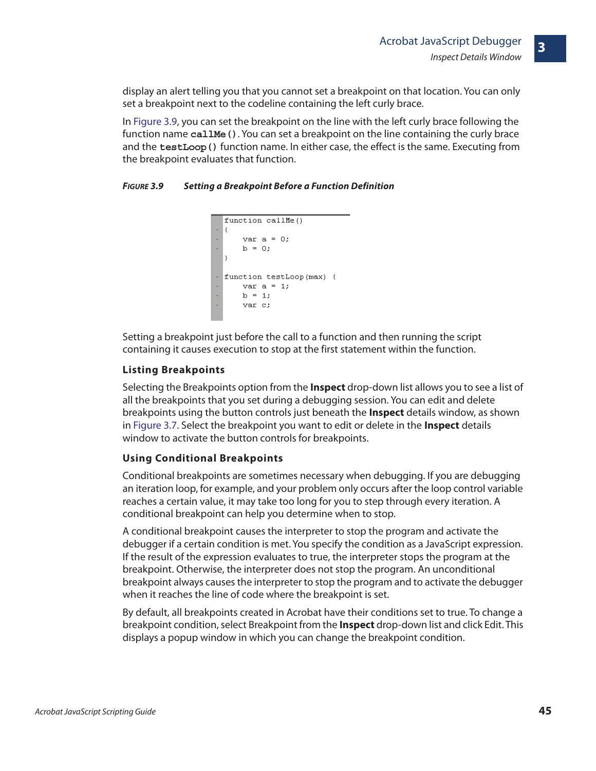display an alert telling you that you cannot set a breakpoint on that location. You can only set a breakpoint next to the codeline containing the left curly brace.

In Figure 3.9, you can set the breakpoint on the line with the left curly brace following the function name `callMe()`. You can set a breakpoint on the line containing the curly brace and the `testLoop()` function name. In either case, the effect is the same. Executing from the breakpoint evaluates that function.

*FIGURE 3.9* ***Setting a Breakpoint Before a Function Definition***

```
function callMe()
{
    var a = 0;
    b = 0;
}

function testLoop(max) {
    var a = 1;
    b = 1;
    var c;
```

Setting a breakpoint just before the call to a function and then running the script containing it causes execution to stop at the first statement within the function.

### Listing Breakpoints

Selecting the Breakpoints option from the **Inspect** drop-down list allows you to see a list of all the breakpoints that you set during a debugging session. You can edit and delete breakpoints using the button controls just beneath the **Inspect** details window, as shown in Figure 3.7. Select the breakpoint you want to edit or delete in the **Inspect** details window to activate the button controls for breakpoints.

### Using Conditional Breakpoints

Conditional breakpoints are sometimes necessary when debugging. If you are debugging an iteration loop, for example, and your problem only occurs after the loop control variable reaches a certain value, it may take too long for you to step through every iteration. A conditional breakpoint can help you determine when to stop.

A conditional breakpoint causes the interpreter to stop the program and activate the debugger if a certain condition is met. You specify the condition as a JavaScript expression. If the result of the expression evaluates to true, the interpreter stops the program at the breakpoint. Otherwise, the interpreter does not stop the program. An unconditional breakpoint always causes the interpreter to stop the program and to activate the debugger when it reaches the line of code where the breakpoint is set.

By default, all breakpoints created in Acrobat have their conditions set to true. To change a breakpoint condition, select Breakpoint from the **Inspect** drop-down list and click Edit. This displays a popup window in which you can change the breakpoint condition.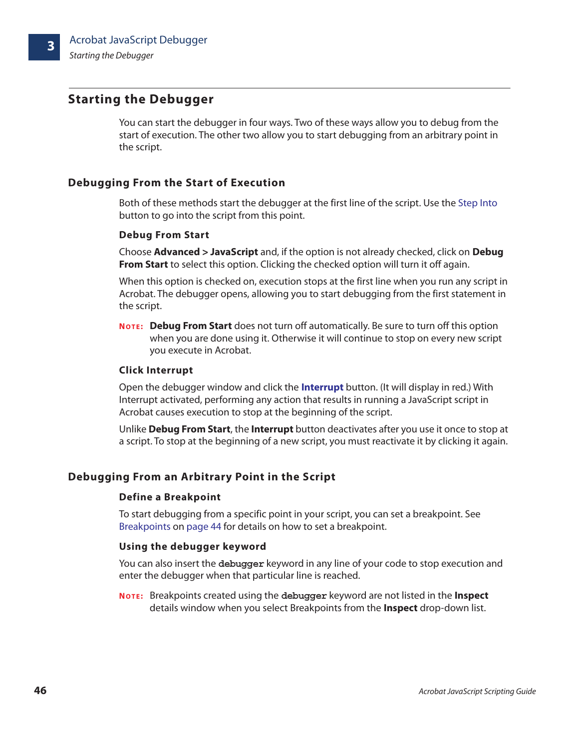## Starting the Debugger

You can start the debugger in four ways. Two of these ways allow you to debug from the start of execution. The other two allow you to start debugging from an arbitrary point in the script.

### Debugging From the Start of Execution

Both of these methods start the debugger at the first line of the script. Use the Step Into button to go into the script from this point.

#### Debug From Start

Choose **Advanced > JavaScript** and, if the option is not already checked, click on **Debug From Start** to select this option. Clicking the checked option will turn it off again.

When this option is checked on, execution stops at the first line when you run any script in Acrobat. The debugger opens, allowing you to start debugging from the first statement in the script.

**NOTE:** **Debug From Start** does not turn off automatically. Be sure to turn off this option when you are done using it. Otherwise it will continue to stop on every new script you execute in Acrobat.

#### Click Interrupt

Open the debugger window and click the **Interrupt** button. (It will display in red.) With Interrupt activated, performing any action that results in running a JavaScript script in Acrobat causes execution to stop at the beginning of the script.

Unlike **Debug From Start**, the **Interrupt** button deactivates after you use it once to stop at a script. To stop at the beginning of a new script, you must reactivate it by clicking it again.

### Debugging From an Arbitrary Point in the Script

#### Define a Breakpoint

To start debugging from a specific point in your script, you can set a breakpoint. See Breakpoints on page 44 for details on how to set a breakpoint.

#### Using the debugger keyword

You can also insert the `debugger` keyword in any line of your code to stop execution and enter the debugger when that particular line is reached.

**NOTE:** Breakpoints created using the `debugger` keyword are not listed in the **Inspect** details window when you select Breakpoints from the **Inspect** drop-down list.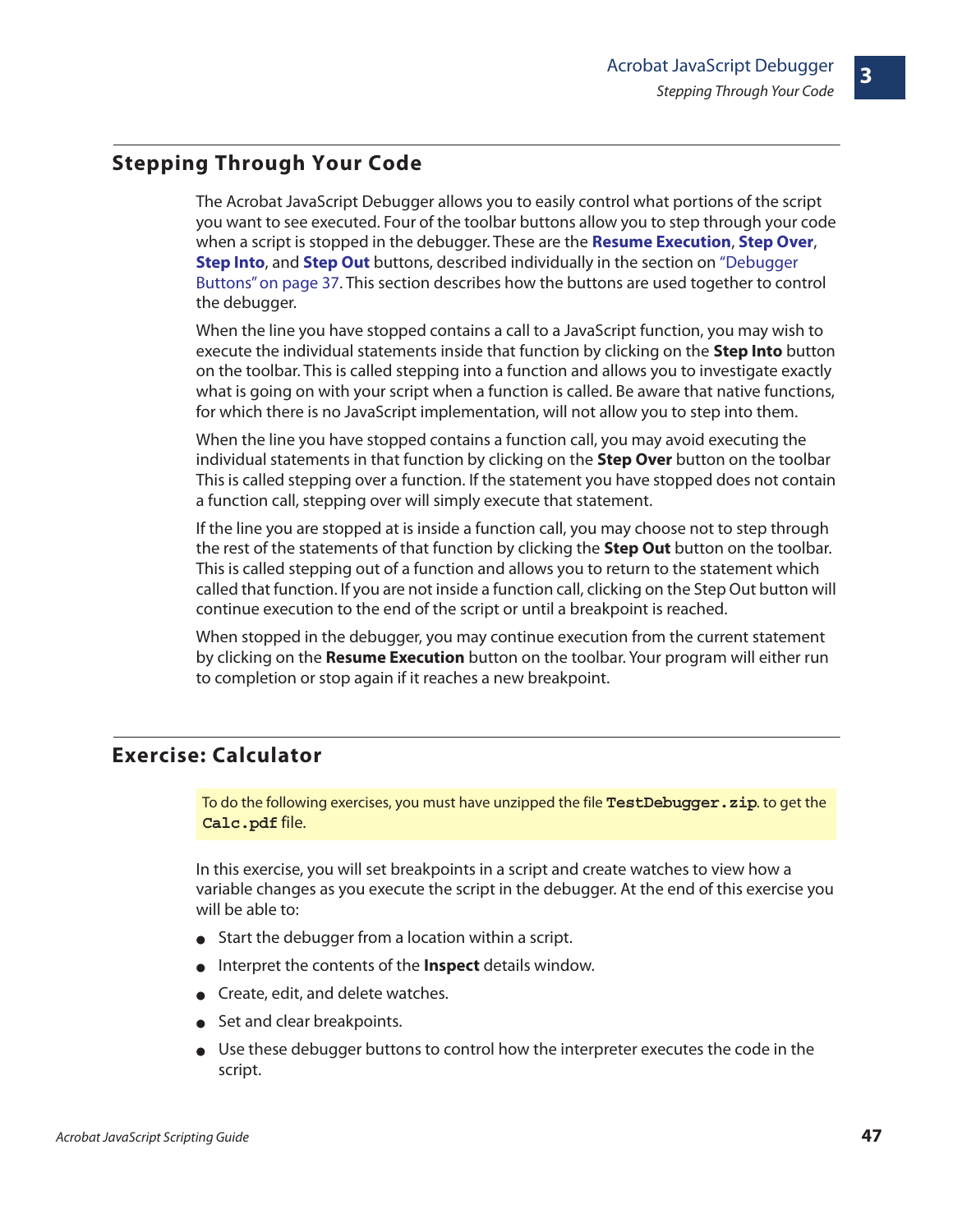## Stepping Through Your Code

The Acrobat JavaScript Debugger allows you to easily control what portions of the script you want to see executed. Four of the toolbar buttons allow you to step through your code when a script is stopped in the debugger. These are the **Resume Execution**, **Step Over**, **Step Into**, and **Step Out** buttons, described individually in the section on "Debugger Buttons" on page 37. This section describes how the buttons are used together to control the debugger.

When the line you have stopped contains a call to a JavaScript function, you may wish to execute the individual statements inside that function by clicking on the **Step Into** button on the toolbar. This is called stepping into a function and allows you to investigate exactly what is going on with your script when a function is called. Be aware that native functions, for which there is no JavaScript implementation, will not allow you to step into them.

When the line you have stopped contains a function call, you may avoid executing the individual statements in that function by clicking on the **Step Over** button on the toolbar This is called stepping over a function. If the statement you have stopped does not contain a function call, stepping over will simply execute that statement.

If the line you are stopped at is inside a function call, you may choose not to step through the rest of the statements of that function by clicking the **Step Out** button on the toolbar. This is called stepping out of a function and allows you to return to the statement which called that function. If you are not inside a function call, clicking on the Step Out button will continue execution to the end of the script or until a breakpoint is reached.

When stopped in the debugger, you may continue execution from the current statement by clicking on the **Resume Execution** button on the toolbar. Your program will either run to completion or stop again if it reaches a new breakpoint.

## Exercise: Calculator

To do the following exercises, you must have unzipped the file `TestDebugger.zip`. to get the `Calc.pdf` file.

In this exercise, you will set breakpoints in a script and create watches to view how a variable changes as you execute the script in the debugger. At the end of this exercise you will be able to:

- Start the debugger from a location within a script.
- Interpret the contents of the **Inspect** details window.
- Create, edit, and delete watches.
- Set and clear breakpoints.
- Use these debugger buttons to control how the interpreter executes the code in the script.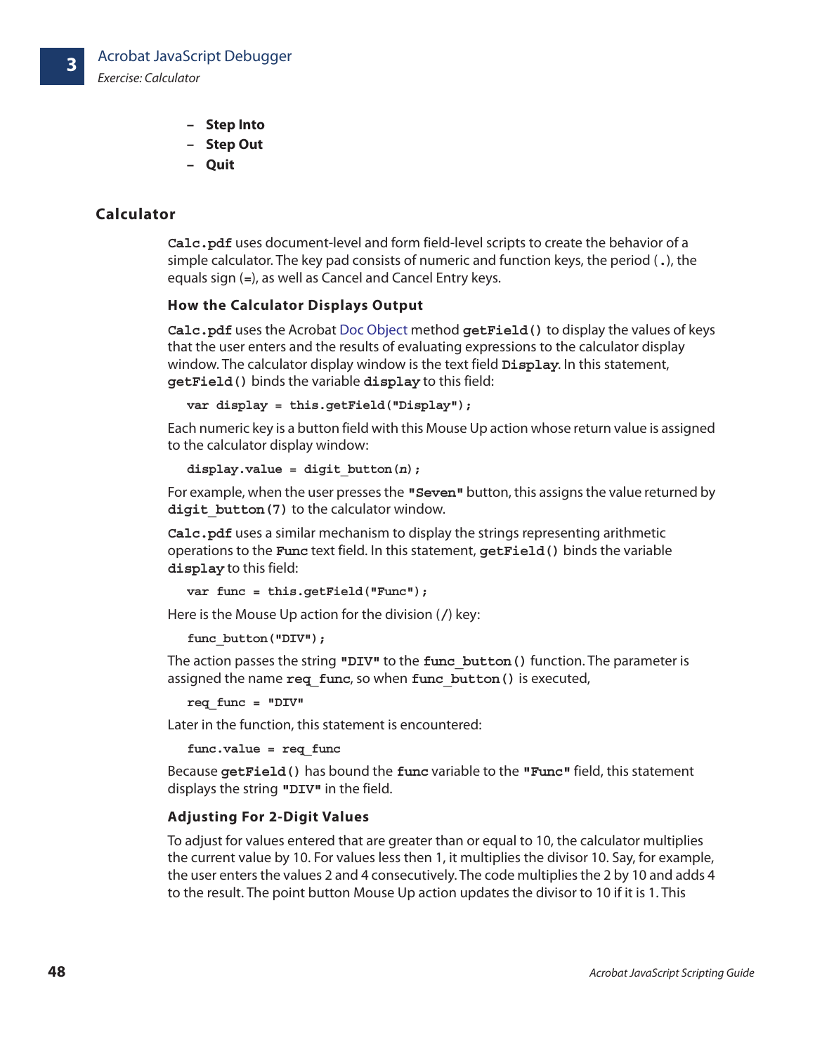- Step Into
- Step Out
- Quit

## Calculator

`Calc.pdf` uses document-level and form field-level scripts to create the behavior of a simple calculator. The key pad consists of numeric and function keys, the period (`.`), the equals sign (`=`), as well as Cancel and Cancel Entry keys.

### How the Calculator Displays Output

`Calc.pdf` uses the Acrobat Doc Object method `getField()` to display the values of keys that the user enters and the results of evaluating expressions to the calculator display window. The calculator display window is the text field `Display`. In this statement, `getField()` binds the variable `display` to this field:

```
var display = this.getField("Display");
```

Each numeric key is a button field with this Mouse Up action whose return value is assigned to the calculator display window:

```
display.value = digit_button(n);
```

For example, when the user presses the `"Seven"` button, this assigns the value returned by `digit_button(7)` to the calculator window.

`Calc.pdf` uses a similar mechanism to display the strings representing arithmetic operations to the `Func` text field. In this statement, `getField()` binds the variable `display` to this field:

```
var func = this.getField("Func");
```

Here is the Mouse Up action for the division (`/`) key:

```
func_button("DIV");
```

The action passes the string `"DIV"` to the `func_button()` function. The parameter is assigned the name `req_func`, so when `func_button()` is executed,

```
req_func = "DIV"
```

Later in the function, this statement is encountered:

```
func.value = req_func
```

Because `getField()` has bound the `func` variable to the `"Func"` field, this statement displays the string `"DIV"` in the field.

### Adjusting For 2-Digit Values

To adjust for values entered that are greater than or equal to 10, the calculator multiplies the current value by 10. For values less then 1, it multiplies the divisor 10. Say, for example, the user enters the values 2 and 4 consecutively. The code multiplies the 2 by 10 and adds 4 to the result. The point button Mouse Up action updates the divisor to 10 if it is 1. This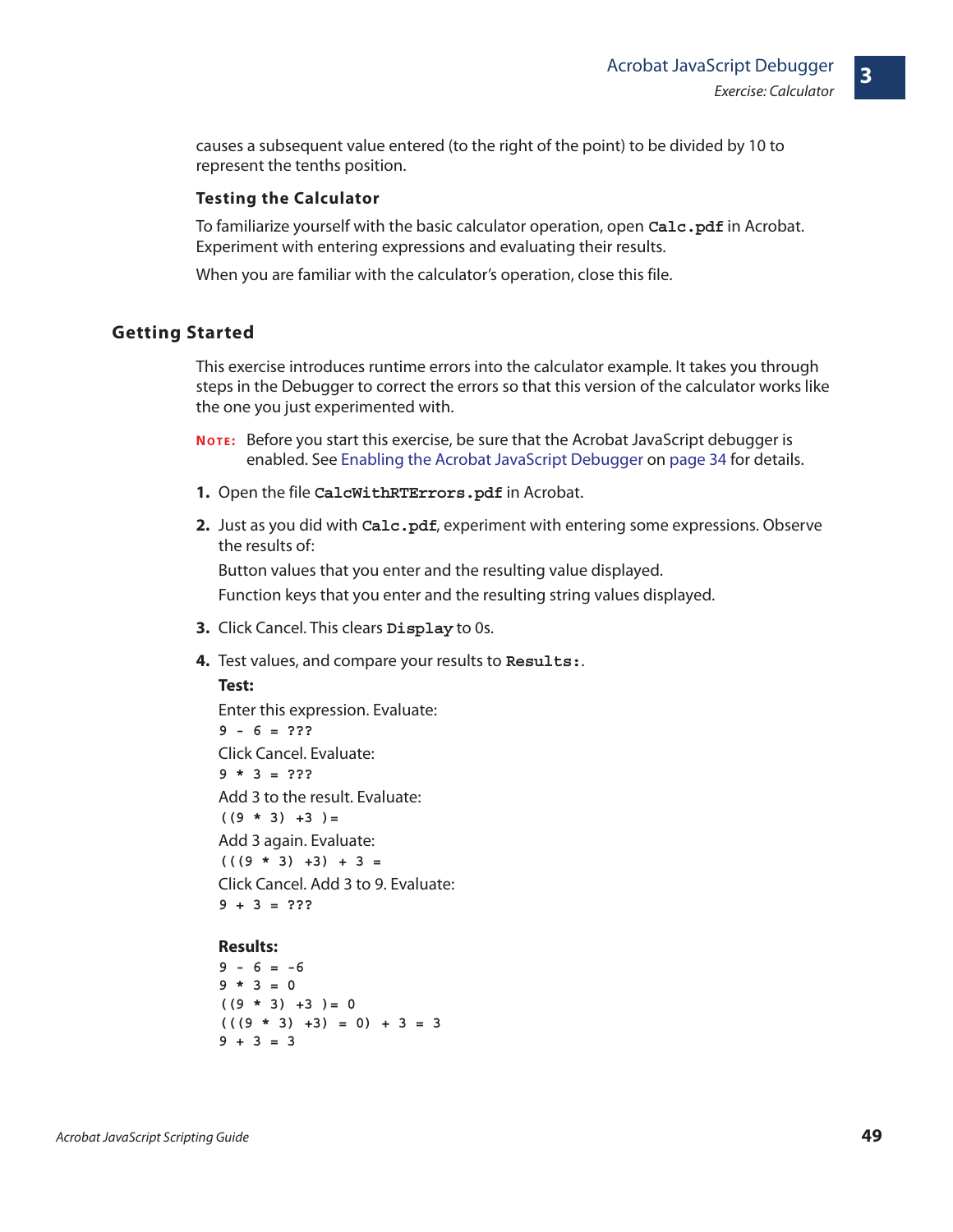causes a subsequent value entered (to the right of the point) to be divided by 10 to represent the tenths position.

### Testing the Calculator

To familiarize yourself with the basic calculator operation, open **Calc.pdf** in Acrobat. Experiment with entering expressions and evaluating their results.

When you are familiar with the calculator's operation, close this file.

## Getting Started

This exercise introduces runtime errors into the calculator example. It takes you through steps in the Debugger to correct the errors so that this version of the calculator works like the one you just experimented with.

**NOTE:** Before you start this exercise, be sure that the Acrobat JavaScript debugger is enabled. See Enabling the Acrobat JavaScript Debugger on page 34 for details.

1. Open the file **CalcWithRTErrors.pdf** in Acrobat.
2. Just as you did with **Calc.pdf**, experiment with entering some expressions. Observe the results of:

   Button values that you enter and the resulting value displayed.

   Function keys that you enter and the resulting string values displayed.
3. Click Cancel. This clears **Display** to 0s.
4. Test values, and compare your results to **Results:**.

   **Test:**

   Enter this expression. Evaluate:

   ```
   9 - 6 = ???
   ```

   Click Cancel. Evaluate:

   ```
   9 * 3 = ???
   ```

   Add 3 to the result. Evaluate:

   ```
   ((9 * 3) +3 )=
   ```

   Add 3 again. Evaluate:

   ```
   (((9 * 3) +3) + 3 =
   ```

   Click Cancel. Add 3 to 9. Evaluate:

   ```
   9 + 3 = ???
   ```

   **Results:**

   ```
   9 - 6 = -6
   9 * 3 = 0
   ((9 * 3) +3 )= 0
   (((9 * 3) +3) = 0) + 3 = 3
   9 + 3 = 3
   ```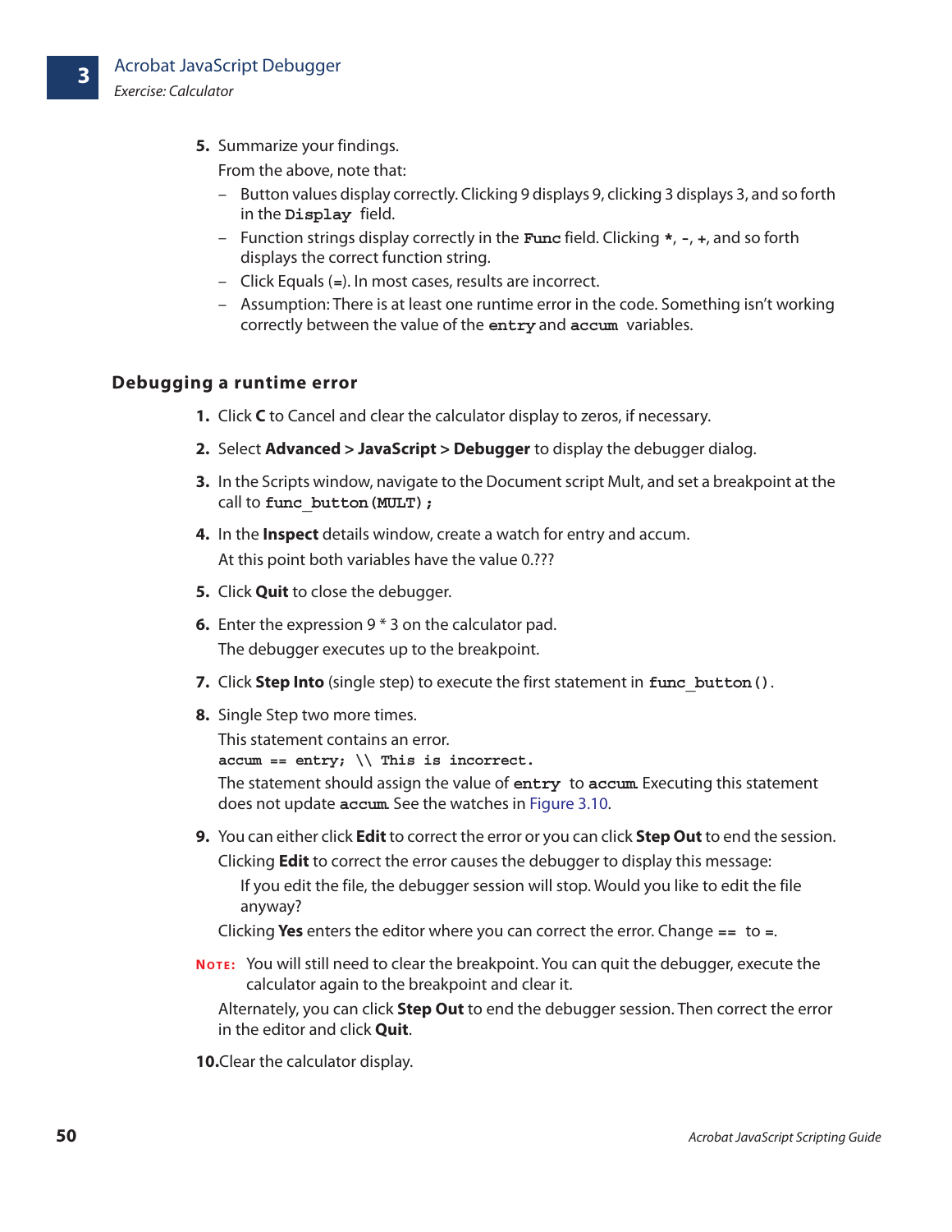5. Summarize your findings.

   From the above, note that:

   – Button values display correctly. Clicking 9 displays 9, clicking 3 displays 3, and so forth in the `Display` field.
   – Function strings display correctly in the `Func` field. Clicking `*`, `-`, `+`, and so forth displays the correct function string.
   – Click Equals (`=`). In most cases, results are incorrect.
   – Assumption: There is at least one runtime error in the code. Something isn't working correctly between the value of the `entry` and `accum` variables.

### Debugging a runtime error

1. Click **C** to Cancel and clear the calculator display to zeros, if necessary.
2. Select **Advanced > JavaScript > Debugger** to display the debugger dialog.
3. In the Scripts window, navigate to the Document script Mult, and set a breakpoint at the call to `func_button(MULT);`
4. In the **Inspect** details window, create a watch for entry and accum.

   At this point both variables have the value 0.???
5. Click **Quit** to close the debugger.
6. Enter the expression 9 * 3 on the calculator pad.

   The debugger executes up to the breakpoint.
7. Click **Step Into** (single step) to execute the first statement in `func_button()`.
8. Single Step two more times.

   This statement contains an error.

   ```
   accum == entry; \\ This is incorrect.
   ```

   The statement should assign the value of `entry` to `accum`. Executing this statement does not update `accum`. See the watches in Figure 3.10.
9. You can either click **Edit** to correct the error or you can click **Step Out** to end the session.

   Clicking **Edit** to correct the error causes the debugger to display this message:

   > If you edit the file, the debugger session will stop. Would you like to edit the file anyway?

   Clicking **Yes** enters the editor where you can correct the error. Change `==` to `=`.

   **NOTE:** You will still need to clear the breakpoint. You can quit the debugger, execute the calculator again to the breakpoint and clear it.

   Alternately, you can click **Step Out** to end the debugger session. Then correct the error in the editor and click **Quit**.
10. Clear the calculator display.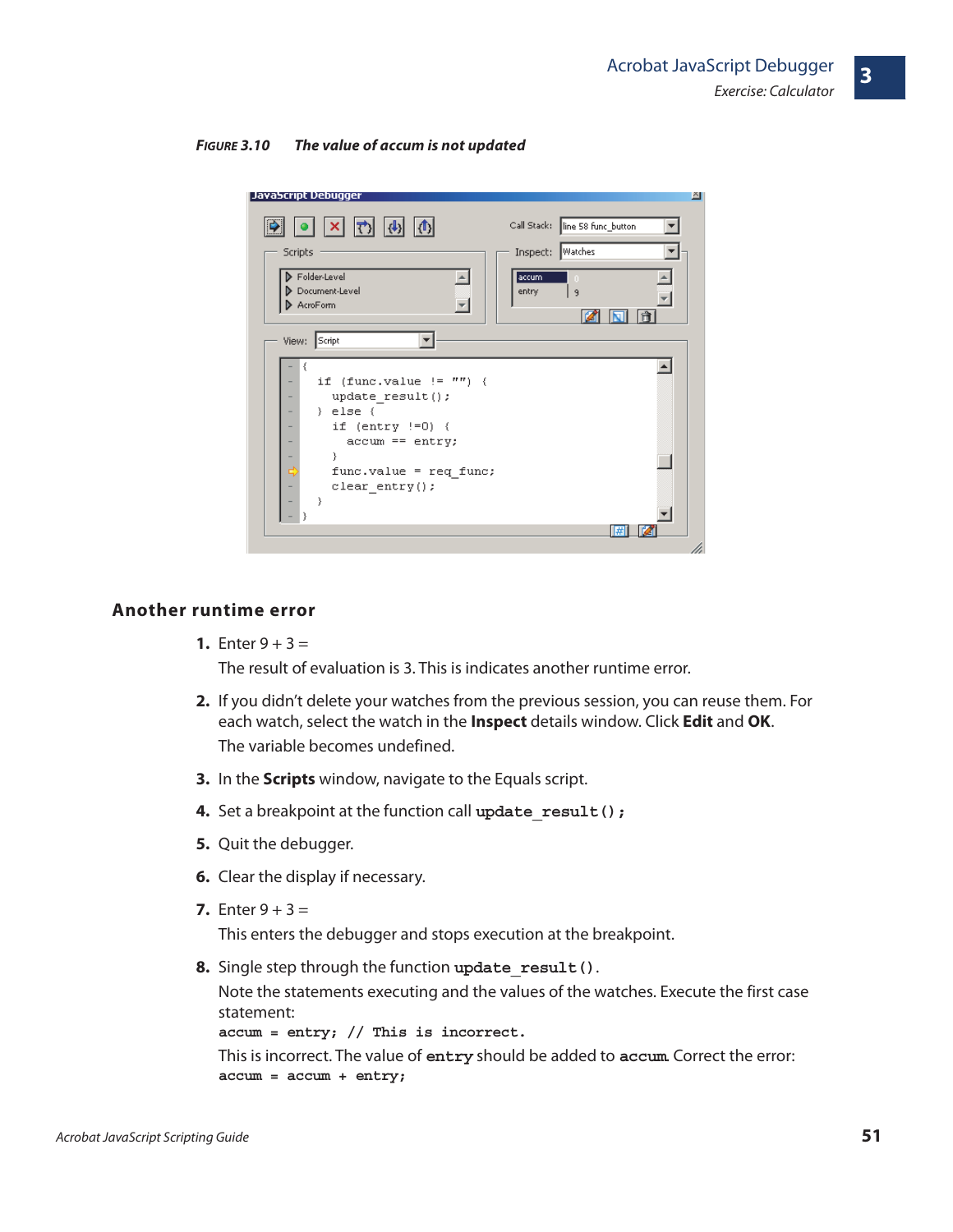**FIGURE 3.10 The value of accum is not updated**

## Another runtime error

1. Enter 9 + 3 =

   The result of evaluation is 3. This is indicates another runtime error.

2. If you didn't delete your watches from the previous session, you can reuse them. For each watch, select the watch in the **Inspect** details window. Click **Edit** and **OK**.

   The variable becomes undefined.

3. In the **Scripts** window, navigate to the Equals script.

4. Set a breakpoint at the function call `update_result();`

5. Quit the debugger.

6. Clear the display if necessary.

7. Enter 9 + 3 =

   This enters the debugger and stops execution at the breakpoint.

8. Single step through the function `update_result()`.

   Note the statements executing and the values of the watches. Execute the first case statement:

   ```
   accum = entry; // This is incorrect.
   ```

   This is incorrect. The value of `entry` should be added to `accum`. Correct the error:

   ```
   accum = accum + entry;
   ```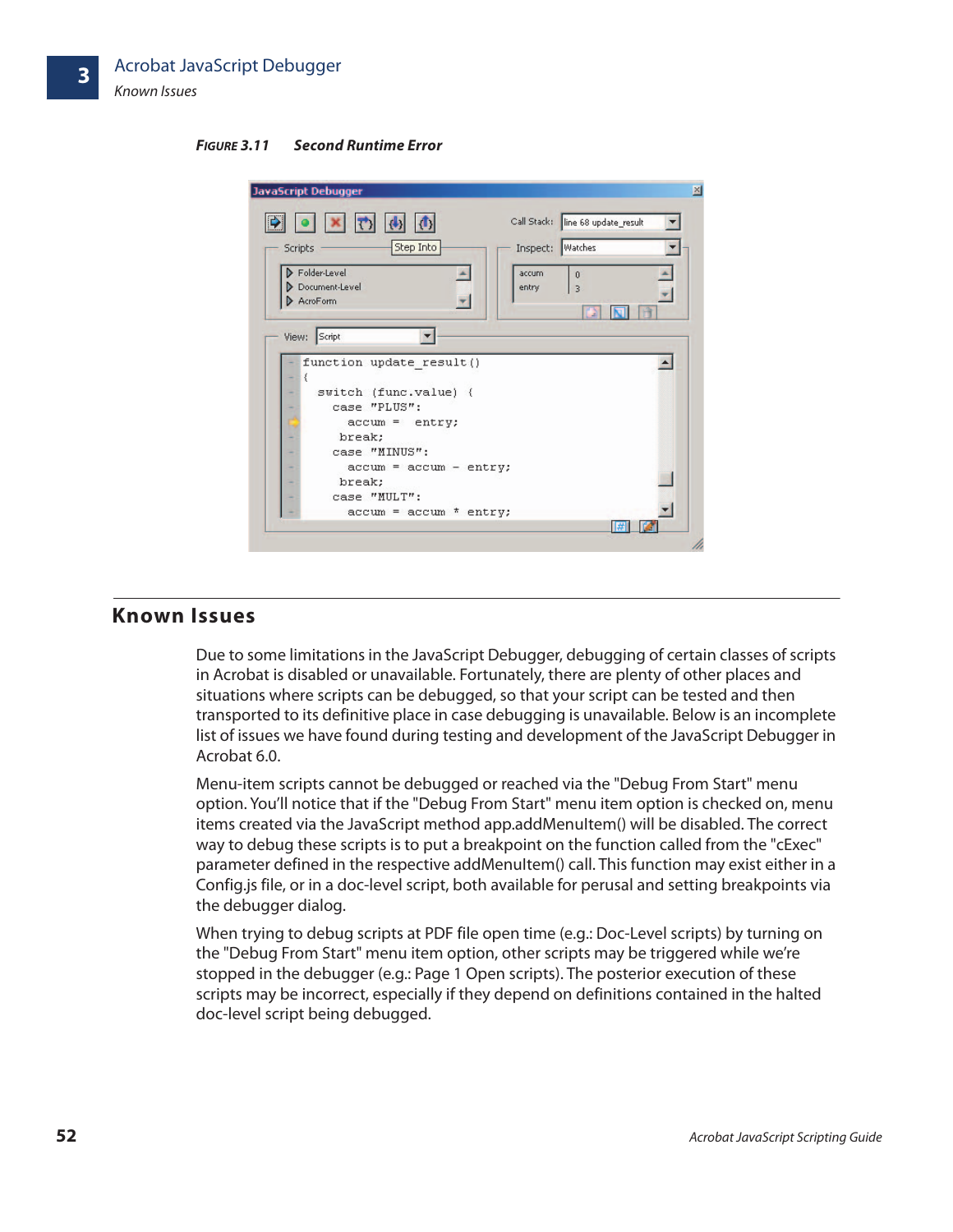**FIGURE 3.11 Second Runtime Error**

## Known Issues

Due to some limitations in the JavaScript Debugger, debugging of certain classes of scripts in Acrobat is disabled or unavailable. Fortunately, there are plenty of other places and situations where scripts can be debugged, so that your script can be tested and then transported to its definitive place in case debugging is unavailable. Below is an incomplete list of issues we have found during testing and development of the JavaScript Debugger in Acrobat 6.0.

Menu-item scripts cannot be debugged or reached via the "Debug From Start" menu option. You'll notice that if the "Debug From Start" menu item option is checked on, menu items created via the JavaScript method app.addMenuItem() will be disabled. The correct way to debug these scripts is to put a breakpoint on the function called from the "cExec" parameter defined in the respective addMenuItem() call. This function may exist either in a Config.js file, or in a doc-level script, both available for perusal and setting breakpoints via the debugger dialog.

When trying to debug scripts at PDF file open time (e.g.: Doc-Level scripts) by turning on the "Debug From Start" menu item option, other scripts may be triggered while we're stopped in the debugger (e.g.: Page 1 Open scripts). The posterior execution of these scripts may be incorrect, especially if they depend on definitions contained in the halted doc-level script being debugged.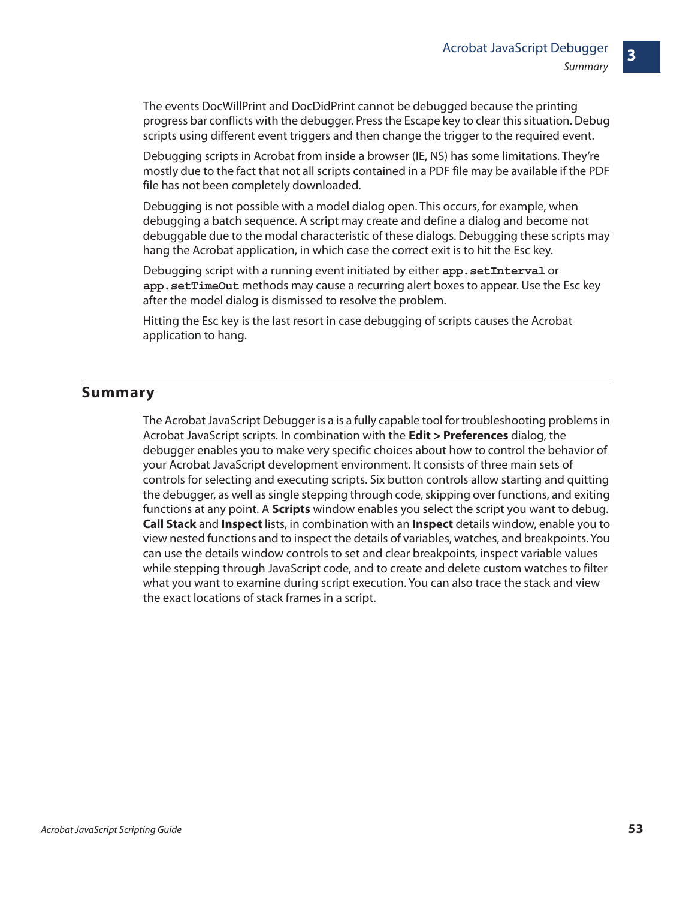The events DocWillPrint and DocDidPrint cannot be debugged because the printing progress bar conflicts with the debugger. Press the Escape key to clear this situation. Debug scripts using different event triggers and then change the trigger to the required event.

Debugging scripts in Acrobat from inside a browser (IE, NS) has some limitations. They're mostly due to the fact that not all scripts contained in a PDF file may be available if the PDF file has not been completely downloaded.

Debugging is not possible with a model dialog open. This occurs, for example, when debugging a batch sequence. A script may create and define a dialog and become not debuggable due to the modal characteristic of these dialogs. Debugging these scripts may hang the Acrobat application, in which case the correct exit is to hit the Esc key.

Debugging script with a running event initiated by either `app.setInterval` or `app.setTimeOut` methods may cause a recurring alert boxes to appear. Use the Esc key after the model dialog is dismissed to resolve the problem.

Hitting the Esc key is the last resort in case debugging of scripts causes the Acrobat application to hang.

## Summary

The Acrobat JavaScript Debugger is a is a fully capable tool for troubleshooting problems in Acrobat JavaScript scripts. In combination with the **Edit > Preferences** dialog, the debugger enables you to make very specific choices about how to control the behavior of your Acrobat JavaScript development environment. It consists of three main sets of controls for selecting and executing scripts. Six button controls allow starting and quitting the debugger, as well as single stepping through code, skipping over functions, and exiting functions at any point. A **Scripts** window enables you select the script you want to debug. **Call Stack** and **Inspect** lists, in combination with an **Inspect** details window, enable you to view nested functions and to inspect the details of variables, watches, and breakpoints. You can use the details window controls to set and clear breakpoints, inspect variable values while stepping through JavaScript code, and to create and delete custom watches to filter what you want to examine during script execution. You can also trace the stack and view the exact locations of stack frames in a script.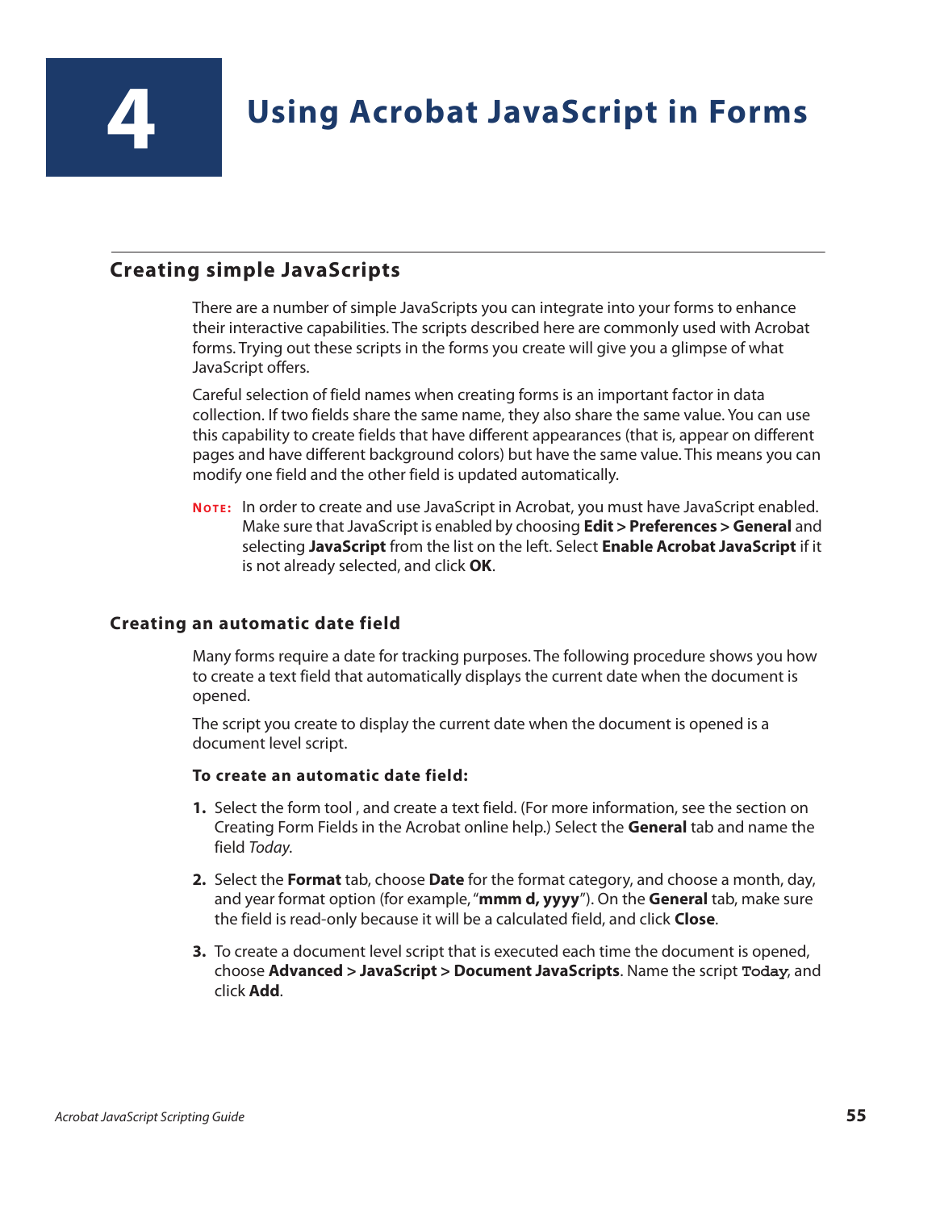# 4 Using Acrobat JavaScript in Forms

## Creating simple JavaScripts

There are a number of simple JavaScripts you can integrate into your forms to enhance their interactive capabilities. The scripts described here are commonly used with Acrobat forms. Trying out these scripts in the forms you create will give you a glimpse of what JavaScript offers.

Careful selection of field names when creating forms is an important factor in data collection. If two fields share the same name, they also share the same value. You can use this capability to create fields that have different appearances (that is, appear on different pages and have different background colors) but have the same value. This means you can modify one field and the other field is updated automatically.

**NOTE:** In order to create and use JavaScript in Acrobat, you must have JavaScript enabled. Make sure that JavaScript is enabled by choosing **Edit > Preferences > General** and selecting **JavaScript** from the list on the left. Select **Enable Acrobat JavaScript** if it is not already selected, and click **OK**.

### Creating an automatic date field

Many forms require a date for tracking purposes. The following procedure shows you how to create a text field that automatically displays the current date when the document is opened.

The script you create to display the current date when the document is opened is a document level script.

**To create an automatic date field:**

1. Select the form tool , and create a text field. (For more information, see the section on Creating Form Fields in the Acrobat online help.) Select the **General** tab and name the field *Today*.
2. Select the **Format** tab, choose **Date** for the format category, and choose a month, day, and year format option (for example, "**mmm d, yyyy**"). On the **General** tab, make sure the field is read-only because it will be a calculated field, and click **Close**.
3. To create a document level script that is executed each time the document is opened, choose **Advanced > JavaScript > Document JavaScripts**. Name the script `Today`, and click **Add**.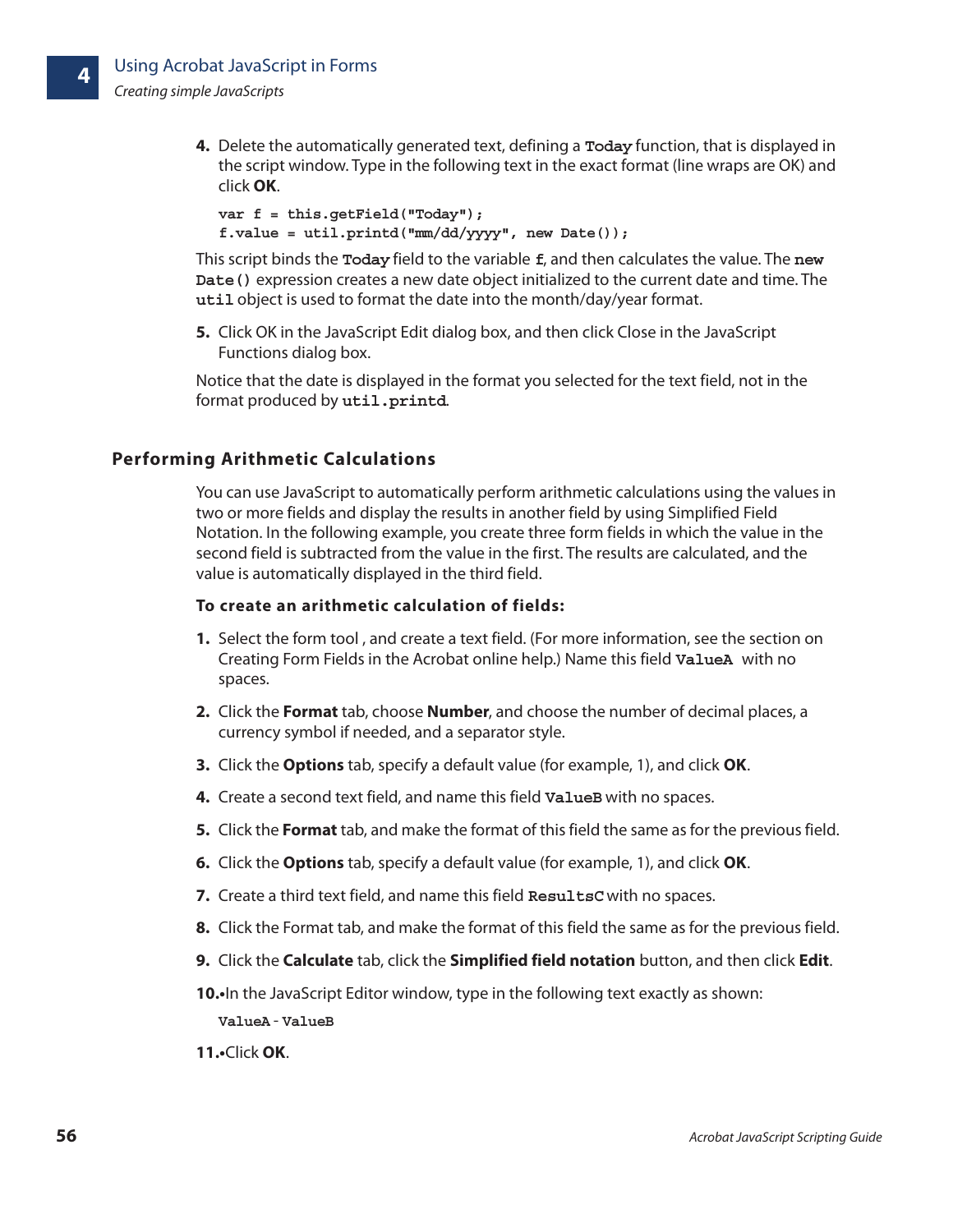4. Delete the automatically generated text, defining a `Today` function, that is displayed in the script window. Type in the following text in the exact format (line wraps are OK) and click **OK**.

```
var f = this.getField("Today");
f.value = util.printd("mm/dd/yyyy", new Date());
```

This script binds the `Today` field to the variable `f`, and then calculates the value. The `new Date()` expression creates a new date object initialized to the current date and time. The `util` object is used to format the date into the month/day/year format.

5. Click OK in the JavaScript Edit dialog box, and then click Close in the JavaScript Functions dialog box.

Notice that the date is displayed in the format you selected for the text field, not in the format produced by `util.printd`.

### Performing Arithmetic Calculations

You can use JavaScript to automatically perform arithmetic calculations using the values in two or more fields and display the results in another field by using Simplified Field Notation. In the following example, you create three form fields in which the value in the second field is subtracted from the value in the first. The results are calculated, and the value is automatically displayed in the third field.

**To create an arithmetic calculation of fields:**

1. Select the form tool , and create a text field. (For more information, see the section on Creating Form Fields in the Acrobat online help.) Name this field `ValueA` with no spaces.
2. Click the **Format** tab, choose **Number**, and choose the number of decimal places, a currency symbol if needed, and a separator style.
3. Click the **Options** tab, specify a default value (for example, 1), and click **OK**.
4. Create a second text field, and name this field `ValueB` with no spaces.
5. Click the **Format** tab, and make the format of this field the same as for the previous field.
6. Click the **Options** tab, specify a default value (for example, 1), and click **OK**.
7. Create a third text field, and name this field `ResultsC` with no spaces.
8. Click the Format tab, and make the format of this field the same as for the previous field.
9. Click the **Calculate** tab, click the **Simplified field notation** button, and then click **Edit**.
10. •In the JavaScript Editor window, type in the following text exactly as shown:

```
ValueA - ValueB
```

11. •Click **OK**.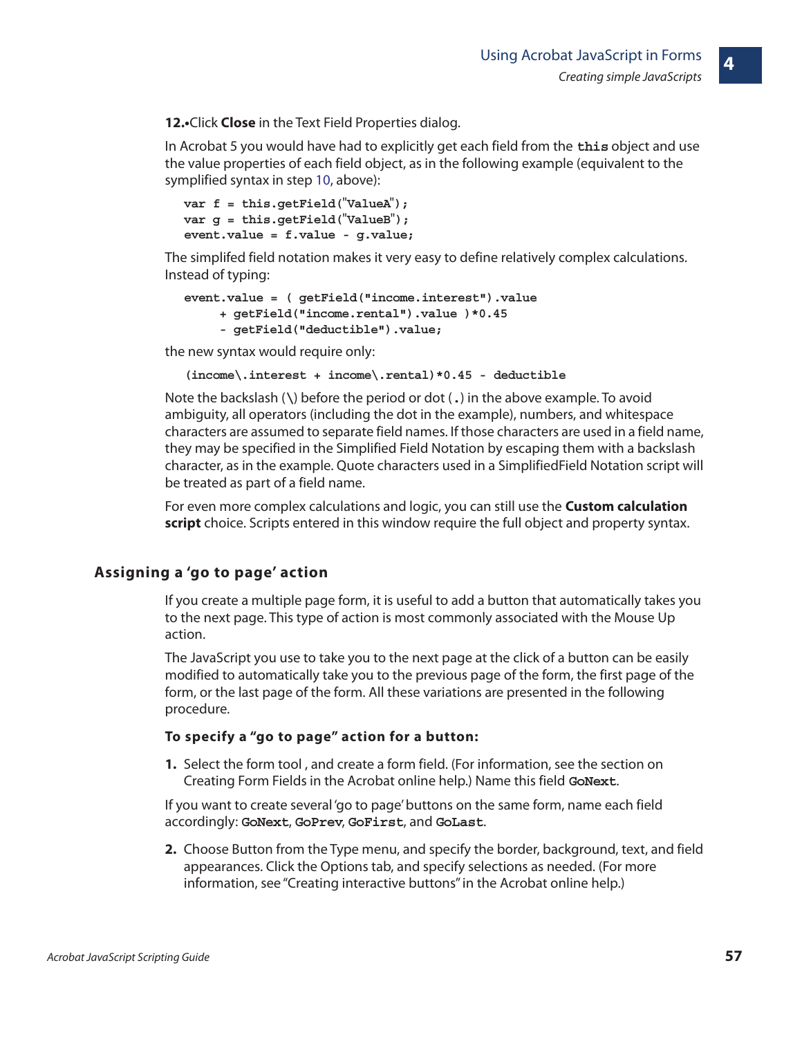12.•Click **Close** in the Text Field Properties dialog.

In Acrobat 5 you would have had to explicitly get each field from the `this` object and use the value properties of each field object, as in the following example (equivalent to the symplified syntax in step 10, above):

```
var f = this.getField("ValueA");
var g = this.getField("ValueB");
event.value = f.value - g.value;
```

The simplifed field notation makes it very easy to define relatively complex calculations. Instead of typing:

```
event.value = ( getField("income.interest").value
     + getField("income.rental").value )*0.45
     - getField("deductible").value;
```

the new syntax would require only:

```
(income\.interest + income\.rental)*0.45 - deductible
```

Note the backslash (`\`) before the period or dot (`.`) in the above example. To avoid ambiguity, all operators (including the dot in the example), numbers, and whitespace characters are assumed to separate field names. If those characters are used in a field name, they may be specified in the Simplified Field Notation by escaping them with a backslash character, as in the example. Quote characters used in a SimplifiedField Notation script will be treated as part of a field name.

For even more complex calculations and logic, you can still use the **Custom calculation script** choice. Scripts entered in this window require the full object and property syntax.

## Assigning a 'go to page' action

If you create a multiple page form, it is useful to add a button that automatically takes you to the next page. This type of action is most commonly associated with the Mouse Up action.

The JavaScript you use to take you to the next page at the click of a button can be easily modified to automatically take you to the previous page of the form, the first page of the form, or the last page of the form. All these variations are presented in the following procedure.

### To specify a "go to page" action for a button:

1. Select the form tool , and create a form field. (For information, see the section on Creating Form Fields in the Acrobat online help.) Name this field **`GoNext`**.

If you want to create several 'go to page' buttons on the same form, name each field accordingly: **`GoNext`**, **`GoPrev`**, **`GoFirst`**, and **`GoLast`**.

2. Choose Button from the Type menu, and specify the border, background, text, and field appearances. Click the Options tab, and specify selections as needed. (For more information, see "Creating interactive buttons" in the Acrobat online help.)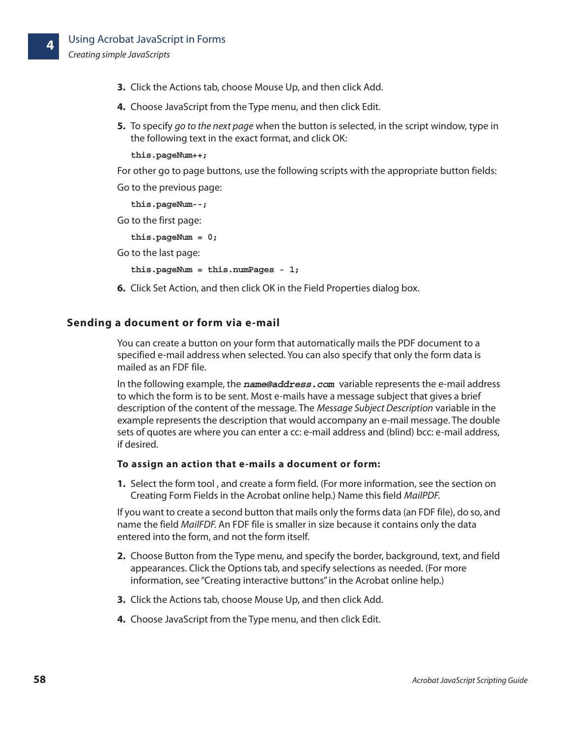3. Click the Actions tab, choose Mouse Up, and then click Add.
4. Choose JavaScript from the Type menu, and then click Edit.
5. To specify *go to the next page* when the button is selected, in the script window, type in the following text in the exact format, and click OK:

```
this.pageNum++;
```

For other go to page buttons, use the following scripts with the appropriate button fields:

Go to the previous page:

```
this.pageNum--;
```

Go to the first page:

```
this.pageNum = 0;
```

Go to the last page:

```
this.pageNum = this.numPages - 1;
```

6. Click Set Action, and then click OK in the Field Properties dialog box.

### Sending a document or form via e-mail

You can create a button on your form that automatically mails the PDF document to a specified e-mail address when selected. You can also specify that only the form data is mailed as an FDF file.

In the following example, the ***name@address.com*** variable represents the e-mail address to which the form is to be sent. Most e-mails have a message subject that gives a brief description of the content of the message. The *Message Subject Description* variable in the example represents the description that would accompany an e-mail message. The double sets of quotes are where you can enter a cc: e-mail address and (blind) bcc: e-mail address, if desired.

**To assign an action that e-mails a document or form:**

1. Select the form tool , and create a form field. (For more information, see the section on Creating Form Fields in the Acrobat online help.) Name this field *MailPDF*.

If you want to create a second button that mails only the forms data (an FDF file), do so, and name the field *MailFDF*. An FDF file is smaller in size because it contains only the data entered into the form, and not the form itself.

2. Choose Button from the Type menu, and specify the border, background, text, and field appearances. Click the Options tab, and specify selections as needed. (For more information, see "Creating interactive buttons" in the Acrobat online help.)
3. Click the Actions tab, choose Mouse Up, and then click Add.
4. Choose JavaScript from the Type menu, and then click Edit.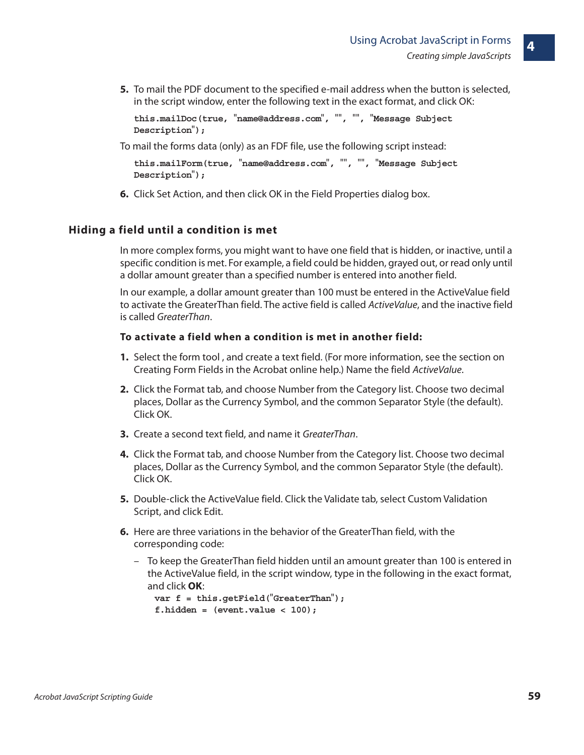5. To mail the PDF document to the specified e-mail address when the button is selected, in the script window, enter the following text in the exact format, and click OK:

```
this.mailDoc(true, "name@address.com", "", "", "Message Subject
Description");
```

To mail the forms data (only) as an FDF file, use the following script instead:

```
this.mailForm(true, "name@address.com", "", "", "Message Subject
Description");
```

6. Click Set Action, and then click OK in the Field Properties dialog box.

## Hiding a field until a condition is met

In more complex forms, you might want to have one field that is hidden, or inactive, until a specific condition is met. For example, a field could be hidden, grayed out, or read only until a dollar amount greater than a specified number is entered into another field.

In our example, a dollar amount greater than 100 must be entered in the ActiveValue field to activate the GreaterThan field. The active field is called *ActiveValue*, and the inactive field is called *GreaterThan*.

### To activate a field when a condition is met in another field:

1. Select the form tool , and create a text field. (For more information, see the section on Creating Form Fields in the Acrobat online help.) Name the field *ActiveValue*.
2. Click the Format tab, and choose Number from the Category list. Choose two decimal places, Dollar as the Currency Symbol, and the common Separator Style (the default). Click OK.
3. Create a second text field, and name it *GreaterThan*.
4. Click the Format tab, and choose Number from the Category list. Choose two decimal places, Dollar as the Currency Symbol, and the common Separator Style (the default). Click OK.
5. Double-click the ActiveValue field. Click the Validate tab, select Custom Validation Script, and click Edit.
6. Here are three variations in the behavior of the GreaterThan field, with the corresponding code:
   - To keep the GreaterThan field hidden until an amount greater than 100 is entered in the ActiveValue field, in the script window, type in the following in the exact format, and click **OK**:

```
var f = this.getField("GreaterThan");
f.hidden = (event.value < 100);
```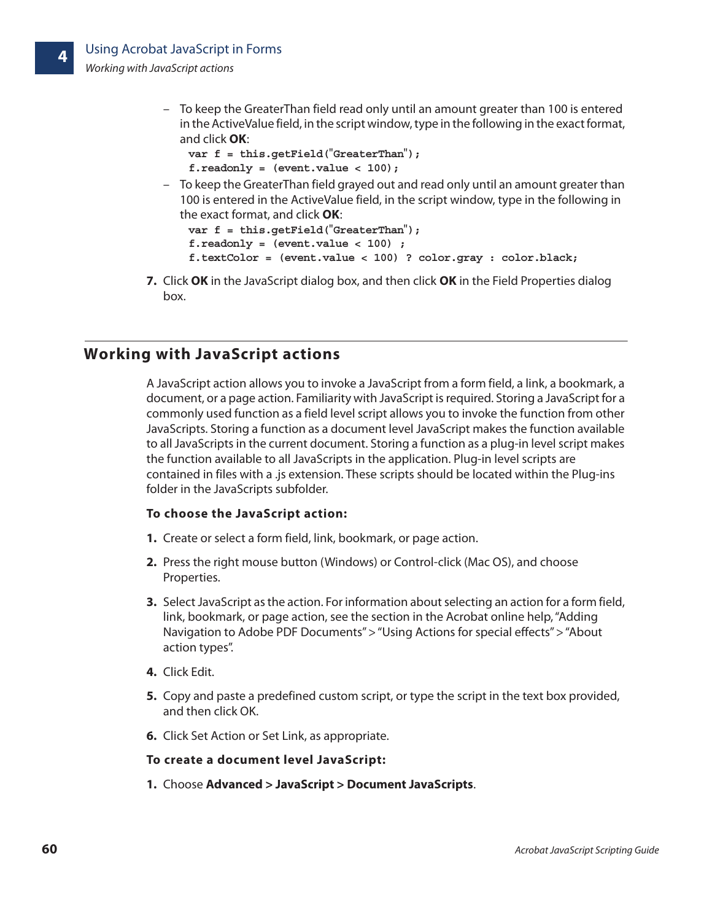– To keep the GreaterThan field read only until an amount greater than 100 is entered in the ActiveValue field, in the script window, type in the following in the exact format, and click **OK**:

```
var f = this.getField("GreaterThan");
f.readonly = (event.value < 100);
```

– To keep the GreaterThan field grayed out and read only until an amount greater than 100 is entered in the ActiveValue field, in the script window, type in the following in the exact format, and click **OK**:

```
var f = this.getField("GreaterThan");
f.readonly = (event.value < 100) ;
f.textColor = (event.value < 100) ? color.gray : color.black;
```

7. Click **OK** in the JavaScript dialog box, and then click **OK** in the Field Properties dialog box.

## Working with JavaScript actions

A JavaScript action allows you to invoke a JavaScript from a form field, a link, a bookmark, a document, or a page action. Familiarity with JavaScript is required. Storing a JavaScript for a commonly used function as a field level script allows you to invoke the function from other JavaScripts. Storing a function as a document level JavaScript makes the function available to all JavaScripts in the current document. Storing a function as a plug-in level script makes the function available to all JavaScripts in the application. Plug-in level scripts are contained in files with a .js extension. These scripts should be located within the Plug-ins folder in the JavaScripts subfolder.

**To choose the JavaScript action:**

1. Create or select a form field, link, bookmark, or page action.
2. Press the right mouse button (Windows) or Control-click (Mac OS), and choose Properties.
3. Select JavaScript as the action. For information about selecting an action for a form field, link, bookmark, or page action, see the section in the Acrobat online help, "Adding Navigation to Adobe PDF Documents" > "Using Actions for special effects" > "About action types".
4. Click Edit.
5. Copy and paste a predefined custom script, or type the script in the text box provided, and then click OK.
6. Click Set Action or Set Link, as appropriate.

**To create a document level JavaScript:**

1. Choose **Advanced > JavaScript > Document JavaScripts**.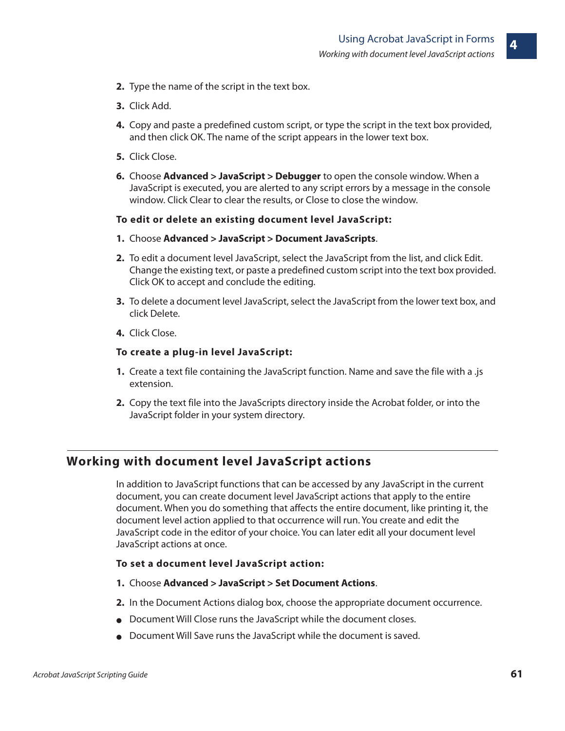2. Type the name of the script in the text box.
3. Click Add.
4. Copy and paste a predefined custom script, or type the script in the text box provided, and then click OK. The name of the script appears in the lower text box.
5. Click Close.
6. Choose **Advanced > JavaScript > Debugger** to open the console window. When a JavaScript is executed, you are alerted to any script errors by a message in the console window. Click Clear to clear the results, or Close to close the window.

**To edit or delete an existing document level JavaScript:**

1. Choose **Advanced > JavaScript > Document JavaScripts**.
2. To edit a document level JavaScript, select the JavaScript from the list, and click Edit. Change the existing text, or paste a predefined custom script into the text box provided. Click OK to accept and conclude the editing.
3. To delete a document level JavaScript, select the JavaScript from the lower text box, and click Delete.
4. Click Close.

**To create a plug-in level JavaScript:**

1. Create a text file containing the JavaScript function. Name and save the file with a .js extension.
2. Copy the text file into the JavaScripts directory inside the Acrobat folder, or into the JavaScript folder in your system directory.

## Working with document level JavaScript actions

In addition to JavaScript functions that can be accessed by any JavaScript in the current document, you can create document level JavaScript actions that apply to the entire document. When you do something that affects the entire document, like printing it, the document level action applied to that occurrence will run. You create and edit the JavaScript code in the editor of your choice. You can later edit all your document level JavaScript actions at once.

**To set a document level JavaScript action:**

1. Choose **Advanced > JavaScript > Set Document Actions**.
2. In the Document Actions dialog box, choose the appropriate document occurrence.

- Document Will Close runs the JavaScript while the document closes.
- Document Will Save runs the JavaScript while the document is saved.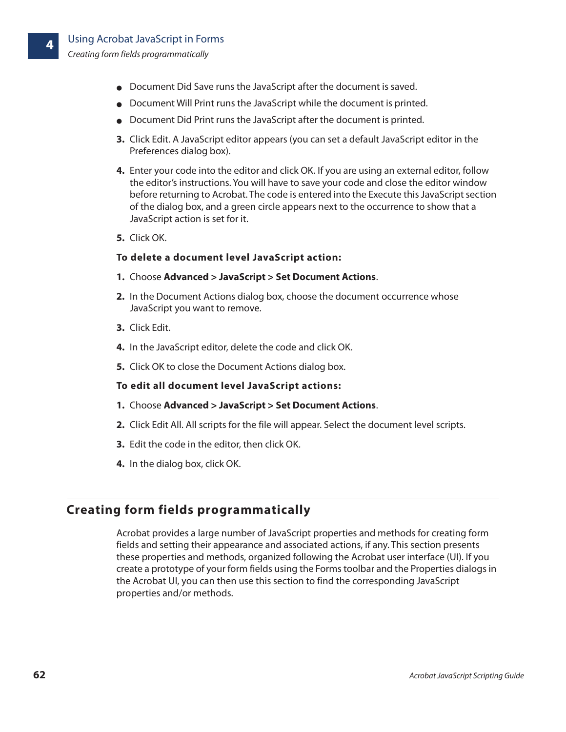- Document Did Save runs the JavaScript after the document is saved.
- Document Will Print runs the JavaScript while the document is printed.
- Document Did Print runs the JavaScript after the document is printed.

3. Click Edit. A JavaScript editor appears (you can set a default JavaScript editor in the Preferences dialog box).
4. Enter your code into the editor and click OK. If you are using an external editor, follow the editor's instructions. You will have to save your code and close the editor window before returning to Acrobat. The code is entered into the Execute this JavaScript section of the dialog box, and a green circle appears next to the occurrence to show that a JavaScript action is set for it.
5. Click OK.

**To delete a document level JavaScript action:**

1. Choose **Advanced** > **JavaScript** > **Set Document Actions**.
2. In the Document Actions dialog box, choose the document occurrence whose JavaScript you want to remove.
3. Click Edit.
4. In the JavaScript editor, delete the code and click OK.
5. Click OK to close the Document Actions dialog box.

**To edit all document level JavaScript actions:**

1. Choose **Advanced** > **JavaScript** > **Set Document Actions**.
2. Click Edit All. All scripts for the file will appear. Select the document level scripts.
3. Edit the code in the editor, then click OK.
4. In the dialog box, click OK.

## Creating form fields programmatically

Acrobat provides a large number of JavaScript properties and methods for creating form fields and setting their appearance and associated actions, if any. This section presents these properties and methods, organized following the Acrobat user interface (UI). If you create a prototype of your form fields using the Forms toolbar and the Properties dialogs in the Acrobat UI, you can then use this section to find the corresponding JavaScript properties and/or methods.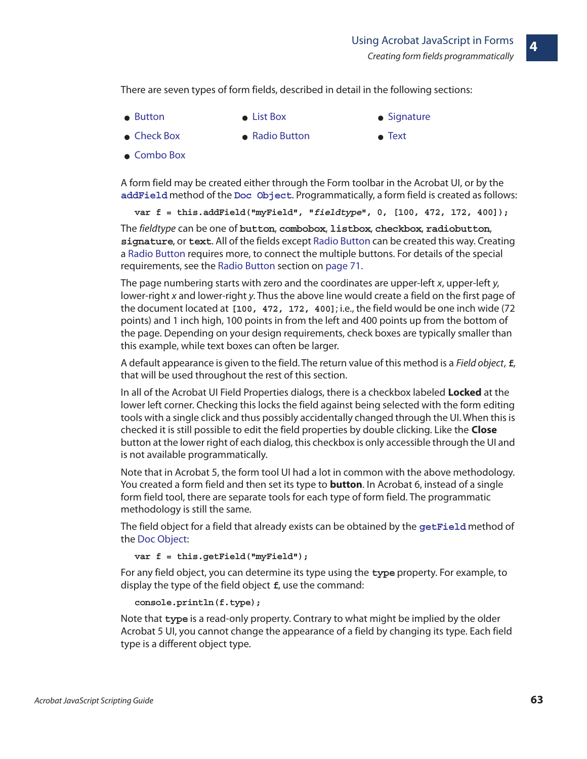There are seven types of form fields, described in detail in the following sections:

- Button
- Check Box
- Combo Box
- List Box
- Radio Button
- Signature
- Text

A form field may be created either through the Form toolbar in the Acrobat UI, or by the `addField` method of the `Doc Object`. Programmatically, a form field is created as follows:

```
var f = this.addField("myField", "fieldtype", 0, [100, 472, 172, 400]);
```

The *fieldtype* can be one of `button`, `combobox`, `listbox`, `checkbox`, `radiobutton`, `signature`, or `text`. All of the fields except Radio Button can be created this way. Creating a Radio Button requires more, to connect the multiple buttons. For details of the special requirements, see the Radio Button section on page 71.

The page numbering starts with zero and the coordinates are upper-left *x*, upper-left *y*, lower-right *x* and lower-right *y*. Thus the above line would create a field on the first page of the document located at `[100, 472, 172, 400]`; i.e., the field would be one inch wide (72 points) and 1 inch high, 100 points in from the left and 400 points up from the bottom of the page. Depending on your design requirements, check boxes are typically smaller than this example, while text boxes can often be larger.

A default appearance is given to the field. The return value of this method is a *Field object*, `f`, that will be used throughout the rest of this section.

In all of the Acrobat UI Field Properties dialogs, there is a checkbox labeled **Locked** at the lower left corner. Checking this locks the field against being selected with the form editing tools with a single click and thus possibly accidentally changed through the UI. When this is checked it is still possible to edit the field properties by double clicking. Like the **Close** button at the lower right of each dialog, this checkbox is only accessible through the UI and is not available programmatically.

Note that in Acrobat 5, the form tool UI had a lot in common with the above methodology. You created a form field and then set its type to **button**. In Acrobat 6, instead of a single form field tool, there are separate tools for each type of form field. The programmatic methodology is still the same.

The field object for a field that already exists can be obtained by the `getField` method of the Doc Object:

```
var f = this.getField("myField");
```

For any field object, you can determine its type using the `type` property. For example, to display the type of the field object `f`, use the command:

```
console.println(f.type);
```

Note that `type` is a read-only property. Contrary to what might be implied by the older Acrobat 5 UI, you cannot change the appearance of a field by changing its type. Each field type is a different object type.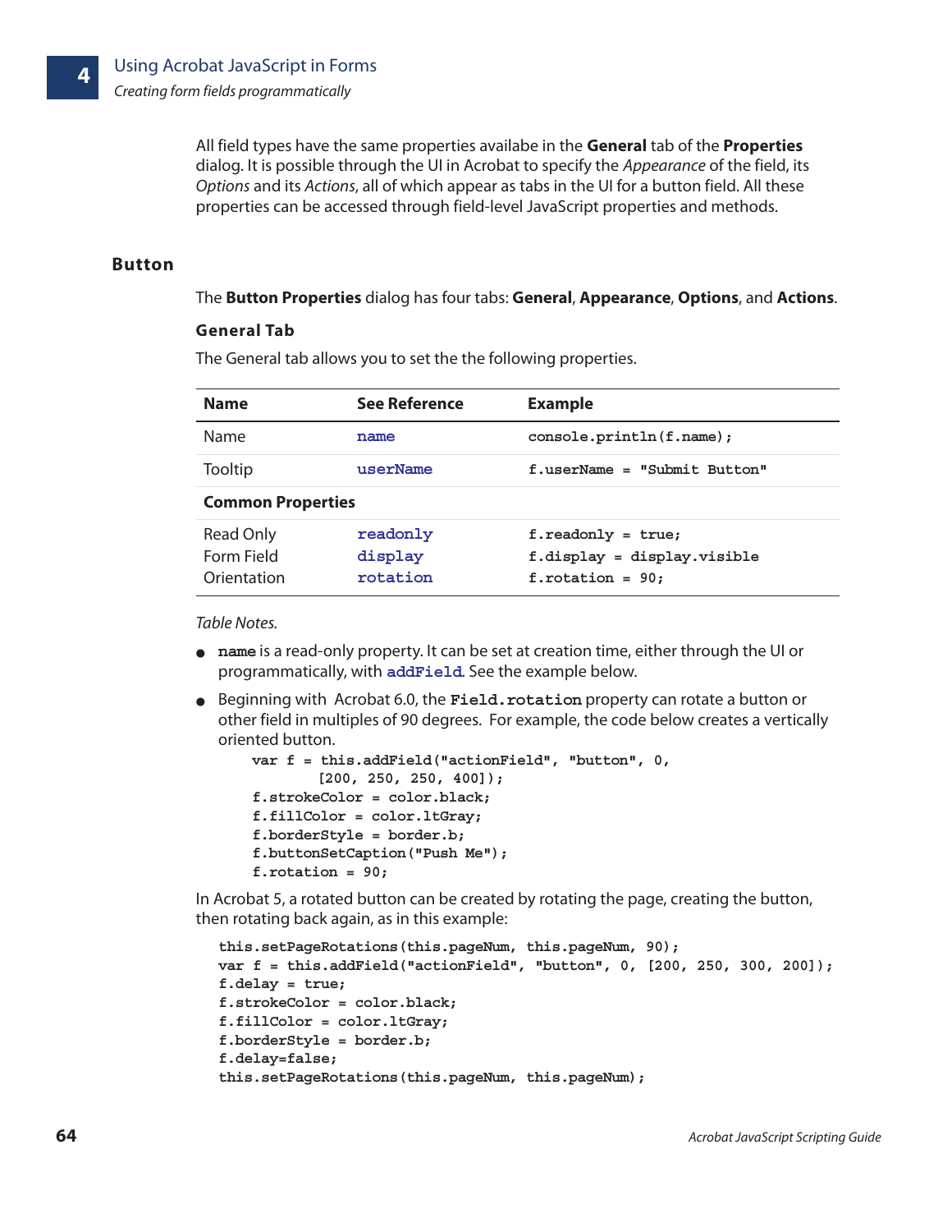All field types have the same properties availabe in the **General** tab of the **Properties** dialog. It is possible through the UI in Acrobat to specify the *Appearance* of the field, its *Options* and its *Actions*, all of which appear as tabs in the UI for a button field. All these properties can be accessed through field-level JavaScript properties and methods.

## Button

The **Button Properties** dialog has four tabs: **General**, **Appearance**, **Options**, and **Actions**.

### General Tab

The General tab allows you to set the the following properties.

| Name | See Reference | Example |
|---|---|---|
| Name | `name` | `console.println(f.name);` |
| Tooltip | `userName` | `f.userName = "Submit Button"` |
| **Common Properties** | | |
| Read Only | `readonly` | `f.readonly = true;` |
| Form Field | `display` | `f.display = display.visible` |
| Orientation | `rotation` | `f.rotation = 90;` |

*Table Notes.*

- `name` is a read-only property. It can be set at creation time, either through the UI or programmatically, with `addField`. See the example below.
- Beginning with Acrobat 6.0, the `Field.rotation` property can rotate a button or other field in multiples of 90 degrees. For example, the code below creates a vertically oriented button.

```
var f = this.addField("actionField", "button", 0,
        [200, 250, 250, 400]);
f.strokeColor = color.black;
f.fillColor = color.ltGray;
f.borderStyle = border.b;
f.buttonSetCaption("Push Me");
f.rotation = 90;
```

In Acrobat 5, a rotated button can be created by rotating the page, creating the button, then rotating back again, as in this example:

```
this.setPageRotations(this.pageNum, this.pageNum, 90);
var f = this.addField("actionField", "button", 0, [200, 250, 300, 200]);
f.delay = true;
f.strokeColor = color.black;
f.fillColor = color.ltGray;
f.borderStyle = border.b;
f.delay=false;
this.setPageRotations(this.pageNum, this.pageNum);
```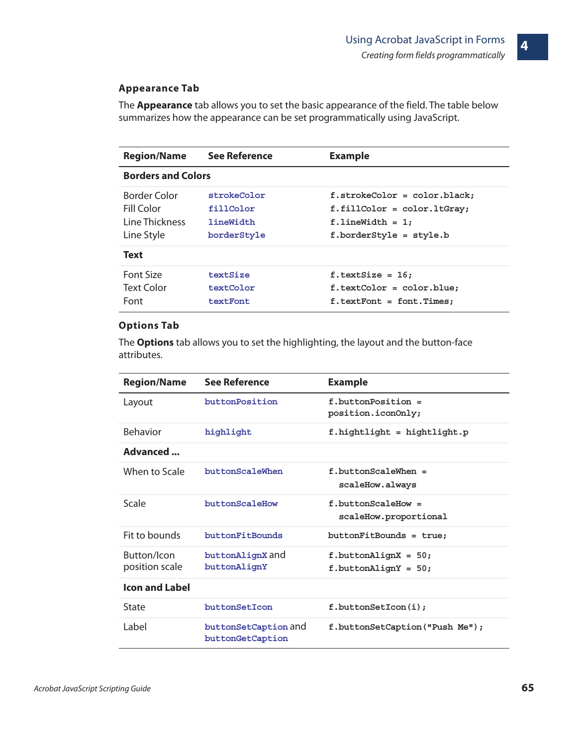### Appearance Tab

The **Appearance** tab allows you to set the basic appearance of the field. The table below summarizes how the appearance can be set programmatically using JavaScript.

| Region/Name | See Reference | Example |
|---|---|---|
| **Borders and Colors** | | |
| Border Color<br>Fill Color<br>Line Thickness<br>Line Style | `strokeColor`<br>`fillColor`<br>`lineWidth`<br>`borderStyle` | `f.strokeColor = color.black;`<br>`f.fillColor = color.ltGray;`<br>`f.lineWidth = 1;`<br>`f.borderStyle = style.b` |
| **Text** | | |
| Font Size<br>Text Color<br>Font | `textSize`<br>`textColor`<br>`textFont` | `f.textSize = 16;`<br>`f.textColor = color.blue;`<br>`f.textFont = font.Times;` |

### Options Tab

The **Options** tab allows you to set the highlighting, the layout and the button-face attributes.

| Region/Name | See Reference | Example |
|---|---|---|
| Layout | `buttonPosition` | `f.buttonPosition = position.iconOnly;` |
| Behavior | `highlight` | `f.hightlight = hightlight.p` |
| **Advanced ...** | | |
| When to Scale | `buttonScaleWhen` | `f.buttonScaleWhen = scaleHow.always` |
| Scale | `buttonScaleHow` | `f.buttonScaleHow = scaleHow.proportional` |
| Fit to bounds | `buttonFitBounds` | `buttonFitBounds = true;` |
| Button/Icon position scale | `buttonAlignX` and `buttonAlignY` | `f.buttonAlignX = 50;`<br>`f.buttonAlignY = 50;` |
| **Icon and Label** | | |
| State | `buttonSetIcon` | `f.buttonSetIcon(i);` |
| Label | `buttonSetCaption` and `buttonGetCaption` | `f.buttonSetCaption("Push Me");` |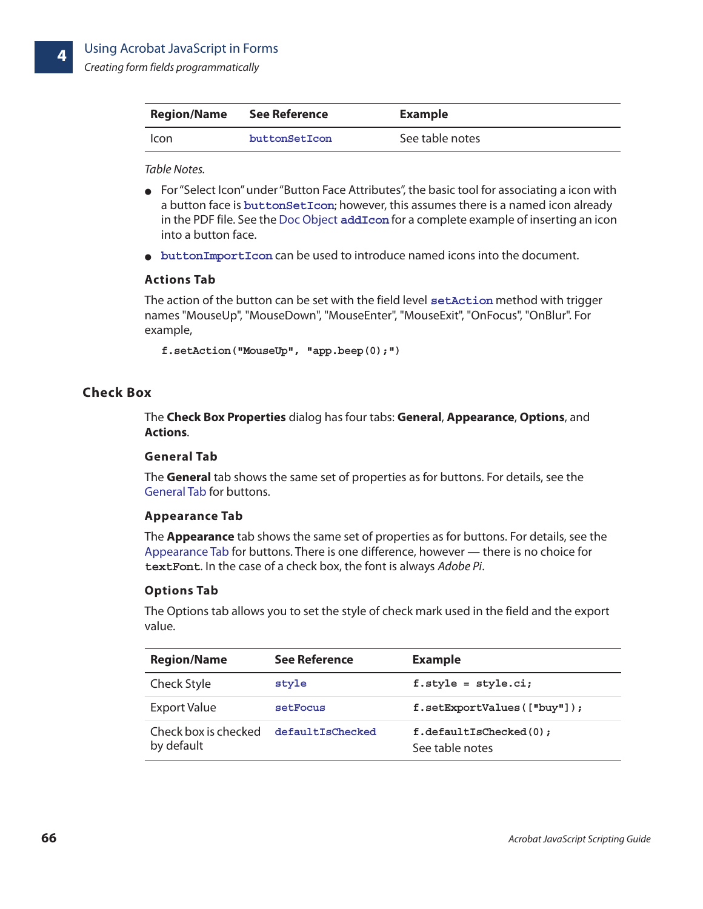| Region/Name | See Reference | Example |
|---|---|---|
| Icon | `buttonSetIcon` | See table notes |

*Table Notes.*

- For “Select Icon” under “Button Face Attributes”, the basic tool for associating a icon with a button face is `buttonSetIcon`; however, this assumes there is a named icon already in the PDF file. See the Doc Object `addIcon` for a complete example of inserting an icon into a button face.
- `buttonImportIcon` can be used to introduce named icons into the document.

### Actions Tab

The action of the button can be set with the field level `setAction` method with trigger names "MouseUp", "MouseDown", "MouseEnter", "MouseExit", "OnFocus", "OnBlur". For example,

```
f.setAction("MouseUp", "app.beep(0);")
```

## Check Box

The **Check Box Properties** dialog has four tabs: **General**, **Appearance**, **Options**, and **Actions**.

### General Tab

The **General** tab shows the same set of properties as for buttons. For details, see the General Tab for buttons.

### Appearance Tab

The **Appearance** tab shows the same set of properties as for buttons. For details, see the Appearance Tab for buttons. There is one difference, however — there is no choice for `textFont`. In the case of a check box, the font is always *Adobe Pi*.

### Options Tab

The Options tab allows you to set the style of check mark used in the field and the export value.

| Region/Name | See Reference | Example |
|---|---|---|
| Check Style | `style` | `f.style = style.ci;` |
| Export Value | `setFocus` | `f.setExportValues(["buy"]);` |
| Check box is checked by default | `defaultIsChecked` | `f.defaultIsChecked(0);` See table notes |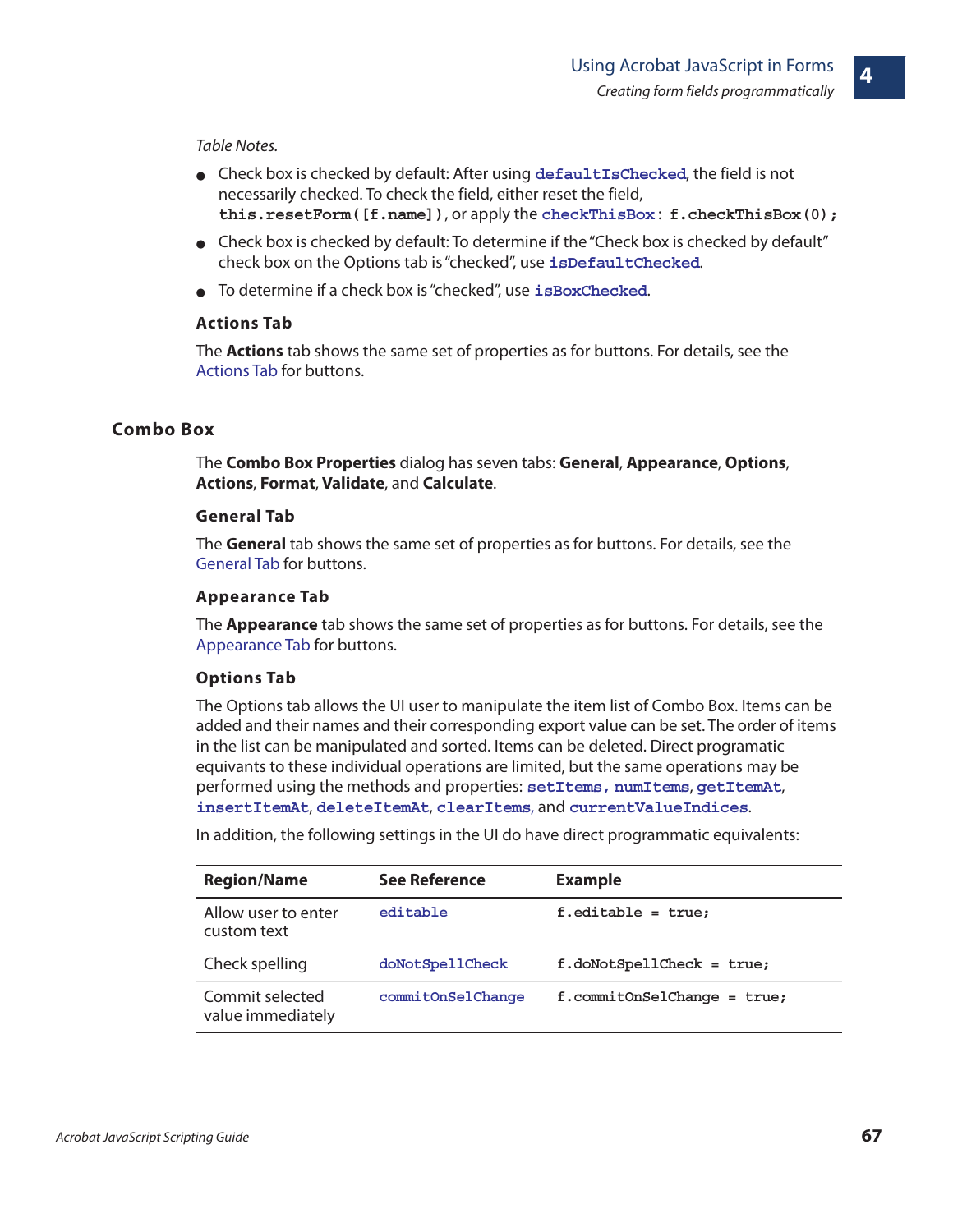*Table Notes.*

- Check box is checked by default: After using `defaultIsChecked`, the field is not necessarily checked. To check the field, either reset the field, `this.resetForm([f.name])`, or apply the `checkThisBox`: `f.checkThisBox(0);`
- Check box is checked by default: To determine if the "Check box is checked by default" check box on the Options tab is "checked", use `isDefaultChecked`.
- To determine if a check box is "checked", use `isBoxChecked`.

#### Actions Tab

The **Actions** tab shows the same set of properties as for buttons. For details, see the Actions Tab for buttons.

### Combo Box

The **Combo Box Properties** dialog has seven tabs: **General**, **Appearance**, **Options**, **Actions**, **Format**, **Validate**, and **Calculate**.

#### General Tab

The **General** tab shows the same set of properties as for buttons. For details, see the General Tab for buttons.

#### Appearance Tab

The **Appearance** tab shows the same set of properties as for buttons. For details, see the Appearance Tab for buttons.

#### Options Tab

The Options tab allows the UI user to manipulate the item list of Combo Box. Items can be added and their names and their corresponding export value can be set. The order of items in the list can be manipulated and sorted. Items can be deleted. Direct programatic equivants to these individual operations are limited, but the same operations may be performed using the methods and properties: `setItems`, `numItems`, `getItemAt`, `insertItemAt`, `deleteItemAt`, `clearItems`, and `currentValueIndices`.

In addition, the following settings in the UI do have direct programmatic equivalents:

| Region/Name | See Reference | Example |
|---|---|---|
| Allow user to enter custom text | `editable` | `f.editable = true;` |
| Check spelling | `doNotSpellCheck` | `f.doNotSpellCheck = true;` |
| Commit selected value immediately | `commitOnSelChange` | `f.commitOnSelChange = true;` |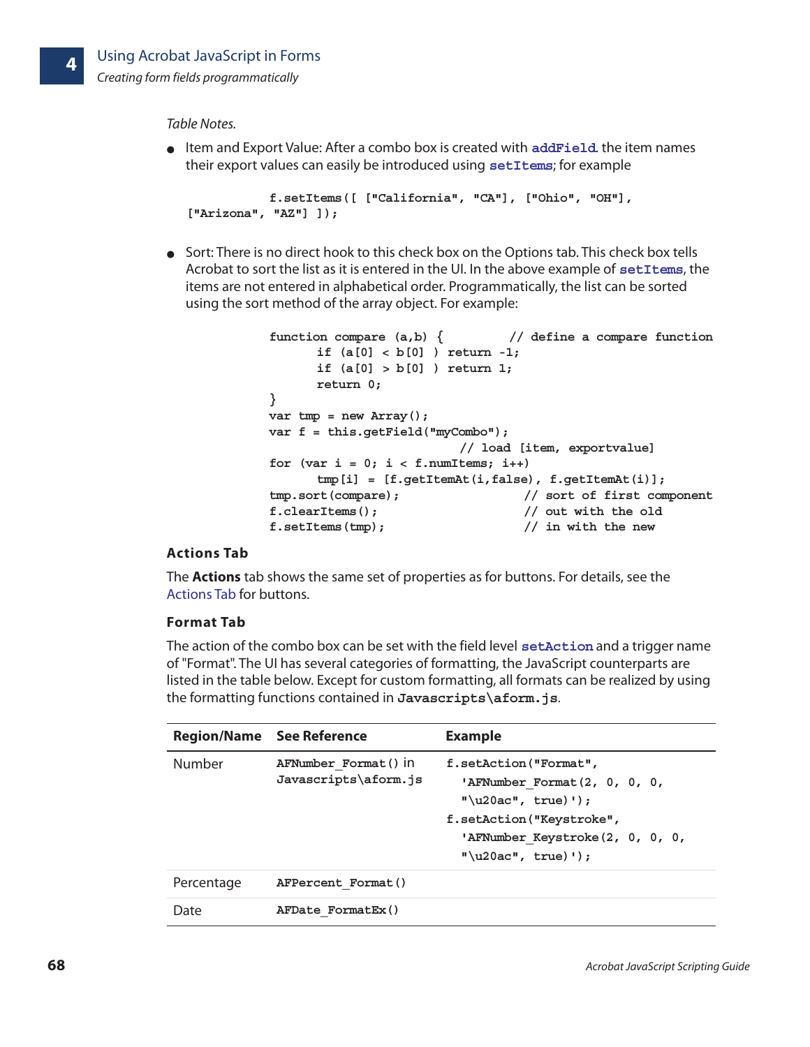*Table Notes.*

- Item and Export Value: After a combo box is created with **addField**, the item names their export values can easily be introduced using **setItems**; for example

```
            f.setItems([ ["California", "CA"], ["Ohio", "OH"],
["Arizona", "AZ"] ]);
```

- Sort: There is no direct hook to this check box on the Options tab. This check box tells Acrobat to sort the list as it is entered in the UI. In the above example of **setItems**, the items are not entered in alphabetical order. Programmatically, the list can be sorted using the sort method of the array object. For example:

```
function compare (a,b) {          // define a compare function
      if (a[0] < b[0] ) return -1;
      if (a[0] > b[0] ) return 1;
      return 0;
}
var tmp = new Array();
var f = this.getField("myCombo");
                          // load [item, exportvalue]
for (var i = 0; i < f.numItems; i++)
      tmp[i] = [f.getItemAt(i,false), f.getItemAt(i)];
tmp.sort(compare);                 // sort of first component
f.clearItems();                    // out with the old
f.setItems(tmp);                   // in with the new
```

### Actions Tab

The **Actions** tab shows the same set of properties as for buttons. For details, see the Actions Tab for buttons.

### Format Tab

The action of the combo box can be set with the field level **setAction** and a trigger name of "Format". The UI has several categories of formatting, the JavaScript counterparts are listed in the table below. Except for custom formatting, all formats can be realized by using the formatting functions contained in **Javascripts\aform.js**.

| Region/Name | See Reference | Example |
|---|---|---|
| Number | `AFNumber_Format()` in `Javascripts\aform.js` | `f.setAction("Format", 'AFNumber_Format(2, 0, 0, 0, "\u20ac", true)');` `f.setAction("Keystroke", 'AFNumber_Keystroke(2, 0, 0, 0, "\u20ac", true)');` |
| Percentage | `AFPercent_Format()` | |
| Date | `AFDate_FormatEx()` | |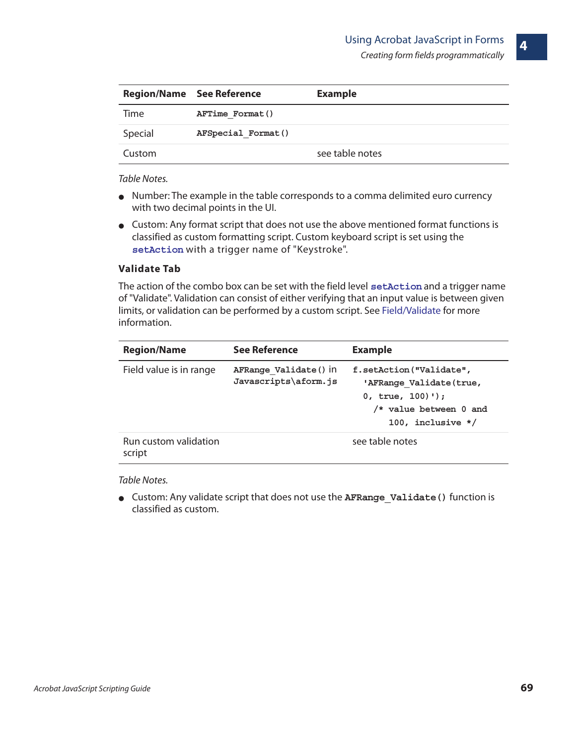| Region/Name | See Reference | Example |
|---|---|---|
| Time | `AFTime_Format()` | |
| Special | `AFSpecial_Format()` | |
| Custom | | see table notes |

*Table Notes.*

- Number: The example in the table corresponds to a comma delimited euro currency with two decimal points in the UI.
- Custom: Any format script that does not use the above mentioned format functions is classified as custom formatting script. Custom keyboard script is set using the `setAction` with a trigger name of "Keystroke".

### Validate Tab

The action of the combo box can be set with the field level `setAction` and a trigger name of "Validate". Validation can consist of either verifying that an input value is between given limits, or validation can be performed by a custom script. See Field/Validate for more information.

| Region/Name | See Reference | Example |
|---|---|---|
| Field value is in range | `AFRange_Validate()` in `Javascripts\aform.js` | `f.setAction("Validate", 'AFRange_Validate(true, 0, true, 100)'); /* value between 0 and 100, inclusive */` |
| Run custom validation script | | see table notes |

*Table Notes.*

- Custom: Any validate script that does not use the `AFRange_Validate()` function is classified as custom.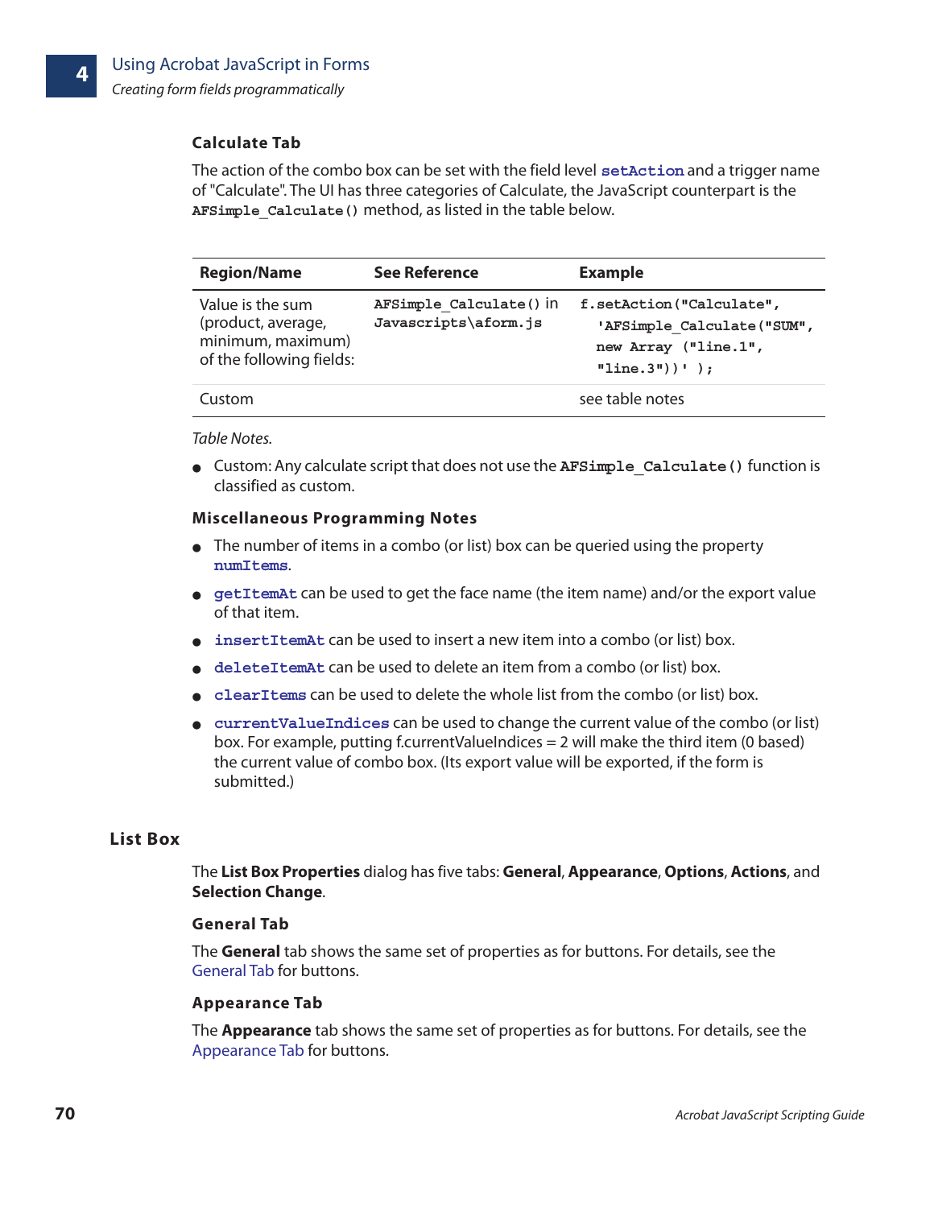### Calculate Tab

The action of the combo box can be set with the field level `setAction` and a trigger name of "Calculate". The UI has three categories of Calculate, the JavaScript counterpart is the `AFSimple_Calculate()` method, as listed in the table below.

| Region/Name | See Reference | Example |
|---|---|---|
| Value is the sum (product, average, minimum, maximum) of the following fields: | `AFSimple_Calculate()` in `Javascripts\aform.js` | `f.setAction("Calculate", 'AFSimple_Calculate("SUM", new Array ("line.1", "line.3"))' );` |
| Custom | | see table notes |

*Table Notes.*

- Custom: Any calculate script that does not use the `AFSimple_Calculate()` function is classified as custom.

### Miscellaneous Programming Notes

- The number of items in a combo (or list) box can be queried using the property `numItems`.
- `getItemAt` can be used to get the face name (the item name) and/or the export value of that item.
- `insertItemAt` can be used to insert a new item into a combo (or list) box.
- `deleteItemAt` can be used to delete an item from a combo (or list) box.
- `clearItems` can be used to delete the whole list from the combo (or list) box.
- `currentValueIndices` can be used to change the current value of the combo (or list) box. For example, putting f.currentValueIndices = 2 will make the third item (0 based) the current value of combo box. (Its export value will be exported, if the form is submitted.)

## List Box

The **List Box Properties** dialog has five tabs: **General**, **Appearance**, **Options**, **Actions**, and **Selection Change**.

### General Tab

The **General** tab shows the same set of properties as for buttons. For details, see the General Tab for buttons.

### Appearance Tab

The **Appearance** tab shows the same set of properties as for buttons. For details, see the Appearance Tab for buttons.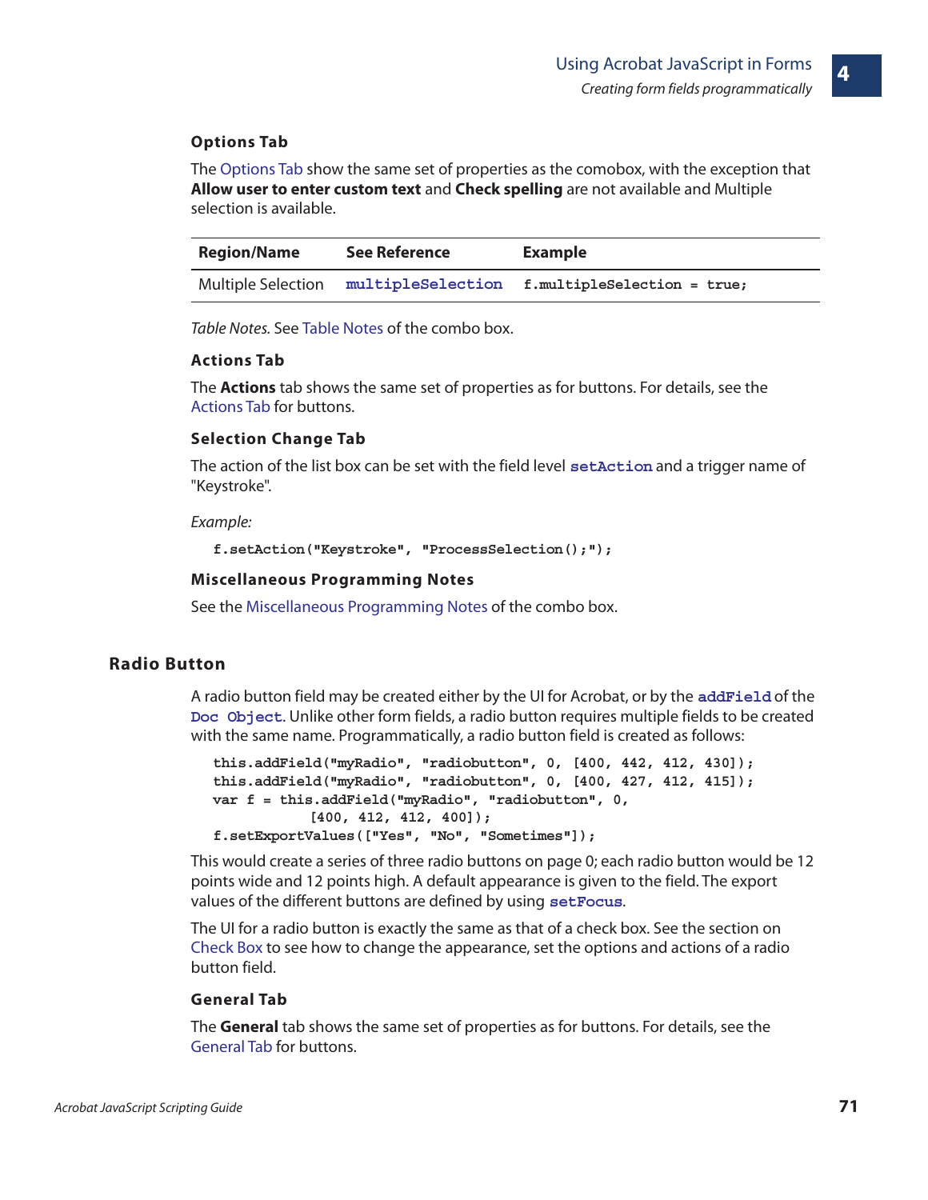#### Options Tab

The Options Tab show the same set of properties as the comobox, with the exception that **Allow user to enter custom text** and **Check spelling** are not available and Multiple selection is available.

| Region/Name | See Reference | Example |
|---|---|---|
| Multiple Selection | `multipleSelection` | `f.multipleSelection = true;` |

*Table Notes.* See Table Notes of the combo box.

#### Actions Tab

The **Actions** tab shows the same set of properties as for buttons. For details, see the Actions Tab for buttons.

#### Selection Change Tab

The action of the list box can be set with the field level `setAction` and a trigger name of "Keystroke".

*Example:*

```
f.setAction("Keystroke", "ProcessSelection();");
```

#### Miscellaneous Programming Notes

See the Miscellaneous Programming Notes of the combo box.

### Radio Button

A radio button field may be created either by the UI for Acrobat, or by the `addField` of the `Doc Object`. Unlike other form fields, a radio button requires multiple fields to be created with the same name. Programmatically, a radio button field is created as follows:

```
this.addField("myRadio", "radiobutton", 0, [400, 442, 412, 430]);
this.addField("myRadio", "radiobutton", 0, [400, 427, 412, 415]);
var f = this.addField("myRadio", "radiobutton", 0,
            [400, 412, 412, 400]);
f.setExportValues(["Yes", "No", "Sometimes"]);
```

This would create a series of three radio buttons on page 0; each radio button would be 12 points wide and 12 points high. A default appearance is given to the field. The export values of the different buttons are defined by using `setFocus`.

The UI for a radio button is exactly the same as that of a check box. See the section on Check Box to see how to change the appearance, set the options and actions of a radio button field.

#### General Tab

The **General** tab shows the same set of properties as for buttons. For details, see the General Tab for buttons.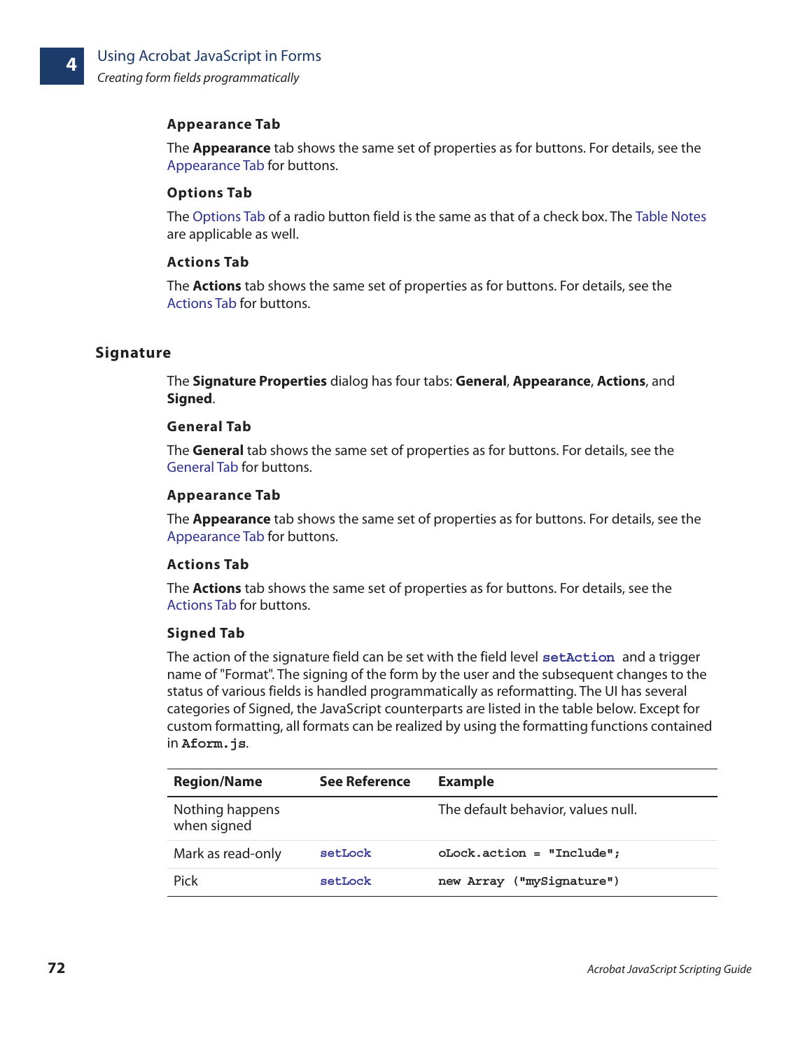#### Appearance Tab

The **Appearance** tab shows the same set of properties as for buttons. For details, see the Appearance Tab for buttons.

#### Options Tab

The Options Tab of a radio button field is the same as that of a check box. The Table Notes are applicable as well.

#### Actions Tab

The **Actions** tab shows the same set of properties as for buttons. For details, see the Actions Tab for buttons.

### Signature

The **Signature Properties** dialog has four tabs: **General**, **Appearance**, **Actions**, and **Signed**.

#### General Tab

The **General** tab shows the same set of properties as for buttons. For details, see the General Tab for buttons.

#### Appearance Tab

The **Appearance** tab shows the same set of properties as for buttons. For details, see the Appearance Tab for buttons.

#### Actions Tab

The **Actions** tab shows the same set of properties as for buttons. For details, see the Actions Tab for buttons.

#### Signed Tab

The action of the signature field can be set with the field level `setAction` and a trigger name of "Format". The signing of the form by the user and the subsequent changes to the status of various fields is handled programmatically as reformatting. The UI has several categories of Signed, the JavaScript counterparts are listed in the table below. Except for custom formatting, all formats can be realized by using the formatting functions contained in `Aform.js`.

| Region/Name | See Reference | Example |
|---|---|---|
| Nothing happens when signed | | The default behavior, values null. |
| Mark as read-only | `setLock` | `oLock.action = "Include";` |
| Pick | `setLock` | `new Array ("mySignature")` |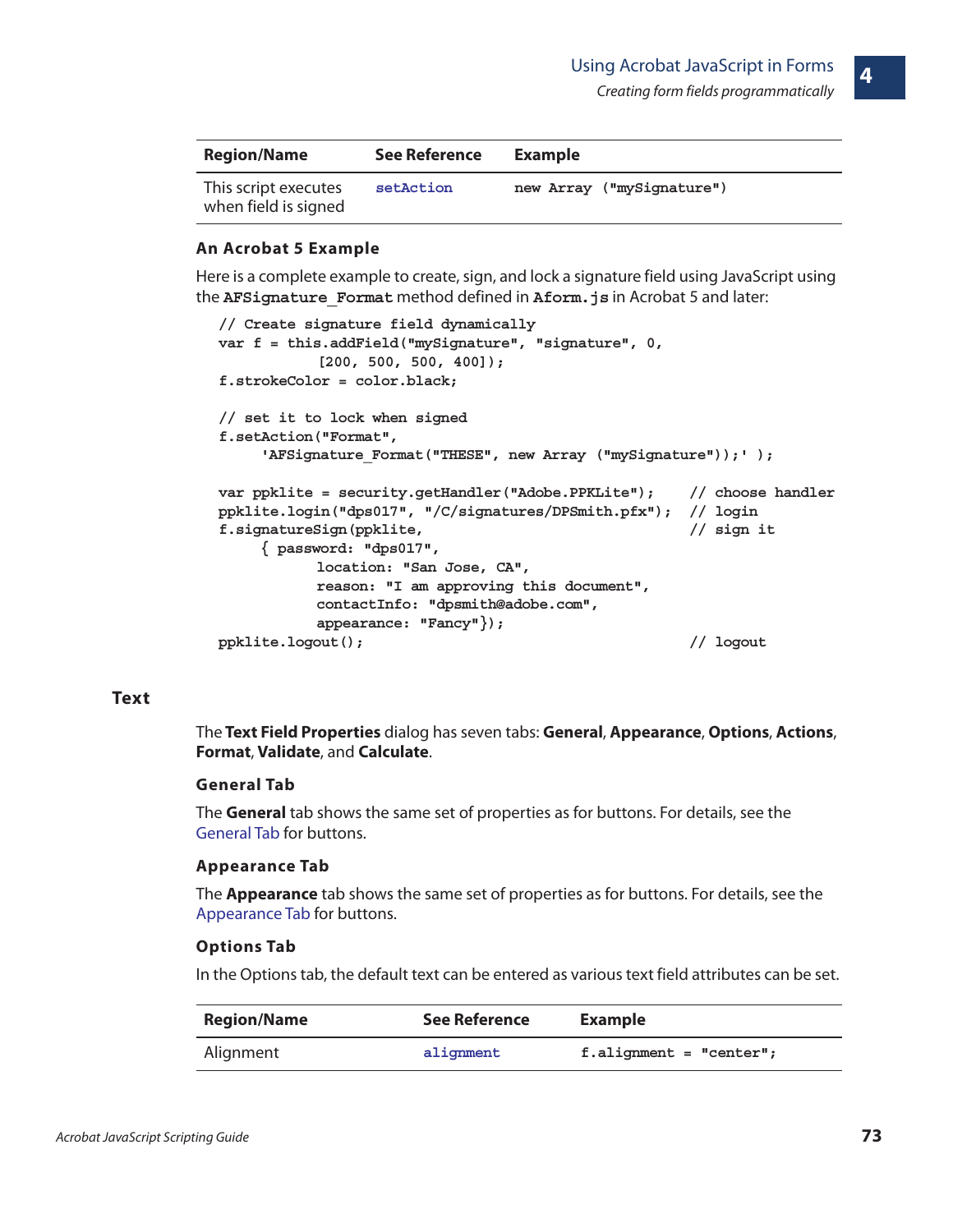| Region/Name | See Reference | Example |
|---|---|---|
| This script executes when field is signed | `setAction` | `new Array ("mySignature")` |

### An Acrobat 5 Example

Here is a complete example to create, sign, and lock a signature field using JavaScript using the **`AFSignature_Format`** method defined in **`Aform.js`** in Acrobat 5 and later:

```
// Create signature field dynamically
var f = this.addField("mySignature", "signature", 0,
            [200, 500, 500, 400]);
f.strokeColor = color.black;

// set it to lock when signed
f.setAction("Format",
     'AFSignature_Format("THESE", new Array ("mySignature"));' );

var ppklite = security.getHandler("Adobe.PPKLite");    // choose handler
ppklite.login("dps017", "/C/signatures/DPSmith.pfx");  // login
f.signatureSign(ppklite,                               // sign it
     { password: "dps017",
            location: "San Jose, CA",
            reason: "I am approving this document",
            contactInfo: "dpsmith@adobe.com",
            appearance: "Fancy"});
ppklite.logout();                                      // logout
```

## Text

The **Text Field Properties** dialog has seven tabs: **General**, **Appearance**, **Options**, **Actions**, **Format**, **Validate**, and **Calculate**.

### General Tab

The **General** tab shows the same set of properties as for buttons. For details, see the General Tab for buttons.

### Appearance Tab

The **Appearance** tab shows the same set of properties as for buttons. For details, see the Appearance Tab for buttons.

### Options Tab

In the Options tab, the default text can be entered as various text field attributes can be set.

| Region/Name | See Reference | Example |
|---|---|---|
| Alignment | `alignment` | `f.alignment = "center";` |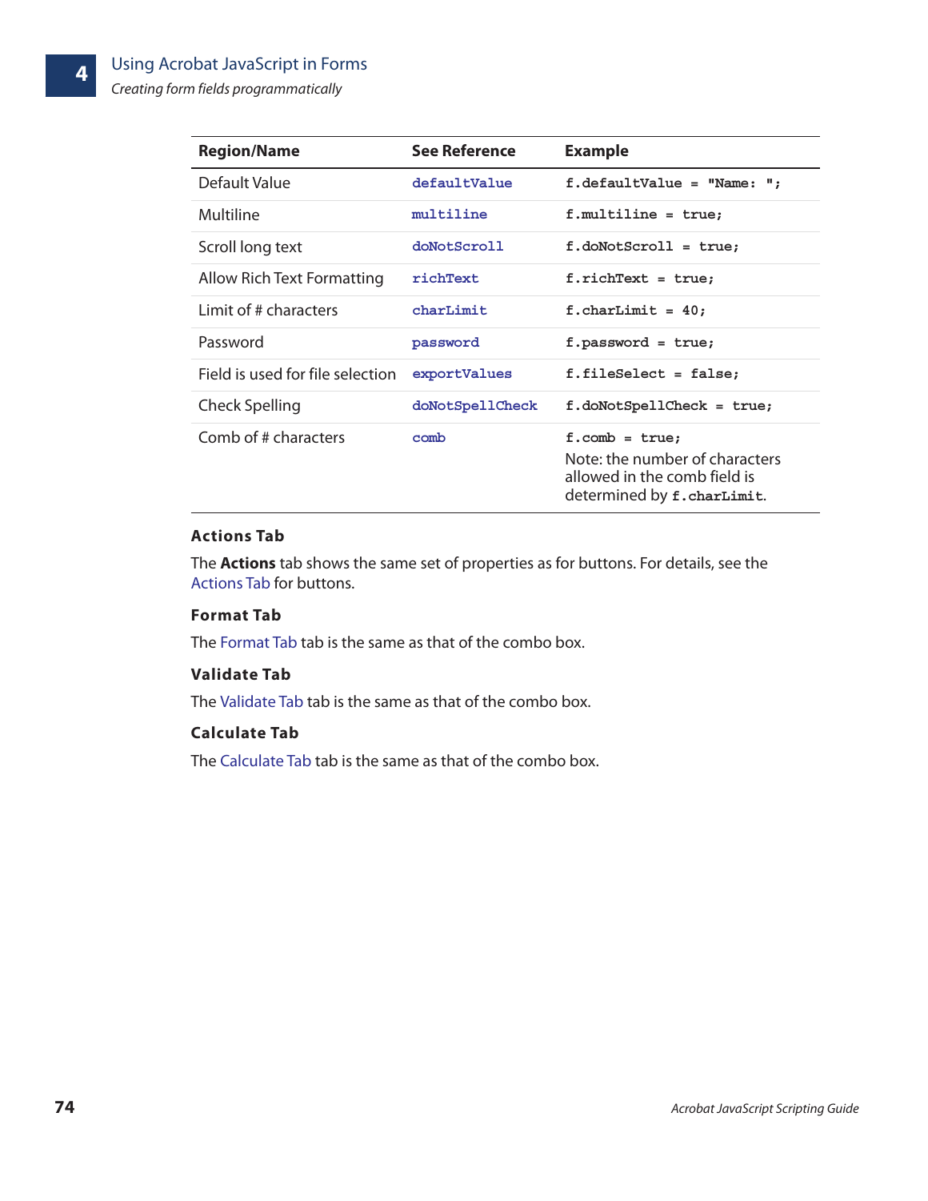| Region/Name | See Reference | Example |
| --- | --- | --- |
| Default Value | `defaultValue` | `f.defaultValue = "Name: ";` |
| Multiline | `multiline` | `f.multiline = true;` |
| Scroll long text | `doNotScroll` | `f.doNotScroll = true;` |
| Allow Rich Text Formatting | `richText` | `f.richText = true;` |
| Limit of # characters | `charLimit` | `f.charLimit = 40;` |
| Password | `password` | `f.password = true;` |
| Field is used for file selection | `exportValues` | `f.fileSelect = false;` |
| Check Spelling | `doNotSpellCheck` | `f.doNotSpellCheck = true;` |
| Comb of # characters | `comb` | `f.comb = true;` Note: the number of characters allowed in the comb field is determined by `f.charLimit`. |

### Actions Tab

The **Actions** tab shows the same set of properties as for buttons. For details, see the Actions Tab for buttons.

### Format Tab

The Format Tab tab is the same as that of the combo box.

### Validate Tab

The Validate Tab tab is the same as that of the combo box.

### Calculate Tab

The Calculate Tab tab is the same as that of the combo box.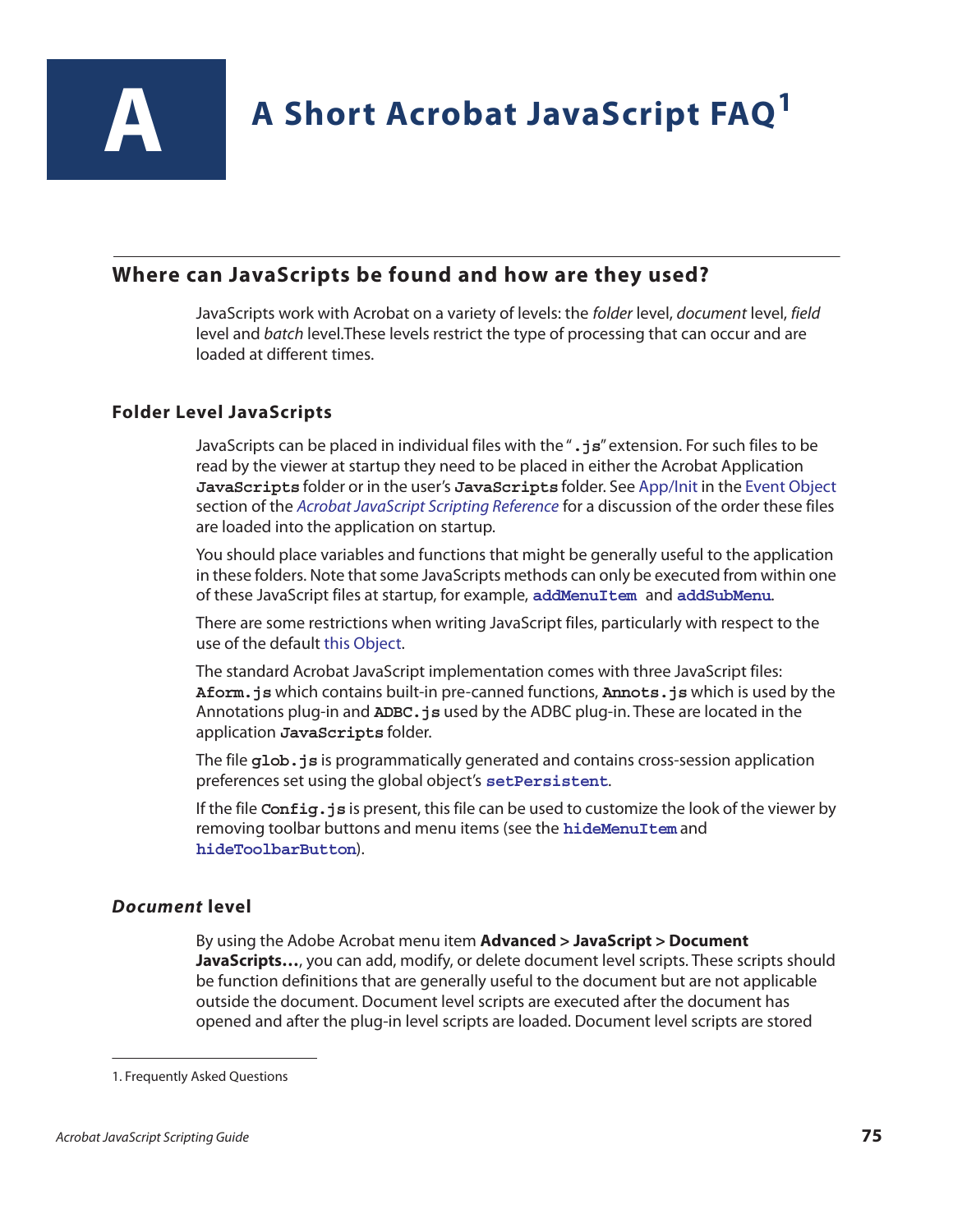# A  A Short Acrobat JavaScript FAQ[1]

## Where can JavaScripts be found and how are they used?

JavaScripts work with Acrobat on a variety of levels: the *folder* level, *document* level, *field* level and *batch* level.These levels restrict the type of processing that can occur and are loaded at different times.

### Folder Level JavaScripts

JavaScripts can be placed in individual files with the "`.js`" extension. For such files to be read by the viewer at startup they need to be placed in either the Acrobat Application `JavaScripts` folder or in the user's `JavaScripts` folder. See App/Init in the Event Object section of the *Acrobat JavaScript Scripting Reference* for a discussion of the order these files are loaded into the application on startup.

You should place variables and functions that might be generally useful to the application in these folders. Note that some JavaScripts methods can only be executed from within one of these JavaScript files at startup, for example, **`addMenuItem`** and **`addSubMenu`**.

There are some restrictions when writing JavaScript files, particularly with respect to the use of the default this Object.

The standard Acrobat JavaScript implementation comes with three JavaScript files: `Aform.js` which contains built-in pre-canned functions, `Annots.js` which is used by the Annotations plug-in and `ADBC.js` used by the ADBC plug-in. These are located in the application `JavaScripts` folder.

The file `glob.js` is programmatically generated and contains cross-session application preferences set using the global object's **`setPersistent`**.

If the file `Config.js` is present, this file can be used to customize the look of the viewer by removing toolbar buttons and menu items (see the **`hideMenuItem`** and **`hideToolbarButton`**).

### *Document* level

By using the Adobe Acrobat menu item **Advanced > JavaScript > Document JavaScripts…**, you can add, modify, or delete document level scripts. These scripts should be function definitions that are generally useful to the document but are not applicable outside the document. Document level scripts are executed after the document has opened and after the plug-in level scripts are loaded. Document level scripts are stored

---

1. Frequently Asked Questions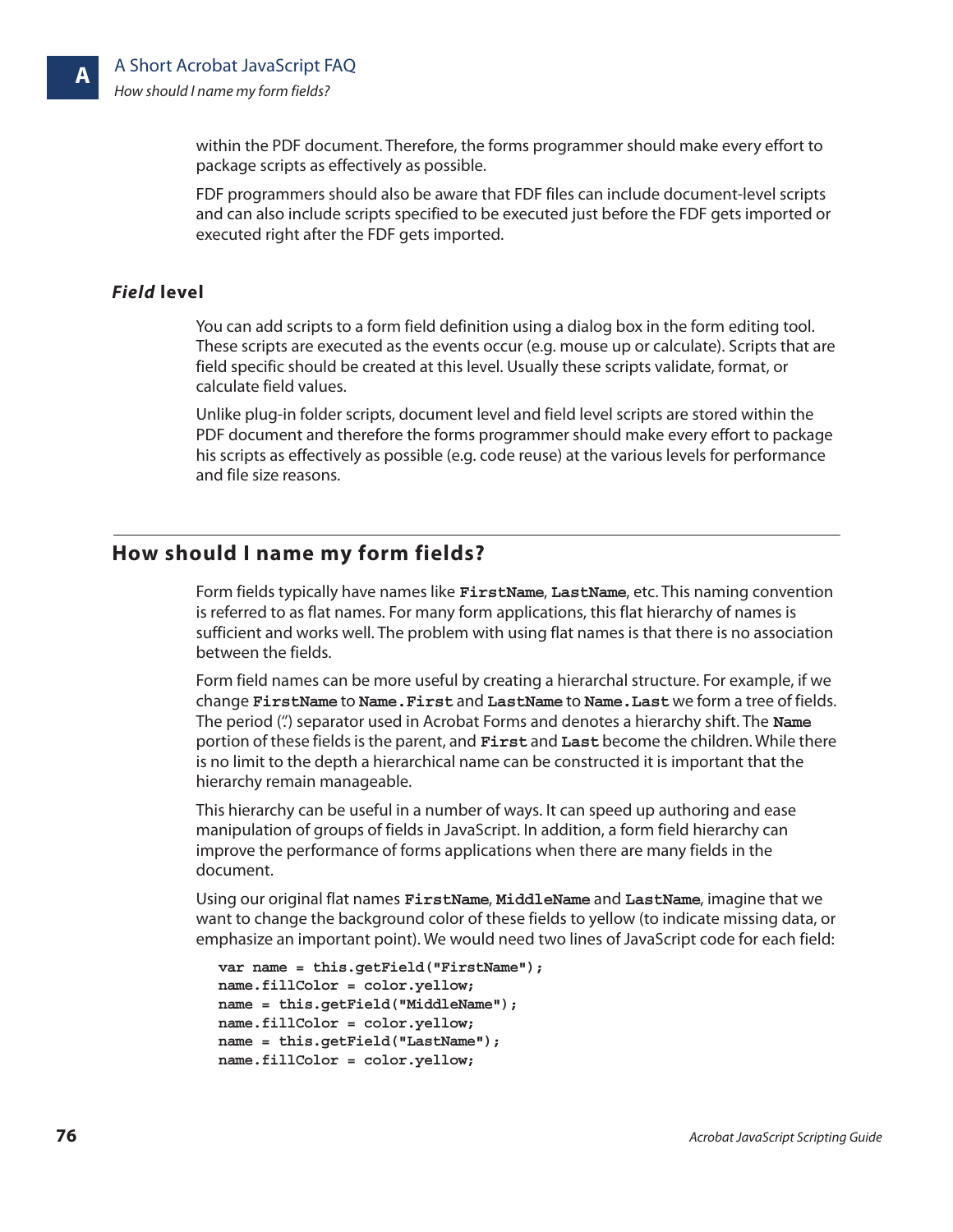within the PDF document. Therefore, the forms programmer should make every effort to package scripts as effectively as possible.

FDF programmers should also be aware that FDF files can include document-level scripts and can also include scripts specified to be executed just before the FDF gets imported or executed right after the FDF gets imported.

### *Field* level

You can add scripts to a form field definition using a dialog box in the form editing tool. These scripts are executed as the events occur (e.g. mouse up or calculate). Scripts that are field specific should be created at this level. Usually these scripts validate, format, or calculate field values.

Unlike plug-in folder scripts, document level and field level scripts are stored within the PDF document and therefore the forms programmer should make every effort to package his scripts as effectively as possible (e.g. code reuse) at the various levels for performance and file size reasons.

## How should I name my form fields?

Form fields typically have names like **`FirstName`**, **`LastName`**, etc. This naming convention is referred to as flat names. For many form applications, this flat hierarchy of names is sufficient and works well. The problem with using flat names is that there is no association between the fields.

Form field names can be more useful by creating a hierarchal structure. For example, if we change **`FirstName`** to **`Name.First`** and **`LastName`** to **`Name.Last`** we form a tree of fields. The period (".") separator used in Acrobat Forms and denotes a hierarchy shift. The **`Name`** portion of these fields is the parent, and **`First`** and **`Last`** become the children. While there is no limit to the depth a hierarchical name can be constructed it is important that the hierarchy remain manageable.

This hierarchy can be useful in a number of ways. It can speed up authoring and ease manipulation of groups of fields in JavaScript. In addition, a form field hierarchy can improve the performance of forms applications when there are many fields in the document.

Using our original flat names **`FirstName`**, **`MiddleName`** and **`LastName`**, imagine that we want to change the background color of these fields to yellow (to indicate missing data, or emphasize an important point). We would need two lines of JavaScript code for each field:

```
var name = this.getField("FirstName");
name.fillColor = color.yellow;
name = this.getField("MiddleName");
name.fillColor = color.yellow;
name = this.getField("LastName");
name.fillColor = color.yellow;
```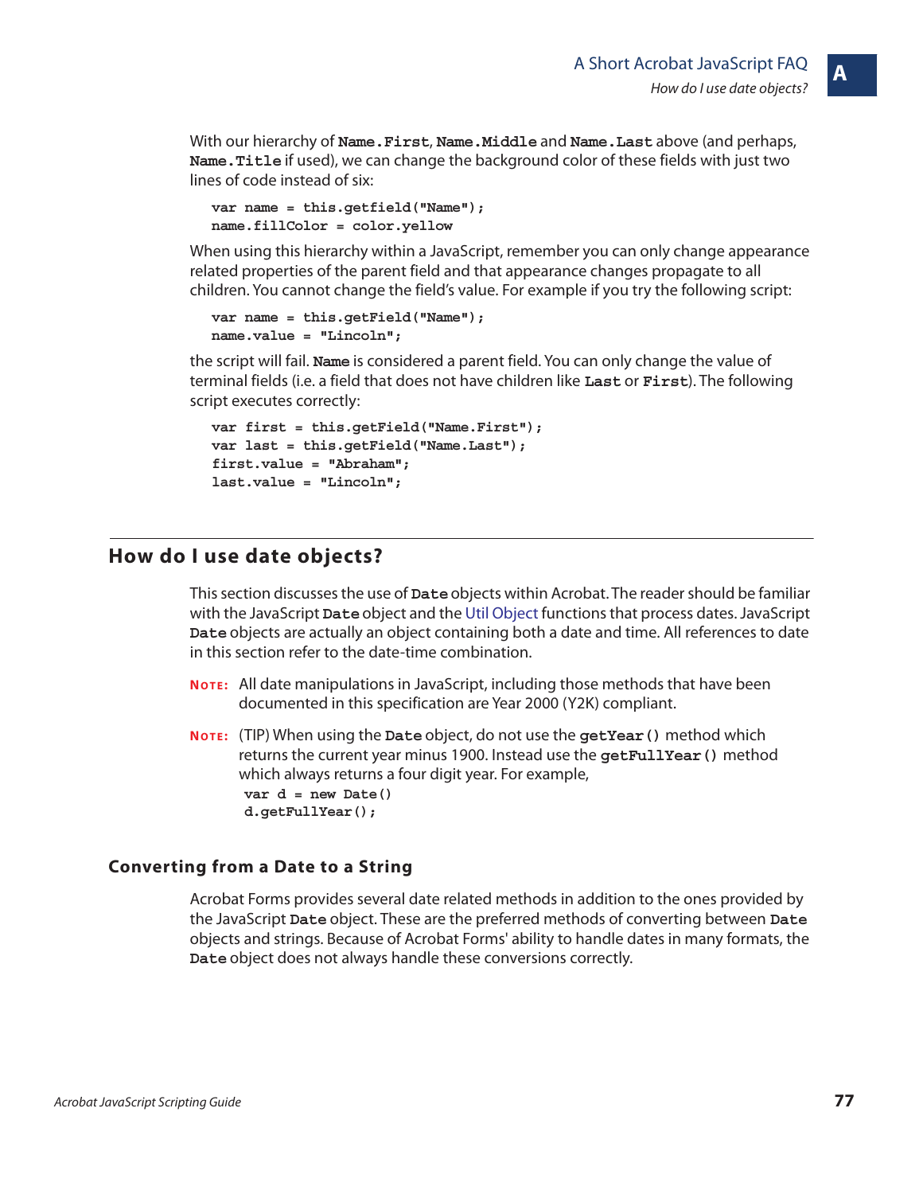With our hierarchy of **Name.First**, **Name.Middle** and **Name.Last** above (and perhaps, **Name.Title** if used), we can change the background color of these fields with just two lines of code instead of six:

```
var name = this.getfield("Name");
name.fillColor = color.yellow
```

When using this hierarchy within a JavaScript, remember you can only change appearance related properties of the parent field and that appearance changes propagate to all children. You cannot change the field's value. For example if you try the following script:

```
var name = this.getField("Name");
name.value = "Lincoln";
```

the script will fail. **Name** is considered a parent field. You can only change the value of terminal fields (i.e. a field that does not have children like **Last** or **First**). The following script executes correctly:

```
var first = this.getField("Name.First");
var last = this.getField("Name.Last");
first.value = "Abraham";
last.value = "Lincoln";
```

## How do I use date objects?

This section discusses the use of **Date** objects within Acrobat. The reader should be familiar with the JavaScript **Date** object and the Util Object functions that process dates. JavaScript **Date** objects are actually an object containing both a date and time. All references to date in this section refer to the date-time combination.

**NOTE:** All date manipulations in JavaScript, including those methods that have been documented in this specification are Year 2000 (Y2K) compliant.

**NOTE:** (TIP) When using the **Date** object, do not use the **getYear()** method which returns the current year minus 1900. Instead use the **getFullYear()** method which always returns a four digit year. For example,

```
var d = new Date()
d.getFullYear();
```

### Converting from a Date to a String

Acrobat Forms provides several date related methods in addition to the ones provided by the JavaScript **Date** object. These are the preferred methods of converting between **Date** objects and strings. Because of Acrobat Forms' ability to handle dates in many formats, the **Date** object does not always handle these conversions correctly.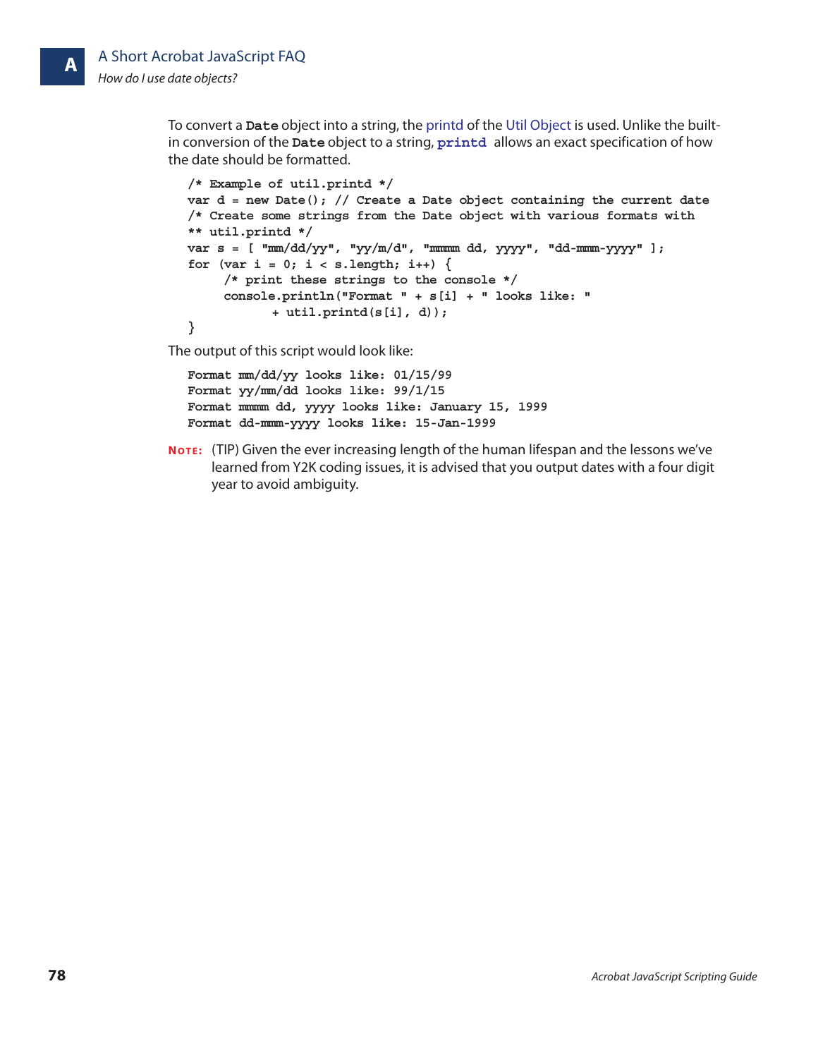To convert a **Date** object into a string, the printd of the Util Object is used. Unlike the built-in conversion of the **Date** object to a string, **printd** allows an exact specification of how the date should be formatted.

```
/* Example of util.printd */
var d = new Date(); // Create a Date object containing the current date
/* Create some strings from the Date object with various formats with
** util.printd */
var s = [ "mm/dd/yy", "yy/m/d", "mmmm dd, yyyy", "dd-mmm-yyyy" ];
for (var i = 0; i < s.length; i++) {
     /* print these strings to the console */
     console.println("Format " + s[i] + " looks like: "
          + util.printd(s[i], d));
}
```

The output of this script would look like:

```
Format mm/dd/yy looks like: 01/15/99
Format yy/mm/dd looks like: 99/1/15
Format mmmm dd, yyyy looks like: January 15, 1999
Format dd-mmm-yyyy looks like: 15-Jan-1999
```

**NOTE:** (TIP) Given the ever increasing length of the human lifespan and the lessons we've learned from Y2K coding issues, it is advised that you output dates with a four digit year to avoid ambiguity.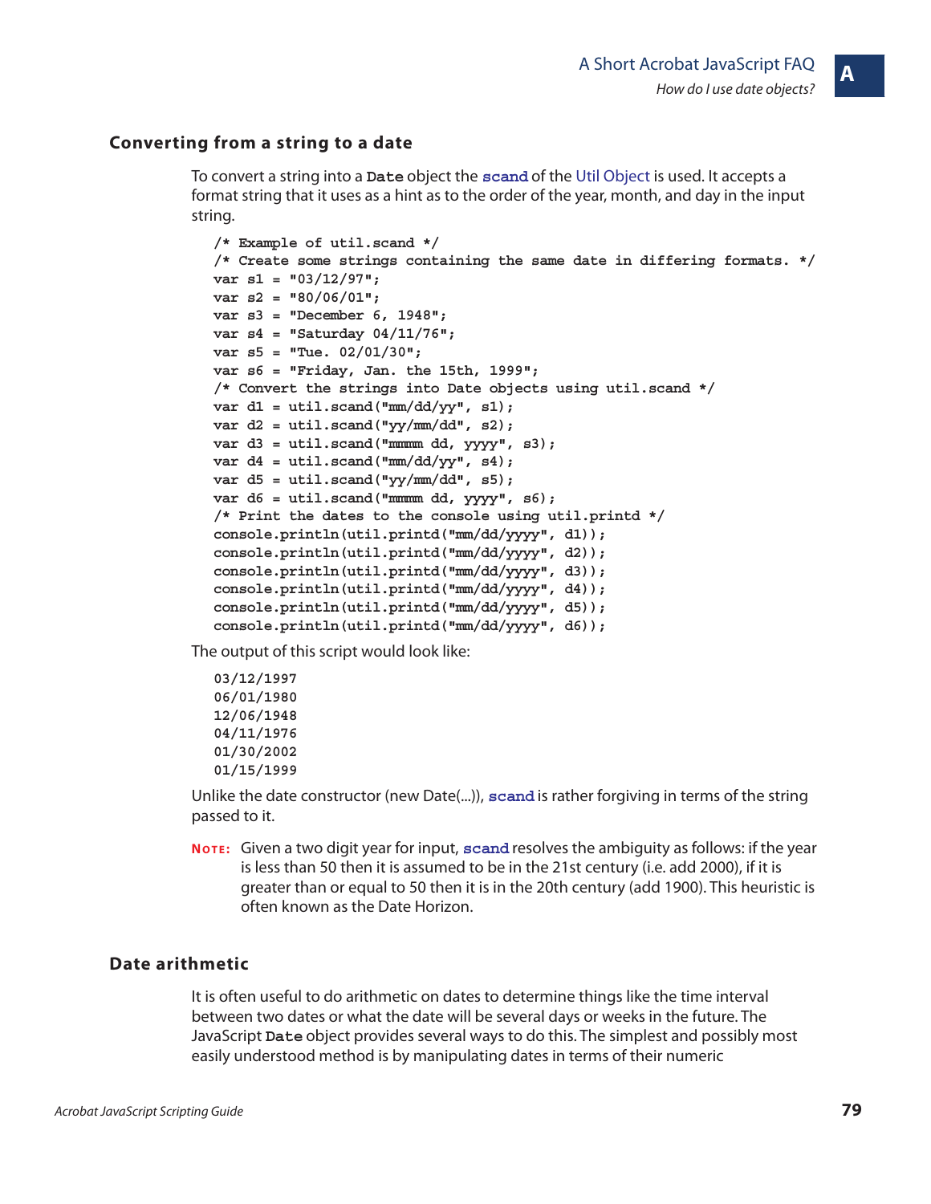## Converting from a string to a date

To convert a string into a **Date** object the **scand** of the Util Object is used. It accepts a format string that it uses as a hint as to the order of the year, month, and day in the input string.

```
/* Example of util.scand */
/* Create some strings containing the same date in differing formats. */
var s1 = "03/12/97";
var s2 = "80/06/01";
var s3 = "December 6, 1948";
var s4 = "Saturday 04/11/76";
var s5 = "Tue. 02/01/30";
var s6 = "Friday, Jan. the 15th, 1999";
/* Convert the strings into Date objects using util.scand */
var d1 = util.scand("mm/dd/yy", s1);
var d2 = util.scand("yy/mm/dd", s2);
var d3 = util.scand("mmmm dd, yyyy", s3);
var d4 = util.scand("mm/dd/yy", s4);
var d5 = util.scand("yy/mm/dd", s5);
var d6 = util.scand("mmmm dd, yyyy", s6);
/* Print the dates to the console using util.printd */
console.println(util.printd("mm/dd/yyyy", d1));
console.println(util.printd("mm/dd/yyyy", d2));
console.println(util.printd("mm/dd/yyyy", d3));
console.println(util.printd("mm/dd/yyyy", d4));
console.println(util.printd("mm/dd/yyyy", d5));
console.println(util.printd("mm/dd/yyyy", d6));
```

The output of this script would look like:

```
03/12/1997
06/01/1980
12/06/1948
04/11/1976
01/30/2002
01/15/1999
```

Unlike the date constructor (new Date(...)), **scand** is rather forgiving in terms of the string passed to it.

**NOTE:** Given a two digit year for input, **scand** resolves the ambiguity as follows: if the year is less than 50 then it is assumed to be in the 21st century (i.e. add 2000), if it is greater than or equal to 50 then it is in the 20th century (add 1900). This heuristic is often known as the Date Horizon.

## Date arithmetic

It is often useful to do arithmetic on dates to determine things like the time interval between two dates or what the date will be several days or weeks in the future. The JavaScript **Date** object provides several ways to do this. The simplest and possibly most easily understood method is by manipulating dates in terms of their numeric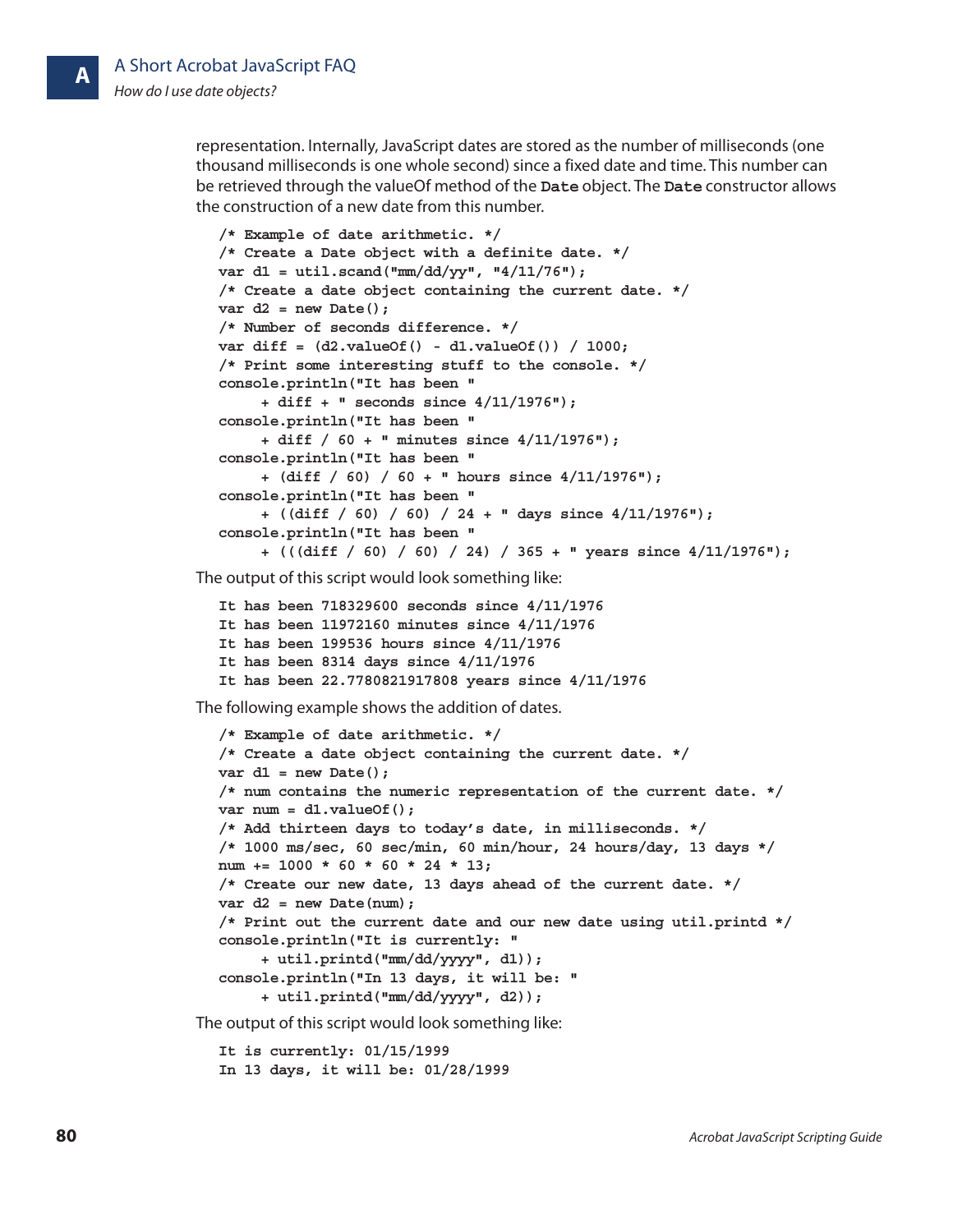representation. Internally, JavaScript dates are stored as the number of milliseconds (one thousand milliseconds is one whole second) since a fixed date and time. This number can be retrieved through the valueOf method of the **Date** object. The **Date** constructor allows the construction of a new date from this number.

```
/* Example of date arithmetic. */
/* Create a Date object with a definite date. */
var d1 = util.scand("mm/dd/yy", "4/11/76");
/* Create a date object containing the current date. */
var d2 = new Date();
/* Number of seconds difference. */
var diff = (d2.valueOf() - d1.valueOf()) / 1000;
/* Print some interesting stuff to the console. */
console.println("It has been "
     + diff + " seconds since 4/11/1976");
console.println("It has been "
     + diff / 60 + " minutes since 4/11/1976");
console.println("It has been "
     + (diff / 60) / 60 + " hours since 4/11/1976");
console.println("It has been "
     + ((diff / 60) / 60) / 24 + " days since 4/11/1976");
console.println("It has been "
     + (((diff / 60) / 60) / 24) / 365 + " years since 4/11/1976");
```

The output of this script would look something like:

```
It has been 718329600 seconds since 4/11/1976
It has been 11972160 minutes since 4/11/1976
It has been 199536 hours since 4/11/1976
It has been 8314 days since 4/11/1976
It has been 22.7780821917808 years since 4/11/1976
```

The following example shows the addition of dates.

```
/* Example of date arithmetic. */
/* Create a date object containing the current date. */
var d1 = new Date();
/* num contains the numeric representation of the current date. */
var num = d1.valueOf();
/* Add thirteen days to today's date, in milliseconds. */
/* 1000 ms/sec, 60 sec/min, 60 min/hour, 24 hours/day, 13 days */
num += 1000 * 60 * 60 * 24 * 13;
/* Create our new date, 13 days ahead of the current date. */
var d2 = new Date(num);
/* Print out the current date and our new date using util.printd */
console.println("It is currently: "
     + util.printd("mm/dd/yyyy", d1));
console.println("In 13 days, it will be: "
     + util.printd("mm/dd/yyyy", d2));
```

The output of this script would look something like:

```
It is currently: 01/15/1999
In 13 days, it will be: 01/28/1999
```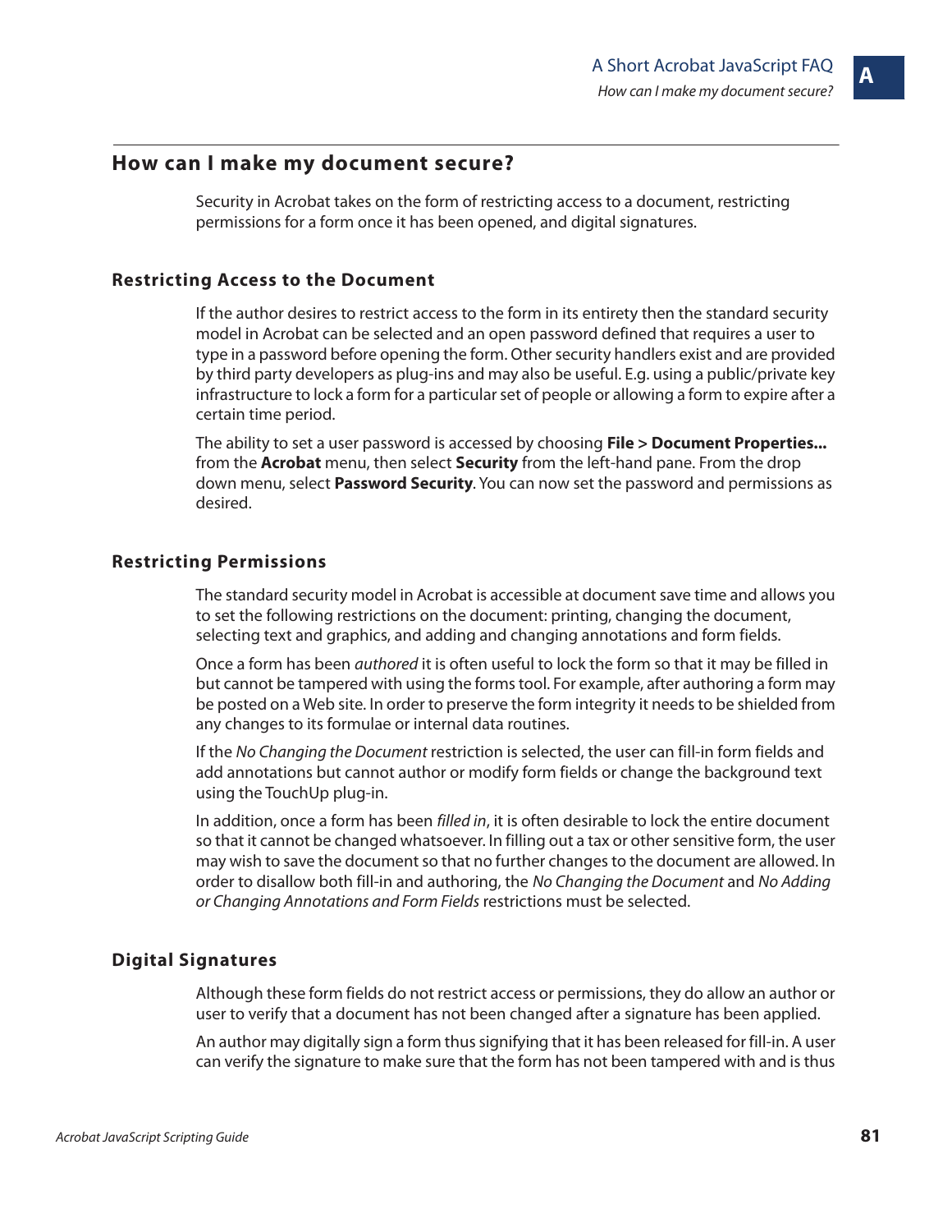## How can I make my document secure?

Security in Acrobat takes on the form of restricting access to a document, restricting permissions for a form once it has been opened, and digital signatures.

### Restricting Access to the Document

If the author desires to restrict access to the form in its entirety then the standard security model in Acrobat can be selected and an open password defined that requires a user to type in a password before opening the form. Other security handlers exist and are provided by third party developers as plug-ins and may also be useful. E.g. using a public/private key infrastructure to lock a form for a particular set of people or allowing a form to expire after a certain time period.

The ability to set a user password is accessed by choosing **File > Document Properties...** from the **Acrobat** menu, then select **Security** from the left-hand pane. From the drop down menu, select **Password Security**. You can now set the password and permissions as desired.

### Restricting Permissions

The standard security model in Acrobat is accessible at document save time and allows you to set the following restrictions on the document: printing, changing the document, selecting text and graphics, and adding and changing annotations and form fields.

Once a form has been *authored* it is often useful to lock the form so that it may be filled in but cannot be tampered with using the forms tool. For example, after authoring a form may be posted on a Web site. In order to preserve the form integrity it needs to be shielded from any changes to its formulae or internal data routines.

If the *No Changing the Document* restriction is selected, the user can fill-in form fields and add annotations but cannot author or modify form fields or change the background text using the TouchUp plug-in.

In addition, once a form has been *filled in*, it is often desirable to lock the entire document so that it cannot be changed whatsoever. In filling out a tax or other sensitive form, the user may wish to save the document so that no further changes to the document are allowed. In order to disallow both fill-in and authoring, the *No Changing the Document* and *No Adding or Changing Annotations and Form Fields* restrictions must be selected.

### Digital Signatures

Although these form fields do not restrict access or permissions, they do allow an author or user to verify that a document has not been changed after a signature has been applied.

An author may digitally sign a form thus signifying that it has been released for fill-in. A user can verify the signature to make sure that the form has not been tampered with and is thus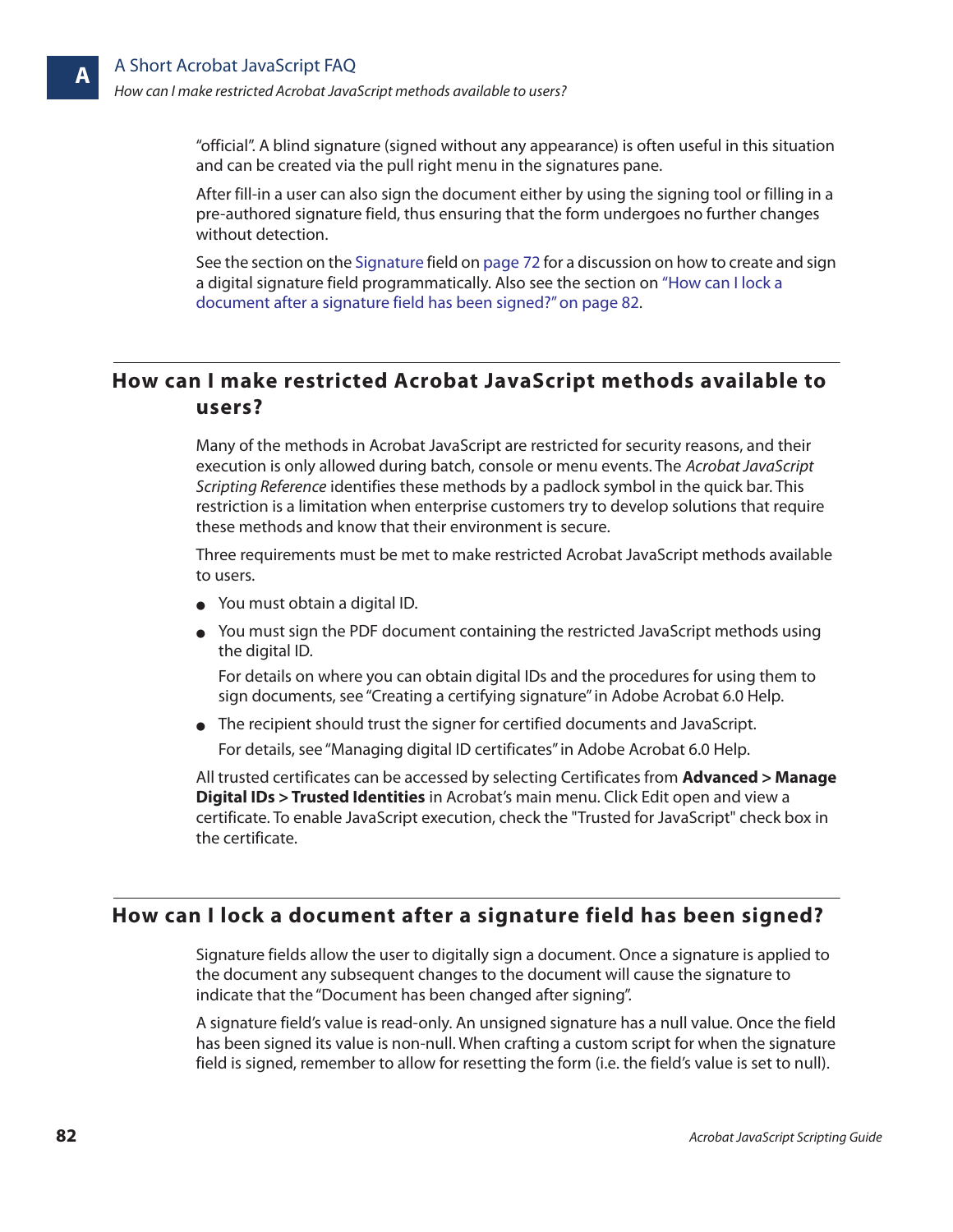"official". A blind signature (signed without any appearance) is often useful in this situation and can be created via the pull right menu in the signatures pane.

After fill-in a user can also sign the document either by using the signing tool or filling in a pre-authored signature field, thus ensuring that the form undergoes no further changes without detection.

See the section on the Signature field on page 72 for a discussion on how to create and sign a digital signature field programmatically. Also see the section on "How can I lock a document after a signature field has been signed?" on page 82.

## How can I make restricted Acrobat JavaScript methods available to users?

Many of the methods in Acrobat JavaScript are restricted for security reasons, and their execution is only allowed during batch, console or menu events. The *Acrobat JavaScript Scripting Reference* identifies these methods by a padlock symbol in the quick bar. This restriction is a limitation when enterprise customers try to develop solutions that require these methods and know that their environment is secure.

Three requirements must be met to make restricted Acrobat JavaScript methods available to users.

- You must obtain a digital ID.
- You must sign the PDF document containing the restricted JavaScript methods using the digital ID.

  For details on where you can obtain digital IDs and the procedures for using them to sign documents, see "Creating a certifying signature" in Adobe Acrobat 6.0 Help.
- The recipient should trust the signer for certified documents and JavaScript.

  For details, see "Managing digital ID certificates" in Adobe Acrobat 6.0 Help.

All trusted certificates can be accessed by selecting Certificates from **Advanced > Manage Digital IDs > Trusted Identities** in Acrobat's main menu. Click Edit open and view a certificate. To enable JavaScript execution, check the "Trusted for JavaScript" check box in the certificate.

## How can I lock a document after a signature field has been signed?

Signature fields allow the user to digitally sign a document. Once a signature is applied to the document any subsequent changes to the document will cause the signature to indicate that the "Document has been changed after signing".

A signature field's value is read-only. An unsigned signature has a null value. Once the field has been signed its value is non-null. When crafting a custom script for when the signature field is signed, remember to allow for resetting the form (i.e. the field's value is set to null).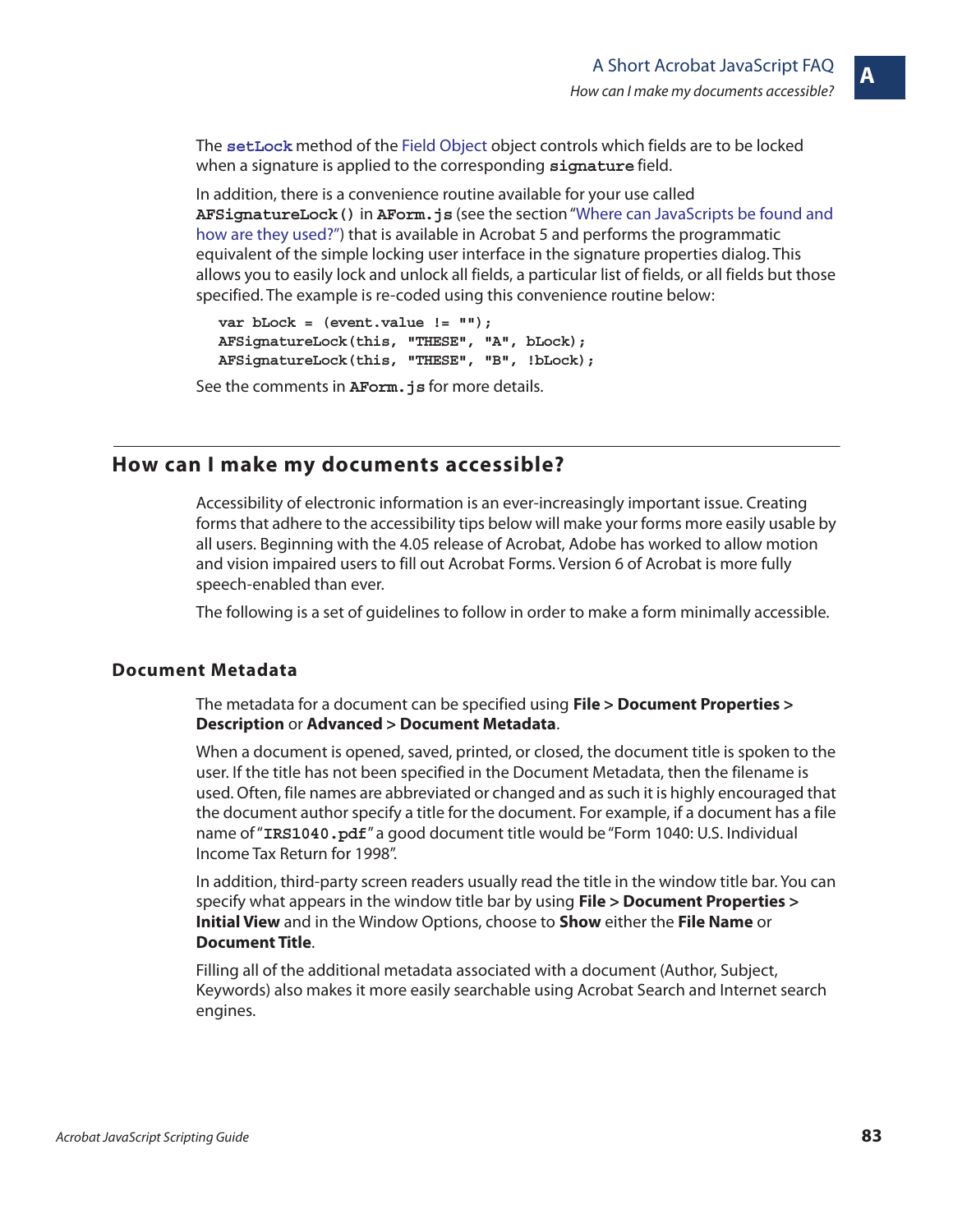The **`setLock`** method of the Field Object object controls which fields are to be locked when a signature is applied to the corresponding **`signature`** field.

In addition, there is a convenience routine available for your use called **`AFSignatureLock()`** in **`AForm.js`** (see the section "Where can JavaScripts be found and how are they used?") that is available in Acrobat 5 and performs the programmatic equivalent of the simple locking user interface in the signature properties dialog. This allows you to easily lock and unlock all fields, a particular list of fields, or all fields but those specified. The example is re-coded using this convenience routine below:

```
var bLock = (event.value != "");
AFSignatureLock(this, "THESE", "A", bLock);
AFSignatureLock(this, "THESE", "B", !bLock);
```

See the comments in **`AForm.js`** for more details.

## How can I make my documents accessible?

Accessibility of electronic information is an ever-increasingly important issue. Creating forms that adhere to the accessibility tips below will make your forms more easily usable by all users. Beginning with the 4.05 release of Acrobat, Adobe has worked to allow motion and vision impaired users to fill out Acrobat Forms. Version 6 of Acrobat is more fully speech-enabled than ever.

The following is a set of guidelines to follow in order to make a form minimally accessible.

### Document Metadata

The metadata for a document can be specified using **File > Document Properties > Description** or **Advanced > Document Metadata**.

When a document is opened, saved, printed, or closed, the document title is spoken to the user. If the title has not been specified in the Document Metadata, then the filename is used. Often, file names are abbreviated or changed and as such it is highly encouraged that the document author specify a title for the document. For example, if a document has a file name of "**`IRS1040.pdf`**" a good document title would be "Form 1040: U.S. Individual Income Tax Return for 1998".

In addition, third-party screen readers usually read the title in the window title bar. You can specify what appears in the window title bar by using **File > Document Properties > Initial View** and in the Window Options, choose to **Show** either the **File Name** or **Document Title**.

Filling all of the additional metadata associated with a document (Author, Subject, Keywords) also makes it more easily searchable using Acrobat Search and Internet search engines.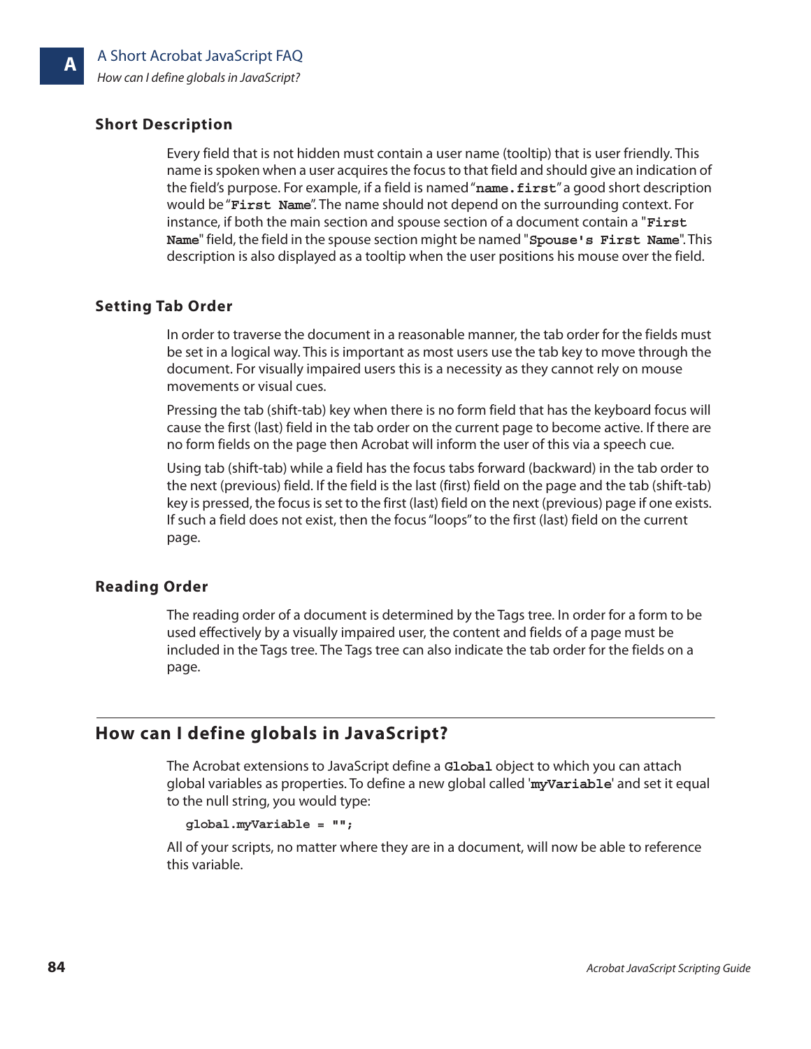### Short Description

Every field that is not hidden must contain a user name (tooltip) that is user friendly. This name is spoken when a user acquires the focus to that field and should give an indication of the field's purpose. For example, if a field is named "**`name.first`**" a good short description would be "**`First Name`**". The name should not depend on the surrounding context. For instance, if both the main section and spouse section of a document contain a "**`First Name`**" field, the field in the spouse section might be named "**`Spouse's First Name`**". This description is also displayed as a tooltip when the user positions his mouse over the field.

### Setting Tab Order

In order to traverse the document in a reasonable manner, the tab order for the fields must be set in a logical way. This is important as most users use the tab key to move through the document. For visually impaired users this is a necessity as they cannot rely on mouse movements or visual cues.

Pressing the tab (shift-tab) key when there is no form field that has the keyboard focus will cause the first (last) field in the tab order on the current page to become active. If there are no form fields on the page then Acrobat will inform the user of this via a speech cue.

Using tab (shift-tab) while a field has the focus tabs forward (backward) in the tab order to the next (previous) field. If the field is the last (first) field on the page and the tab (shift-tab) key is pressed, the focus is set to the first (last) field on the next (previous) page if one exists. If such a field does not exist, then the focus "loops" to the first (last) field on the current page.

### Reading Order

The reading order of a document is determined by the Tags tree. In order for a form to be used effectively by a visually impaired user, the content and fields of a page must be included in the Tags tree. The Tags tree can also indicate the tab order for the fields on a page.

## How can I define globals in JavaScript?

The Acrobat extensions to JavaScript define a **`Global`** object to which you can attach global variables as properties. To define a new global called '**`myVariable`**' and set it equal to the null string, you would type:

```
global.myVariable = "";
```

All of your scripts, no matter where they are in a document, will now be able to reference this variable.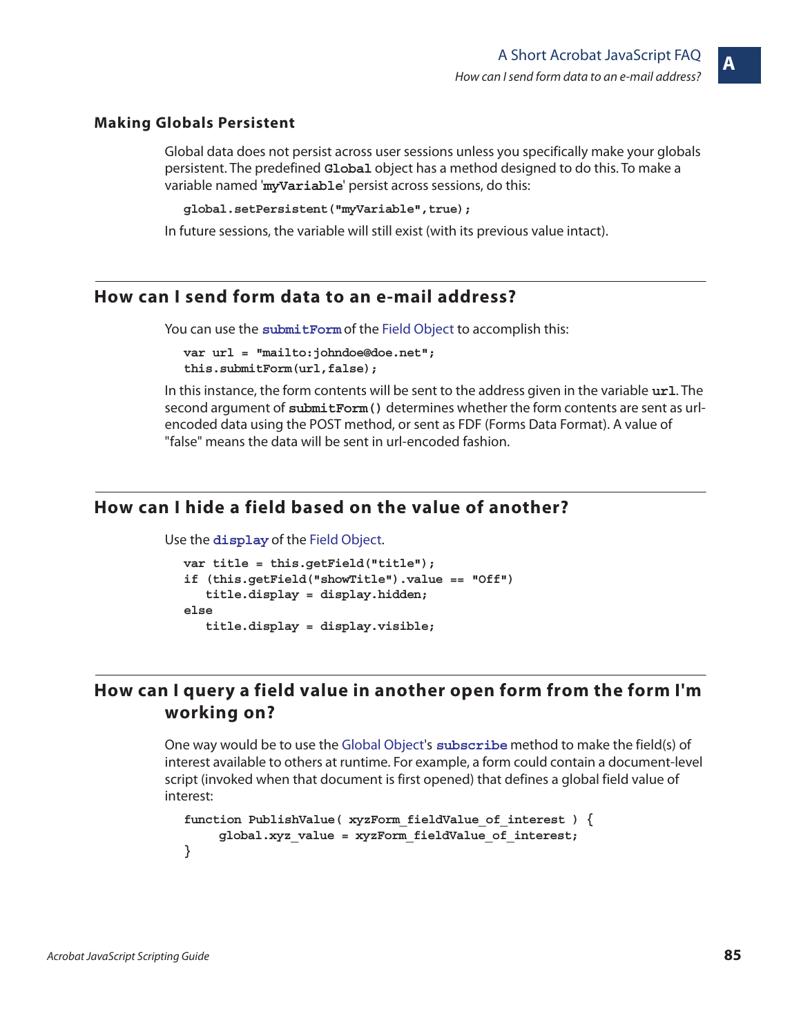### Making Globals Persistent

Global data does not persist across user sessions unless you specifically make your globals persistent. The predefined **Global** object has a method designed to do this. To make a variable named '**myVariable**' persist across sessions, do this:

```
global.setPersistent("myVariable",true);
```

In future sessions, the variable will still exist (with its previous value intact).

## How can I send form data to an e-mail address?

You can use the **submitForm** of the Field Object to accomplish this:

```
var url = "mailto:johndoe@doe.net";
this.submitForm(url,false);
```

In this instance, the form contents will be sent to the address given in the variable **url**. The second argument of **submitForm()** determines whether the form contents are sent as url-encoded data using the POST method, or sent as FDF (Forms Data Format). A value of "false" means the data will be sent in url-encoded fashion.

## How can I hide a field based on the value of another?

Use the **display** of the Field Object.

```
var title = this.getField("title");
if (this.getField("showTitle").value == "Off")
   title.display = display.hidden;
else
   title.display = display.visible;
```

## How can I query a field value in another open form from the form I'm working on?

One way would be to use the Global Object's **subscribe** method to make the field(s) of interest available to others at runtime. For example, a form could contain a document-level script (invoked when that document is first opened) that defines a global field value of interest:

```
function PublishValue( xyzForm_fieldValue_of_interest ) {
     global.xyz_value = xyzForm_fieldValue_of_interest;
}
```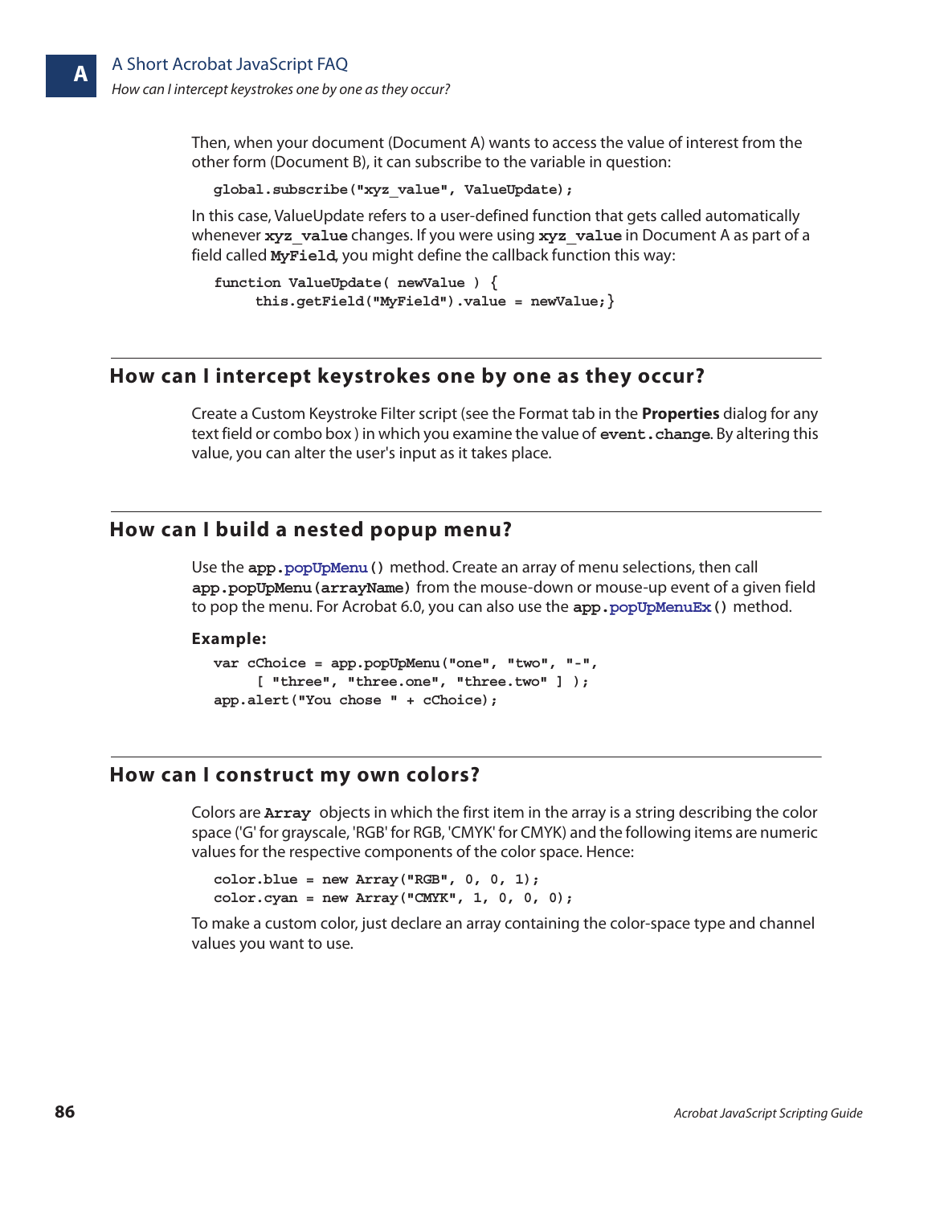Then, when your document (Document A) wants to access the value of interest from the other form (Document B), it can subscribe to the variable in question:

```
global.subscribe("xyz_value", ValueUpdate);
```

In this case, ValueUpdate refers to a user-defined function that gets called automatically whenever `xyz_value` changes. If you were using `xyz_value` in Document A as part of a field called `MyField`, you might define the callback function this way:

```
function ValueUpdate( newValue ) {
     this.getField("MyField").value = newValue;}
```

## How can I intercept keystrokes one by one as they occur?

Create a Custom Keystroke Filter script (see the Format tab in the **Properties** dialog for any text field or combo box ) in which you examine the value of `event.change`. By altering this value, you can alter the user's input as it takes place.

## How can I build a nested popup menu?

Use the `app.popUpMenu()` method. Create an array of menu selections, then call `app.popUpMenu(arrayName)` from the mouse-down or mouse-up event of a given field to pop the menu. For Acrobat 6.0, you can also use the `app.popUpMenuEx()` method.

**Example:**

```
var cChoice = app.popUpMenu("one", "two", "-",
     [ "three", "three.one", "three.two" ] );
app.alert("You chose " + cChoice);
```

## How can I construct my own colors?

Colors are `Array` objects in which the first item in the array is a string describing the color space ('G' for grayscale, 'RGB' for RGB, 'CMYK' for CMYK) and the following items are numeric values for the respective components of the color space. Hence:

```
color.blue = new Array("RGB", 0, 0, 1);
color.cyan = new Array("CMYK", 1, 0, 0, 0);
```

To make a custom color, just declare an array containing the color-space type and channel values you want to use.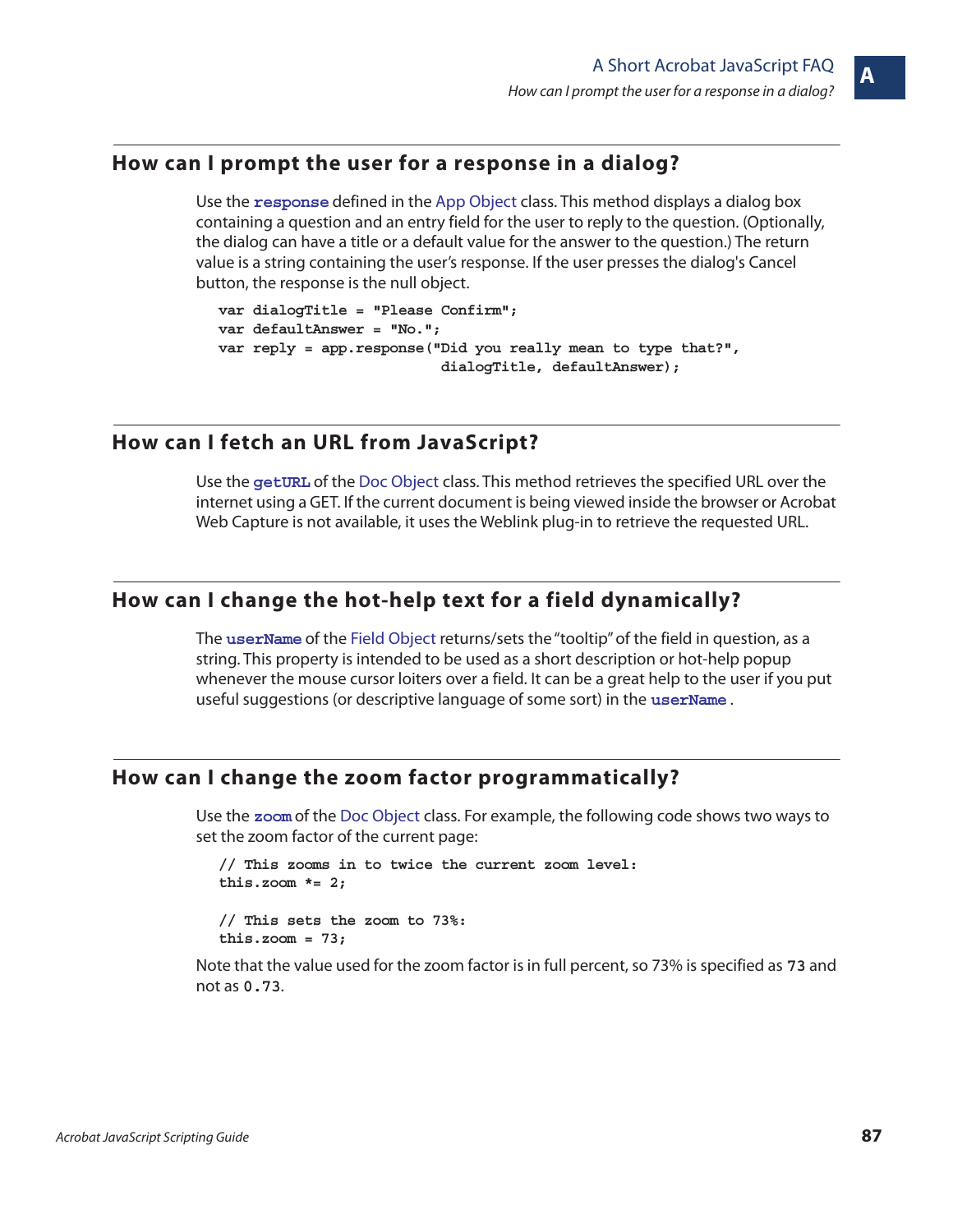## How can I prompt the user for a response in a dialog?

Use the **response** defined in the App Object class. This method displays a dialog box containing a question and an entry field for the user to reply to the question. (Optionally, the dialog can have a title or a default value for the answer to the question.) The return value is a string containing the user's response. If the user presses the dialog's Cancel button, the response is the null object.

```
var dialogTitle = "Please Confirm";
var defaultAnswer = "No.";
var reply = app.response("Did you really mean to type that?",
                         dialogTitle, defaultAnswer);
```

## How can I fetch an URL from JavaScript?

Use the **getURL** of the Doc Object class. This method retrieves the specified URL over the internet using a GET. If the current document is being viewed inside the browser or Acrobat Web Capture is not available, it uses the Weblink plug-in to retrieve the requested URL.

## How can I change the hot-help text for a field dynamically?

The **userName** of the Field Object returns/sets the "tooltip" of the field in question, as a string. This property is intended to be used as a short description or hot-help popup whenever the mouse cursor loiters over a field. It can be a great help to the user if you put useful suggestions (or descriptive language of some sort) in the **userName** .

## How can I change the zoom factor programmatically?

Use the **zoom** of the Doc Object class. For example, the following code shows two ways to set the zoom factor of the current page:

```
// This zooms in to twice the current zoom level:
this.zoom *= 2;

// This sets the zoom to 73%:
this.zoom = 73;
```

Note that the value used for the zoom factor is in full percent, so 73% is specified as `73` and not as `0.73`.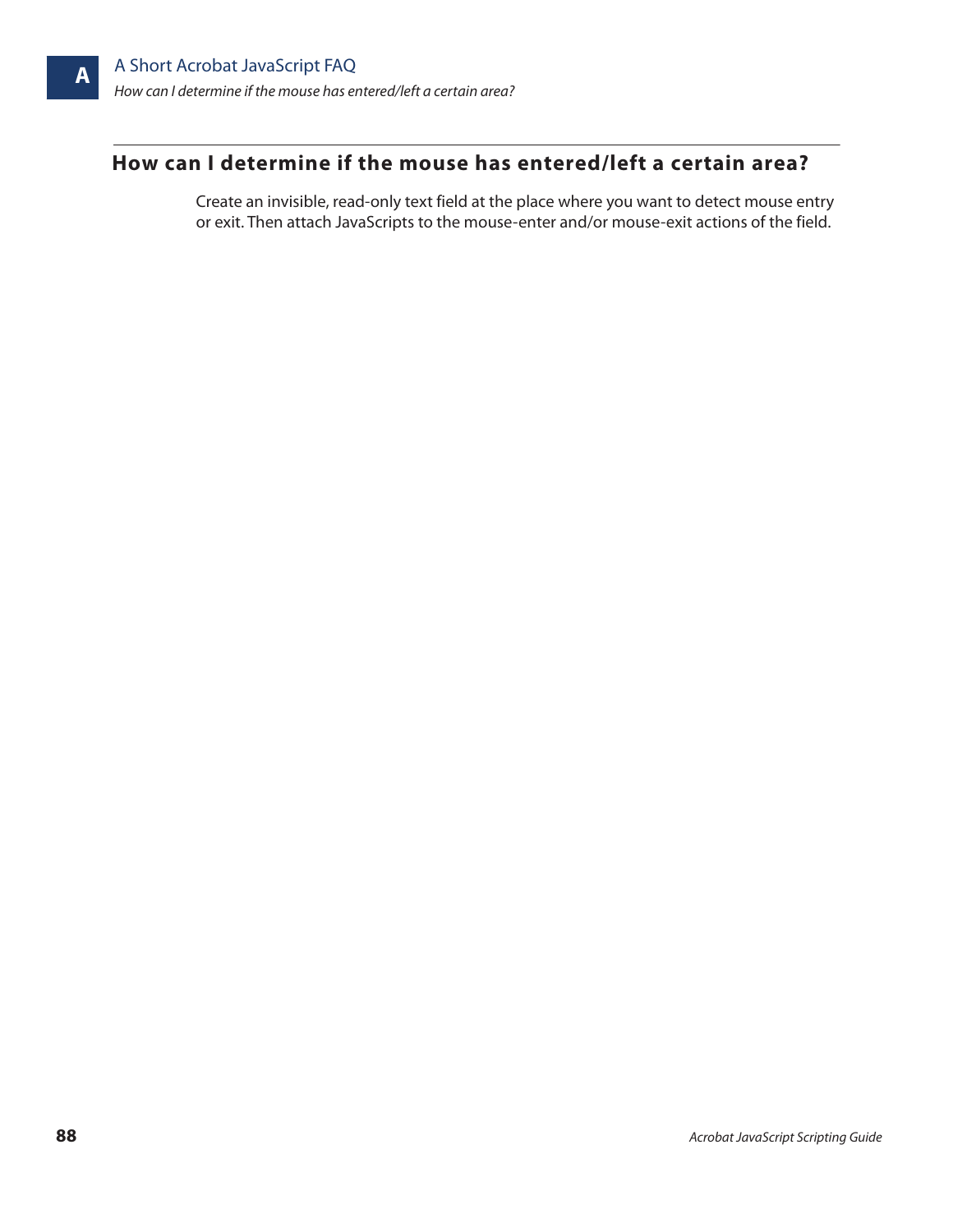## How can I determine if the mouse has entered/left a certain area?

Create an invisible, read-only text field at the place where you want to detect mouse entry or exit. Then attach JavaScripts to the mouse-enter and/or mouse-exit actions of the field.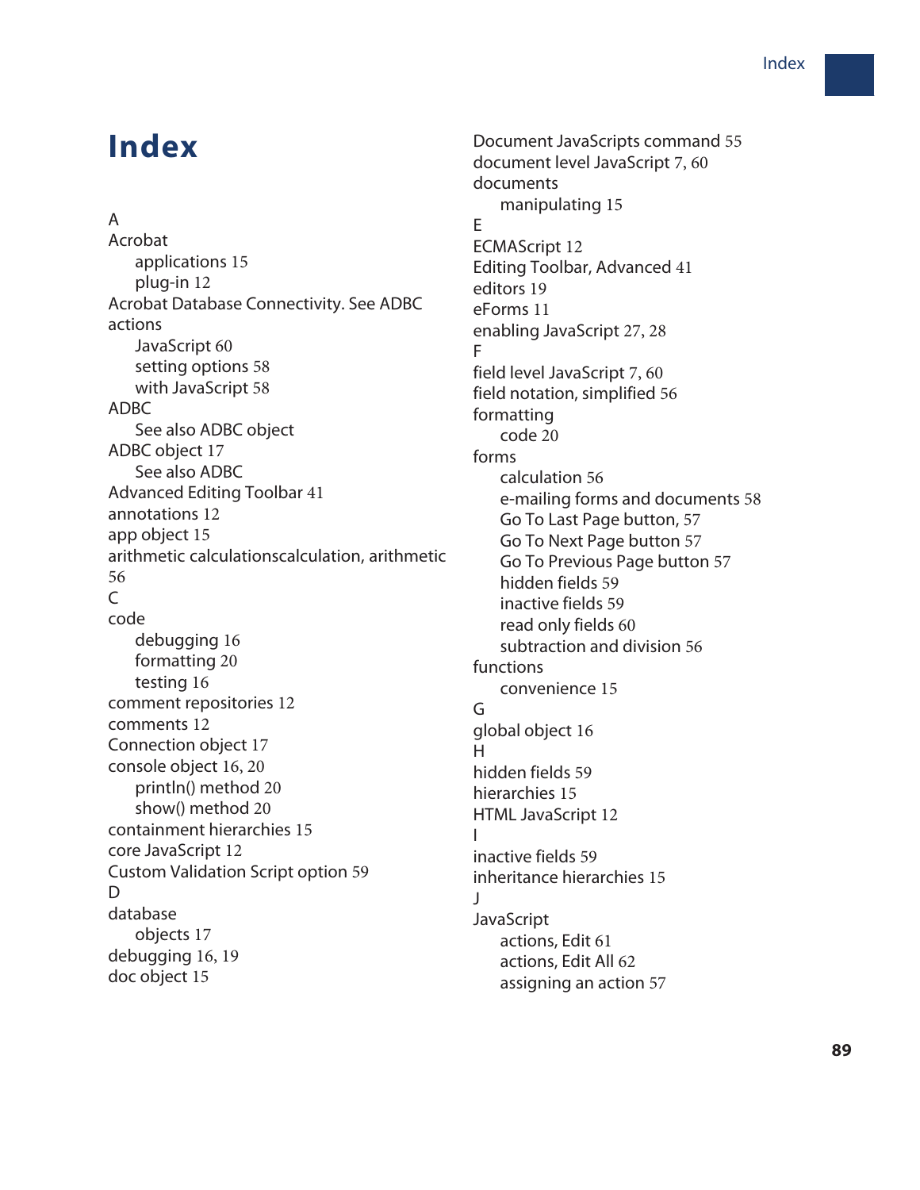# Index

A

Acrobat
- applications 15
- plug-in 12

Acrobat Database Connectivity. See ADBC

actions
- JavaScript 60
- setting options 58
- with JavaScript 58

ADBC
- See also ADBC object

ADBC object 17
- See also ADBC

Advanced Editing Toolbar 41

annotations 12

app object 15

arithmetic calculationscalculation, arithmetic 56

C

code
- debugging 16
- formatting 20
- testing 16

comment repositories 12

comments 12

Connection object 17

console object 16, 20
- println() method 20
- show() method 20

containment hierarchies 15

core JavaScript 12

Custom Validation Script option 59

D

database
- objects 17

debugging 16, 19

doc object 15

Document JavaScripts command 55

document level JavaScript 7, 60

documents
- manipulating 15

E

ECMAScript 12

Editing Toolbar, Advanced 41

editors 19

eForms 11

enabling JavaScript 27, 28

F

field level JavaScript 7, 60

field notation, simplified 56

formatting
- code 20

forms
- calculation 56
- e-mailing forms and documents 58
- Go To Last Page button, 57
- Go To Next Page button 57
- Go To Previous Page button 57
- hidden fields 59
- inactive fields 59
- read only fields 60
- subtraction and division 56

functions
- convenience 15

G

global object 16

H

hidden fields 59

hierarchies 15

HTML JavaScript 12

I

inactive fields 59

inheritance hierarchies 15

J

JavaScript
- actions, Edit 61
- actions, Edit All 62
- assigning an action 57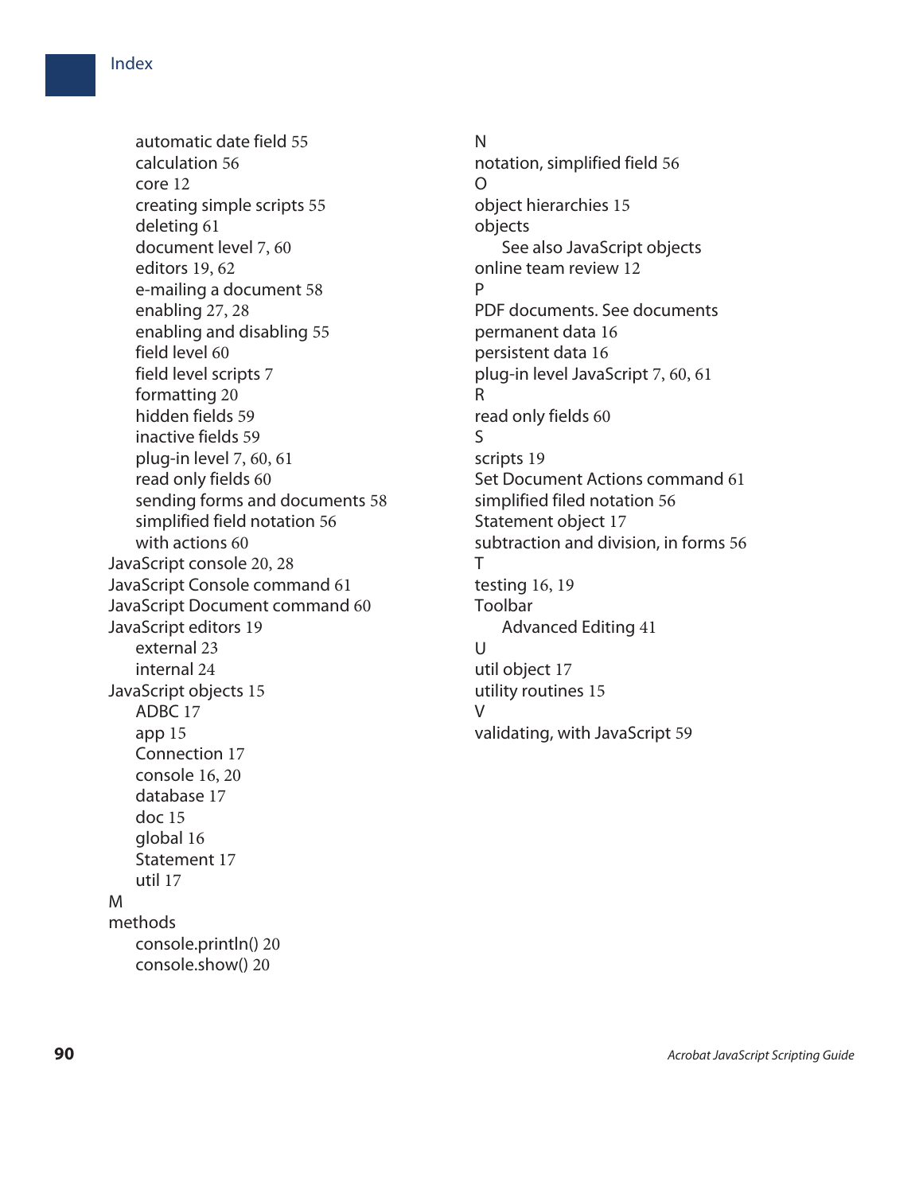automatic date field 55
calculation 56
core 12
creating simple scripts 55
deleting 61
document level 7, 60
editors 19, 62
e-mailing a document 58
enabling 27, 28
enabling and disabling 55
field level 60
field level scripts 7
formatting 20
hidden fields 59
inactive fields 59
plug-in level 7, 60, 61
read only fields 60
sending forms and documents 58
simplified field notation 56
with actions 60

JavaScript console 20, 28
JavaScript Console command 61
JavaScript Document command 60
JavaScript editors 19
- external 23
- internal 24

JavaScript objects 15
- ADBC 17
- app 15
- Connection 17
- console 16, 20
- database 17
- doc 15
- global 16
- Statement 17
- util 17

M

methods
- console.println() 20
- console.show() 20

N

notation, simplified field 56

O

object hierarchies 15
objects
- See also JavaScript objects

online team review 12

P

PDF documents. See documents
permanent data 16
persistent data 16
plug-in level JavaScript 7, 60, 61

R

read only fields 60

S

scripts 19
Set Document Actions command 61
simplified filed notation 56
Statement object 17
subtraction and division, in forms 56

T

testing 16, 19
Toolbar
- Advanced Editing 41

U

util object 17
utility routines 15

V

validating, with JavaScript 59